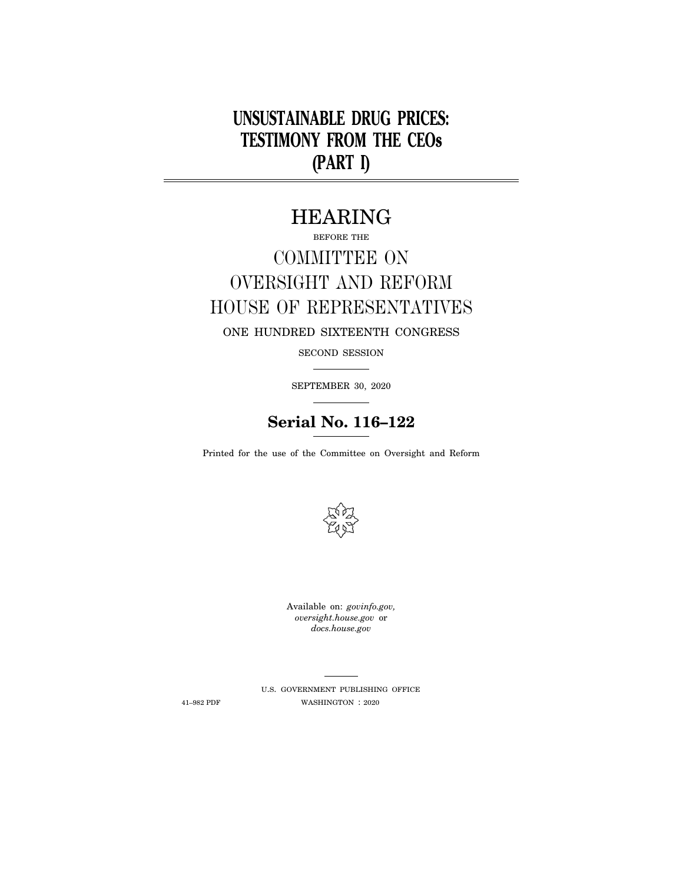# UNSUSTAINABLE DRUG PRICES: TESTIMONY FROM THE CEOs (PART I)

## HEARING

BEFORE THE

## COMMITTEE ON OVERSIGHT AND REFORM HOUSE OF REPRESENTATIVES

ONE HUNDRED SIXTEENTH CONGRESS

SECOND SESSION

SEPTEMBER 30, 2020

**Serial No. 116–122**

Printed for the use of the Committee on Oversight and Reform

Available on: *govinfo.gov*, *oversight.house.gov* or *docs.house.gov*

U.S. GOVERNMENT PUBLISHING OFFICE

41–982 PDF WASHINGTON : 2020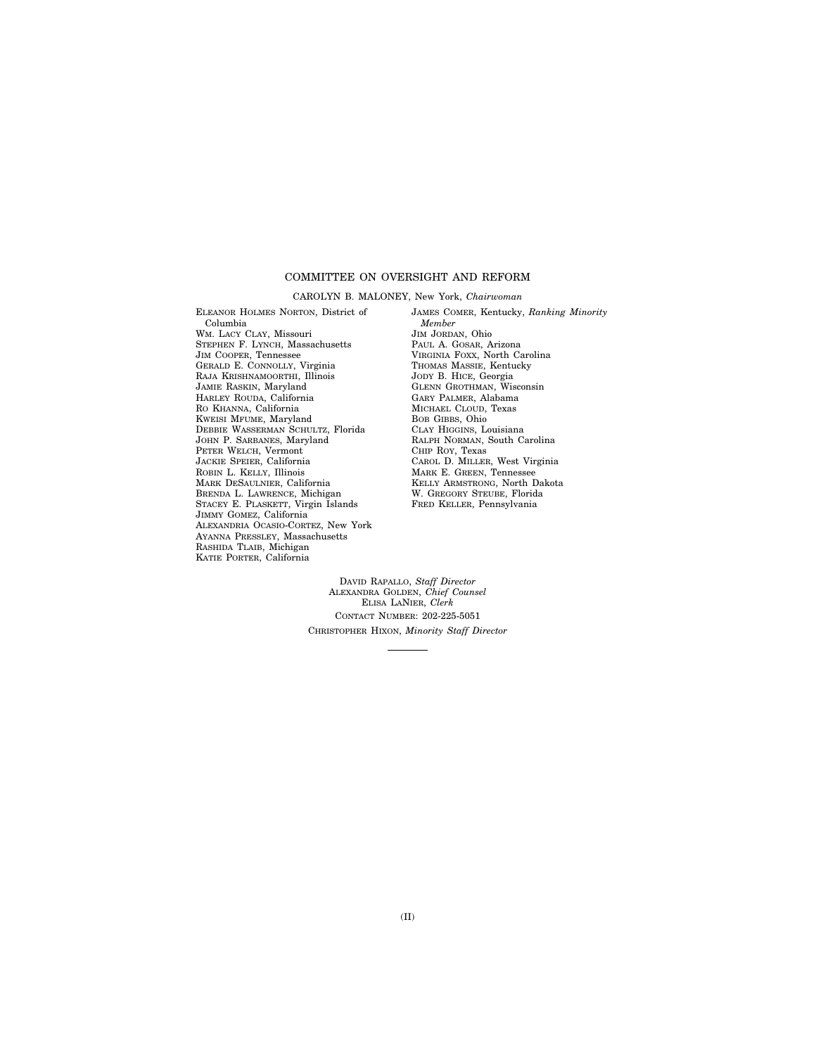## COMMITTEE ON OVERSIGHT AND REFORM

CAROLYN B. MALONEY, New York, *Chairwoman*

ELEANOR HOLMES NORTON, District of Columbia
WM. LACY CLAY, Missouri
STEPHEN F. LYNCH, Massachusetts
JIM COOPER, Tennessee
GERALD E. CONNOLLY, Virginia
RAJA KRISHNAMOORTHI, Illinois
JAMIE RASKIN, Maryland
HARLEY ROUDA, California
RO KHANNA, California
KWEISI MFUME, Maryland
DEBBIE WASSERMAN SCHULTZ, Florida
JOHN P. SARBANES, Maryland
PETER WELCH, Vermont
JACKIE SPEIER, California
ROBIN L. KELLY, Illinois
MARK DESAULNIER, California
BRENDA L. LAWRENCE, Michigan
STACEY E. PLASKETT, Virgin Islands
JIMMY GOMEZ, California
ALEXANDRIA OCASIO-CORTEZ, New York
AYANNA PRESSLEY, Massachusetts
RASHIDA TLAIB, Michigan
KATIE PORTER, California

JAMES COMER, Kentucky, *Ranking Minority Member*
JIM JORDAN, Ohio
PAUL A. GOSAR, Arizona
VIRGINIA FOXX, North Carolina
THOMAS MASSIE, Kentucky
JODY B. HICE, Georgia
GLENN GROTHMAN, Wisconsin
GARY PALMER, Alabama
MICHAEL CLOUD, Texas
BOB GIBBS, Ohio
CLAY HIGGINS, Louisiana
RALPH NORMAN, South Carolina
CHIP ROY, Texas
CAROL D. MILLER, West Virginia
MARK E. GREEN, Tennessee
KELLY ARMSTRONG, North Dakota
W. GREGORY STEUBE, Florida
FRED KELLER, Pennsylvania

DAVID RAPALLO, *Staff Director*
ALEXANDRA GOLDEN, *Chief Counsel*
ELISA LANIER, *Clerk*
CONTACT NUMBER: 202-225-5051
CHRISTOPHER HIXON, *Minority Staff Director*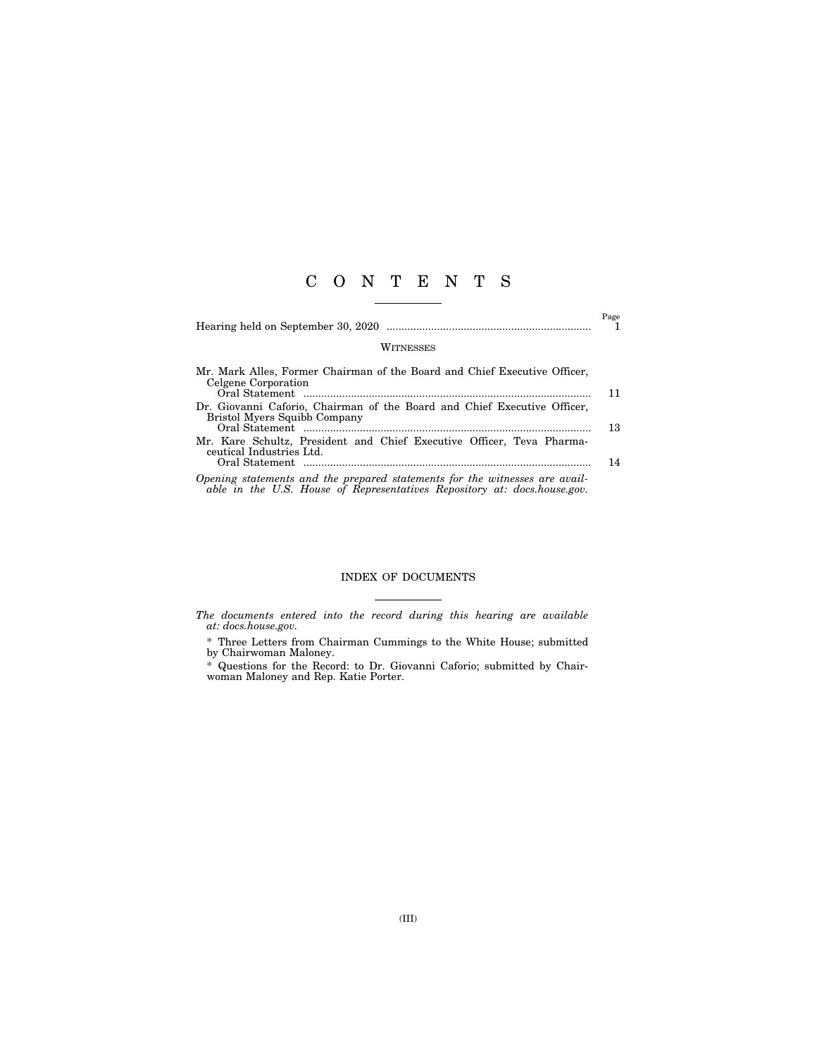# C O N T E N T S

| | Page |
|---|---|
| Hearing held on September 30, 2020 | 1 |

### WITNESSES

| | |
|---|---|
| Mr. Mark Alles, Former Chairman of the Board and Chief Executive Officer, Celgene Corporation | |
| Oral Statement | 11 |
| Dr. Giovanni Caforio, Chairman of the Board and Chief Executive Officer, Bristol Myers Squibb Company | |
| Oral Statement | 13 |
| Mr. Kare Schultz, President and Chief Executive Officer, Teva Pharmaceutical Industries Ltd. | |
| Oral Statement | 14 |

*Opening statements and the prepared statements for the witnesses are available in the U.S. House of Representatives Repository at: docs.house.gov.*

## INDEX OF DOCUMENTS

*The documents entered into the record during this hearing are available at: docs.house.gov.*

\* Three Letters from Chairman Cummings to the White House; submitted by Chairwoman Maloney.

\* Questions for the Record: to Dr. Giovanni Caforio; submitted by Chairwoman Maloney and Rep. Katie Porter.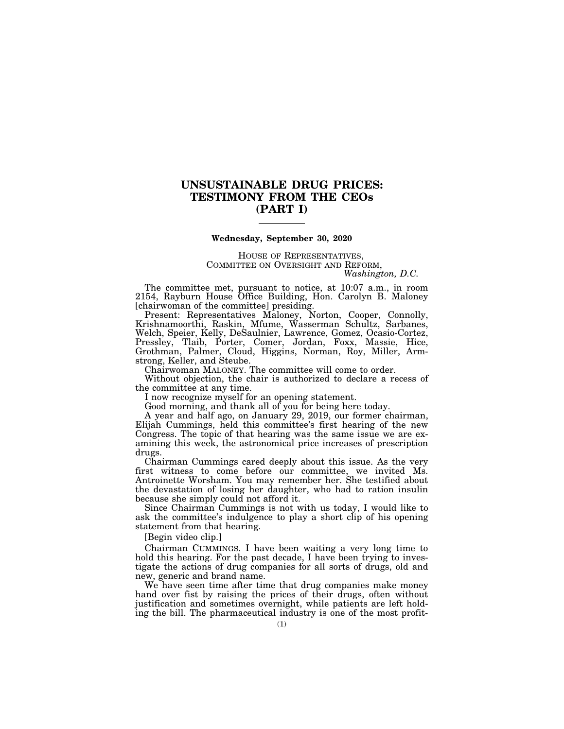# UNSUSTAINABLE DRUG PRICES: TESTIMONY FROM THE CEOs (PART I)

---

**Wednesday, September 30, 2020**

HOUSE OF REPRESENTATIVES,
COMMITTEE ON OVERSIGHT AND REFORM,
*Washington, D.C.*

The committee met, pursuant to notice, at 10:07 a.m., in room 2154, Rayburn House Office Building, Hon. Carolyn B. Maloney [chairwoman of the committee] presiding.

Present: Representatives Maloney, Norton, Cooper, Connolly, Krishnamoorthi, Raskin, Mfume, Wasserman Schultz, Sarbanes, Welch, Speier, Kelly, DeSaulnier, Lawrence, Gomez, Ocasio-Cortez, Pressley, Tlaib, Porter, Comer, Jordan, Foxx, Massie, Hice, Grothman, Palmer, Cloud, Higgins, Norman, Roy, Miller, Armstrong, Keller, and Steube.

Chairwoman MALONEY. The committee will come to order.

Without objection, the chair is authorized to declare a recess of the committee at any time.

I now recognize myself for an opening statement.

Good morning, and thank all of you for being here today.

A year and half ago, on January 29, 2019, our former chairman, Elijah Cummings, held this committee's first hearing of the new Congress. The topic of that hearing was the same issue we are examining this week, the astronomical price increases of prescription drugs.

Chairman Cummings cared deeply about this issue. As the very first witness to come before our committee, we invited Ms. Antroinette Worsham. You may remember her. She testified about the devastation of losing her daughter, who had to ration insulin because she simply could not afford it.

Since Chairman Cummings is not with us today, I would like to ask the committee's indulgence to play a short clip of his opening statement from that hearing.

[Begin video clip.]

Chairman CUMMINGS. I have been waiting a very long time to hold this hearing. For the past decade, I have been trying to investigate the actions of drug companies for all sorts of drugs, old and new, generic and brand name.

We have seen time after time that drug companies make money hand over fist by raising the prices of their drugs, often without justification and sometimes overnight, while patients are left holding the bill. The pharmaceutical industry is one of the most profit-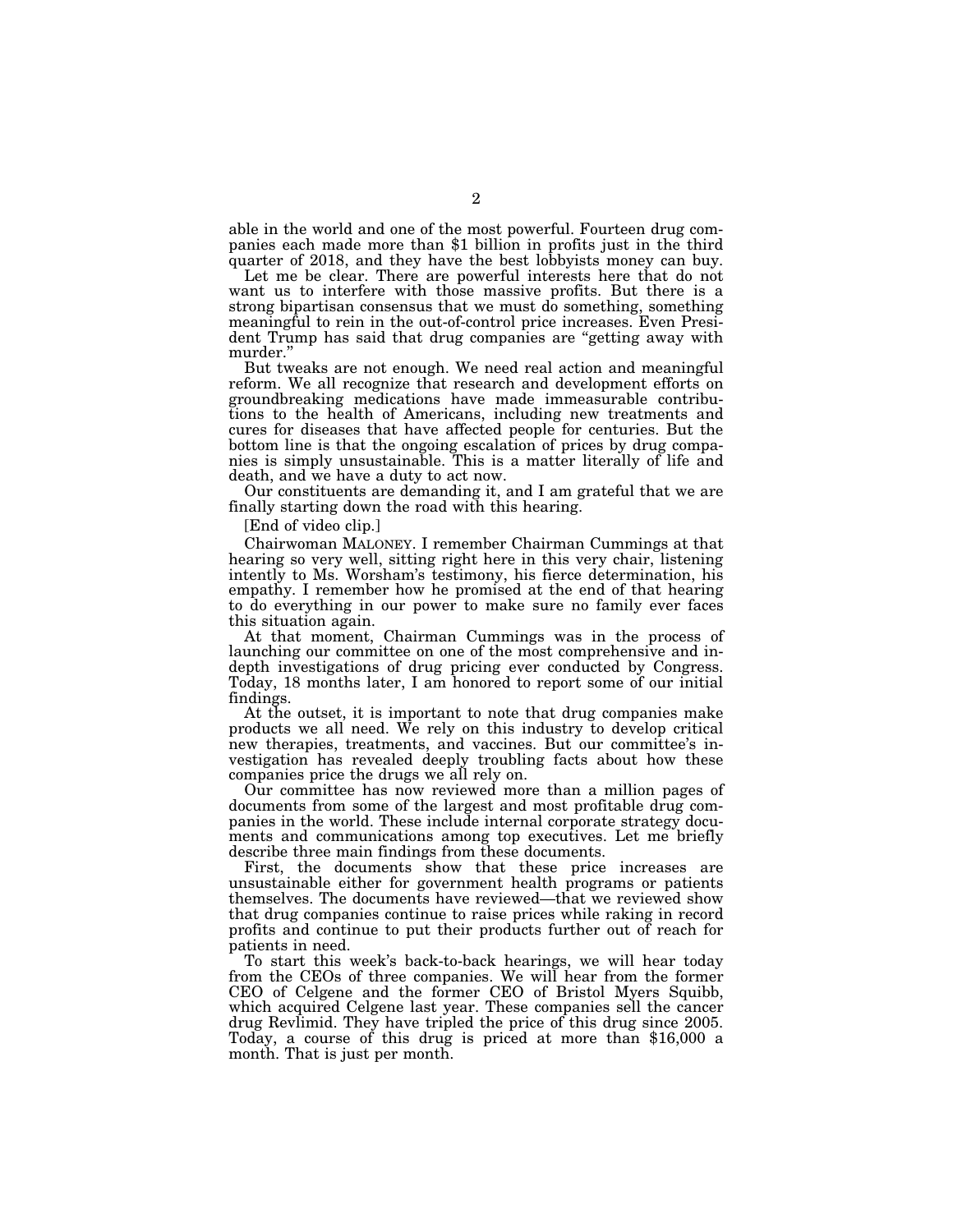able in the world and one of the most powerful. Fourteen drug companies each made more than $1 billion in profits just in the third quarter of 2018, and they have the best lobbyists money can buy.

Let me be clear. There are powerful interests here that do not want us to interfere with those massive profits. But there is a strong bipartisan consensus that we must do something, something meaningful to rein in the out-of-control price increases. Even President Trump has said that drug companies are "getting away with murder."

But tweaks are not enough. We need real action and meaningful reform. We all recognize that research and development efforts on groundbreaking medications have made immeasurable contributions to the health of Americans, including new treatments and cures for diseases that have affected people for centuries. But the bottom line is that the ongoing escalation of prices by drug companies is simply unsustainable. This is a matter literally of life and death, and we have a duty to act now.

Our constituents are demanding it, and I am grateful that we are finally starting down the road with this hearing.

[End of video clip.]

Chairwoman MALONEY. I remember Chairman Cummings at that hearing so very well, sitting right here in this very chair, listening intently to Ms. Worsham's testimony, his fierce determination, his empathy. I remember how he promised at the end of that hearing to do everything in our power to make sure no family ever faces this situation again.

At that moment, Chairman Cummings was in the process of launching our committee on one of the most comprehensive and in-depth investigations of drug pricing ever conducted by Congress. Today, 18 months later, I am honored to report some of our initial findings.

At the outset, it is important to note that drug companies make products we all need. We rely on this industry to develop critical new therapies, treatments, and vaccines. But our committee's investigation has revealed deeply troubling facts about how these companies price the drugs we all rely on.

Our committee has now reviewed more than a million pages of documents from some of the largest and most profitable drug companies in the world. These include internal corporate strategy documents and communications among top executives. Let me briefly describe three main findings from these documents.

First, the documents show that these price increases are unsustainable either for government health programs or patients themselves. The documents have reviewed—that we reviewed show that drug companies continue to raise prices while raking in record profits and continue to put their products further out of reach for patients in need.

To start this week's back-to-back hearings, we will hear today from the CEOs of three companies. We will hear from the former CEO of Celgene and the former CEO of Bristol Myers Squibb, which acquired Celgene last year. These companies sell the cancer drug Revlimid. They have tripled the price of this drug since 2005. Today, a course of this drug is priced at more than $16,000 a month. That is just per month.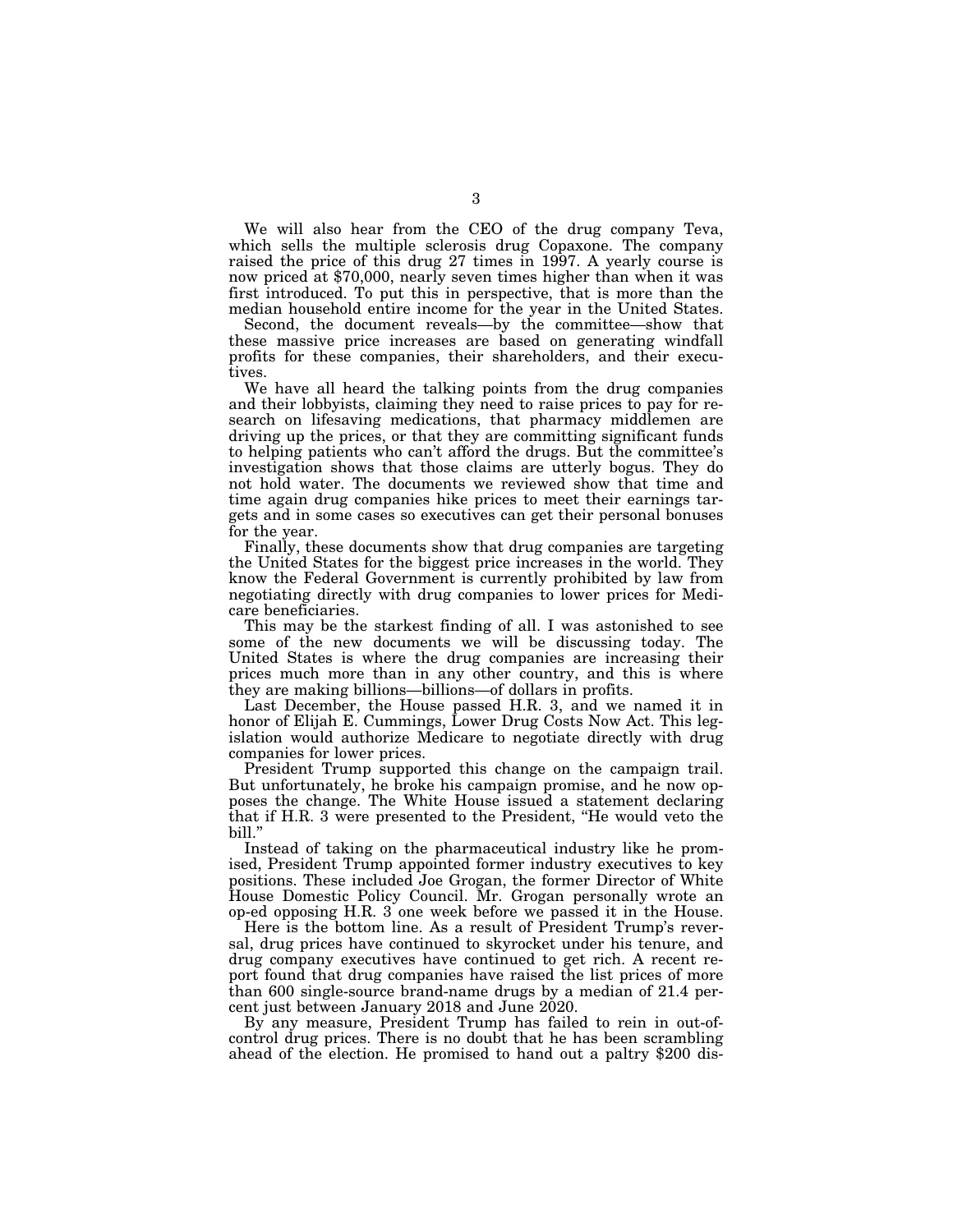We will also hear from the CEO of the drug company Teva, which sells the multiple sclerosis drug Copaxone. The company raised the price of this drug 27 times in 1997. A yearly course is now priced at $70,000, nearly seven times higher than when it was first introduced. To put this in perspective, that is more than the median household entire income for the year in the United States.

Second, the document reveals—by the committee—show that these massive price increases are based on generating windfall profits for these companies, their shareholders, and their executives.

We have all heard the talking points from the drug companies and their lobbyists, claiming they need to raise prices to pay for research on lifesaving medications, that pharmacy middlemen are driving up the prices, or that they are committing significant funds to helping patients who can't afford the drugs. But the committee's investigation shows that those claims are utterly bogus. They do not hold water. The documents we reviewed show that time and time again drug companies hike prices to meet their earnings targets and in some cases so executives can get their personal bonuses for the year.

Finally, these documents show that drug companies are targeting the United States for the biggest price increases in the world. They know the Federal Government is currently prohibited by law from negotiating directly with drug companies to lower prices for Medicare beneficiaries.

This may be the starkest finding of all. I was astonished to see some of the new documents we will be discussing today. The United States is where the drug companies are increasing their prices much more than in any other country, and this is where they are making billions—billions—of dollars in profits.

Last December, the House passed H.R. 3, and we named it in honor of Elijah E. Cummings, Lower Drug Costs Now Act. This legislation would authorize Medicare to negotiate directly with drug companies for lower prices.

President Trump supported this change on the campaign trail. But unfortunately, he broke his campaign promise, and he now opposes the change. The White House issued a statement declaring that if H.R. 3 were presented to the President, "He would veto the bill."

Instead of taking on the pharmaceutical industry like he promised, President Trump appointed former industry executives to key positions. These included Joe Grogan, the former Director of White House Domestic Policy Council. Mr. Grogan personally wrote an op-ed opposing H.R. 3 one week before we passed it in the House.

Here is the bottom line. As a result of President Trump's reversal, drug prices have continued to skyrocket under his tenure, and drug company executives have continued to get rich. A recent report found that drug companies have raised the list prices of more than 600 single-source brand-name drugs by a median of 21.4 percent just between January 2018 and June 2020.

By any measure, President Trump has failed to rein in out-of-control drug prices. There is no doubt that he has been scrambling ahead of the election. He promised to hand out a paltry $200 dis-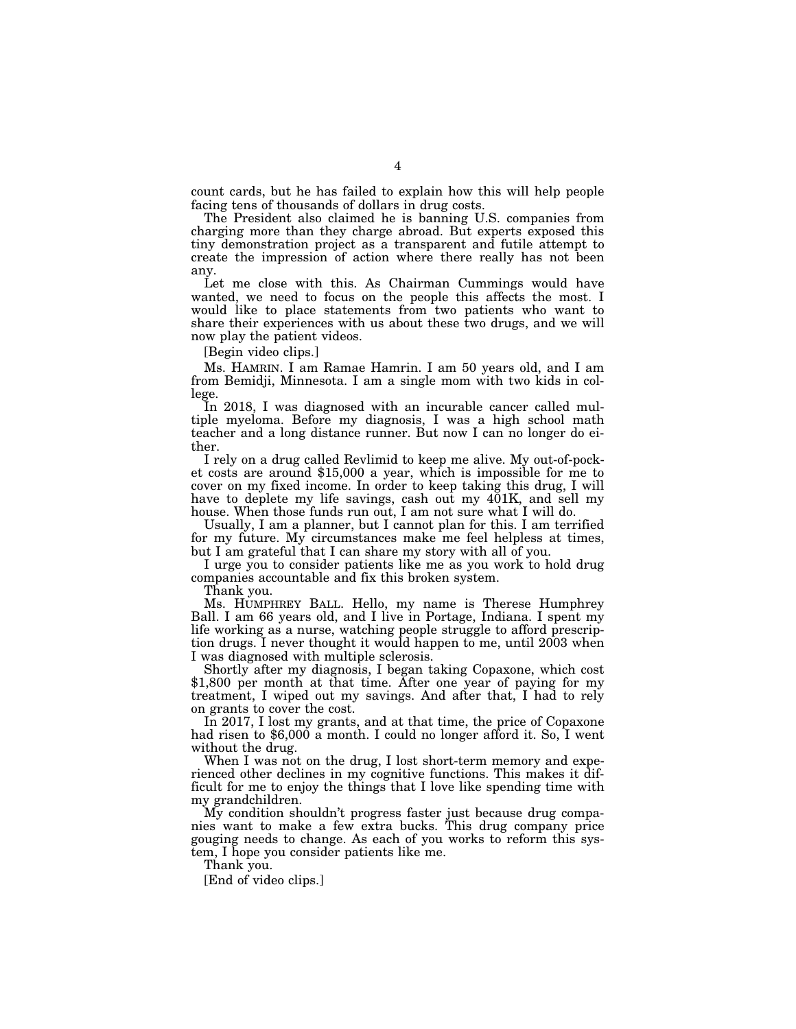count cards, but he has failed to explain how this will help people facing tens of thousands of dollars in drug costs.

The President also claimed he is banning U.S. companies from charging more than they charge abroad. But experts exposed this tiny demonstration project as a transparent and futile attempt to create the impression of action where there really has not been any.

Let me close with this. As Chairman Cummings would have wanted, we need to focus on the people this affects the most. I would like to place statements from two patients who want to share their experiences with us about these two drugs, and we will now play the patient videos.

[Begin video clips.]

Ms. HAMRIN. I am Ramae Hamrin. I am 50 years old, and I am from Bemidji, Minnesota. I am a single mom with two kids in college.

In 2018, I was diagnosed with an incurable cancer called multiple myeloma. Before my diagnosis, I was a high school math teacher and a long distance runner. But now I can no longer do either.

I rely on a drug called Revlimid to keep me alive. My out-of-pocket costs are around $15,000 a year, which is impossible for me to cover on my fixed income. In order to keep taking this drug, I will have to deplete my life savings, cash out my 401K, and sell my house. When those funds run out, I am not sure what I will do.

Usually, I am a planner, but I cannot plan for this. I am terrified for my future. My circumstances make me feel helpless at times, but I am grateful that I can share my story with all of you.

I urge you to consider patients like me as you work to hold drug companies accountable and fix this broken system.

Thank you.

Ms. HUMPHREY BALL. Hello, my name is Therese Humphrey Ball. I am 66 years old, and I live in Portage, Indiana. I spent my life working as a nurse, watching people struggle to afford prescription drugs. I never thought it would happen to me, until 2003 when I was diagnosed with multiple sclerosis.

Shortly after my diagnosis, I began taking Copaxone, which cost $1,800 per month at that time. After one year of paying for my treatment, I wiped out my savings. And after that, I had to rely on grants to cover the cost.

In 2017, I lost my grants, and at that time, the price of Copaxone had risen to $6,000 a month. I could no longer afford it. So, I went without the drug.

When I was not on the drug, I lost short-term memory and experienced other declines in my cognitive functions. This makes it difficult for me to enjoy the things that I love like spending time with my grandchildren.

My condition shouldn't progress faster just because drug companies want to make a few extra bucks. This drug company price gouging needs to change. As each of you works to reform this system, I hope you consider patients like me.

Thank you.

[End of video clips.]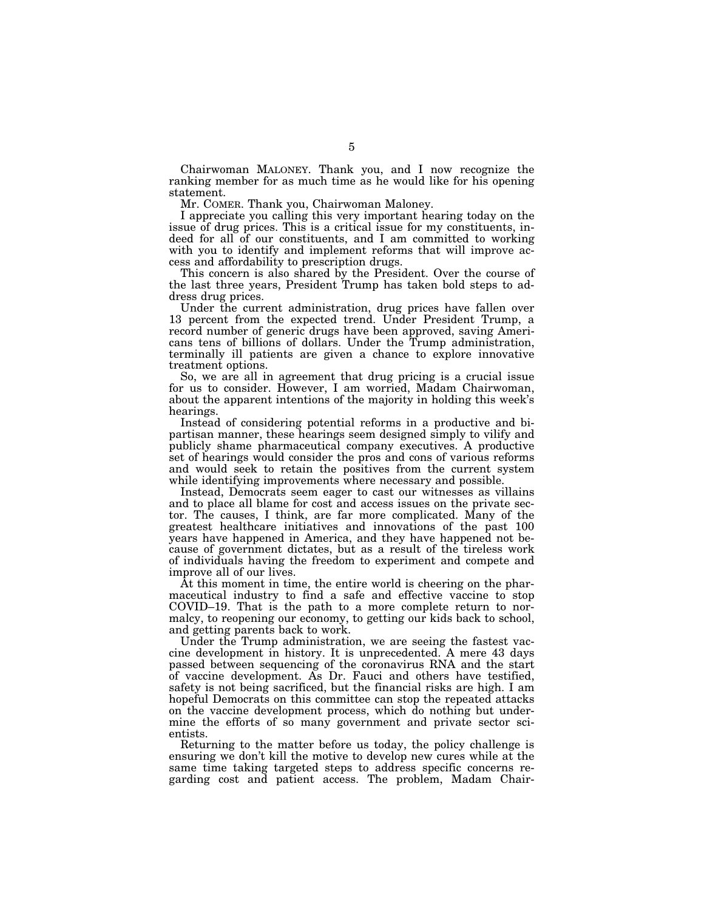Chairwoman MALONEY. Thank you, and I now recognize the ranking member for as much time as he would like for his opening statement.

Mr. COMER. Thank you, Chairwoman Maloney.

I appreciate you calling this very important hearing today on the issue of drug prices. This is a critical issue for my constituents, indeed for all of our constituents, and I am committed to working with you to identify and implement reforms that will improve access and affordability to prescription drugs.

This concern is also shared by the President. Over the course of the last three years, President Trump has taken bold steps to address drug prices.

Under the current administration, drug prices have fallen over 13 percent from the expected trend. Under President Trump, a record number of generic drugs have been approved, saving Americans tens of billions of dollars. Under the Trump administration, terminally ill patients are given a chance to explore innovative treatment options.

So, we are all in agreement that drug pricing is a crucial issue for us to consider. However, I am worried, Madam Chairwoman, about the apparent intentions of the majority in holding this week's hearings.

Instead of considering potential reforms in a productive and bipartisan manner, these hearings seem designed simply to vilify and publicly shame pharmaceutical company executives. A productive set of hearings would consider the pros and cons of various reforms and would seek to retain the positives from the current system while identifying improvements where necessary and possible.

Instead, Democrats seem eager to cast our witnesses as villains and to place all blame for cost and access issues on the private sector. The causes, I think, are far more complicated. Many of the greatest healthcare initiatives and innovations of the past 100 years have happened in America, and they have happened not because of government dictates, but as a result of the tireless work of individuals having the freedom to experiment and compete and improve all of our lives.

At this moment in time, the entire world is cheering on the pharmaceutical industry to find a safe and effective vaccine to stop COVID–19. That is the path to a more complete return to normalcy, to reopening our economy, to getting our kids back to school, and getting parents back to work.

Under the Trump administration, we are seeing the fastest vaccine development in history. It is unprecedented. A mere 43 days passed between sequencing of the coronavirus RNA and the start of vaccine development. As Dr. Fauci and others have testified, safety is not being sacrificed, but the financial risks are high. I am hopeful Democrats on this committee can stop the repeated attacks on the vaccine development process, which do nothing but undermine the efforts of so many government and private sector scientists.

Returning to the matter before us today, the policy challenge is ensuring we don't kill the motive to develop new cures while at the same time taking targeted steps to address specific concerns regarding cost and patient access. The problem, Madam Chair-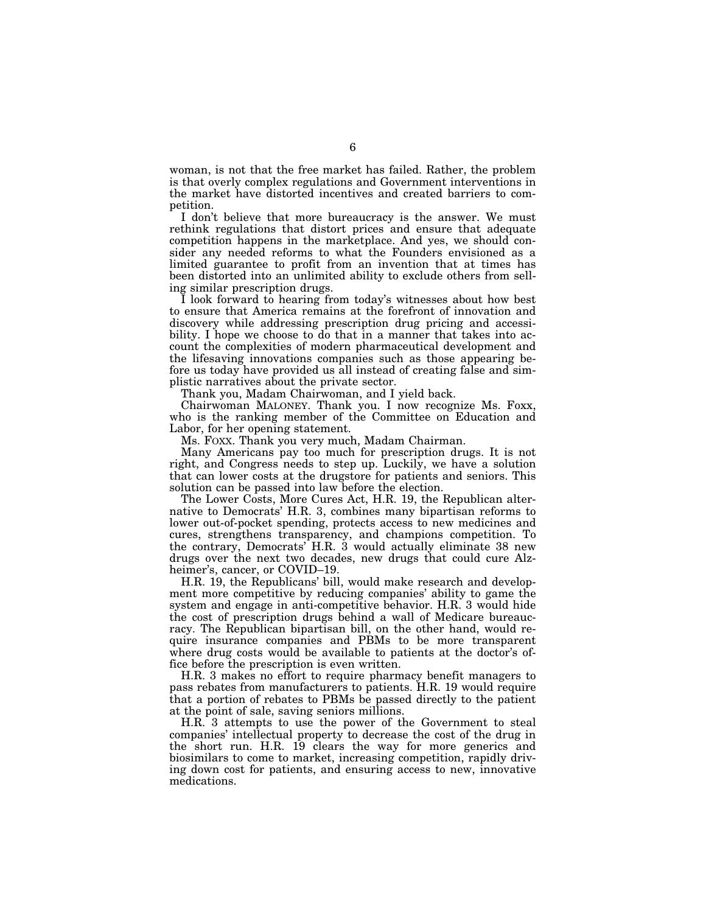woman, is not that the free market has failed. Rather, the problem is that overly complex regulations and Government interventions in the market have distorted incentives and created barriers to competition.

I don't believe that more bureaucracy is the answer. We must rethink regulations that distort prices and ensure that adequate competition happens in the marketplace. And yes, we should consider any needed reforms to what the Founders envisioned as a limited guarantee to profit from an invention that at times has been distorted into an unlimited ability to exclude others from selling similar prescription drugs.

I look forward to hearing from today's witnesses about how best to ensure that America remains at the forefront of innovation and discovery while addressing prescription drug pricing and accessibility. I hope we choose to do that in a manner that takes into account the complexities of modern pharmaceutical development and the lifesaving innovations companies such as those appearing before us today have provided us all instead of creating false and simplistic narratives about the private sector.

Thank you, Madam Chairwoman, and I yield back.

Chairwoman MALONEY. Thank you. I now recognize Ms. Foxx, who is the ranking member of the Committee on Education and Labor, for her opening statement.

Ms. FOXX. Thank you very much, Madam Chairman.

Many Americans pay too much for prescription drugs. It is not right, and Congress needs to step up. Luckily, we have a solution that can lower costs at the drugstore for patients and seniors. This solution can be passed into law before the election.

The Lower Costs, More Cures Act, H.R. 19, the Republican alternative to Democrats' H.R. 3, combines many bipartisan reforms to lower out-of-pocket spending, protects access to new medicines and cures, strengthens transparency, and champions competition. To the contrary, Democrats' H.R. 3 would actually eliminate 38 new drugs over the next two decades, new drugs that could cure Alzheimer's, cancer, or COVID–19.

H.R. 19, the Republicans' bill, would make research and development more competitive by reducing companies' ability to game the system and engage in anti-competitive behavior. H.R. 3 would hide the cost of prescription drugs behind a wall of Medicare bureaucracy. The Republican bipartisan bill, on the other hand, would require insurance companies and PBMs to be more transparent where drug costs would be available to patients at the doctor's office before the prescription is even written.

H.R. 3 makes no effort to require pharmacy benefit managers to pass rebates from manufacturers to patients. H.R. 19 would require that a portion of rebates to PBMs be passed directly to the patient at the point of sale, saving seniors millions.

H.R. 3 attempts to use the power of the Government to steal companies' intellectual property to decrease the cost of the drug in the short run. H.R. 19 clears the way for more generics and biosimilars to come to market, increasing competition, rapidly driving down cost for patients, and ensuring access to new, innovative medications.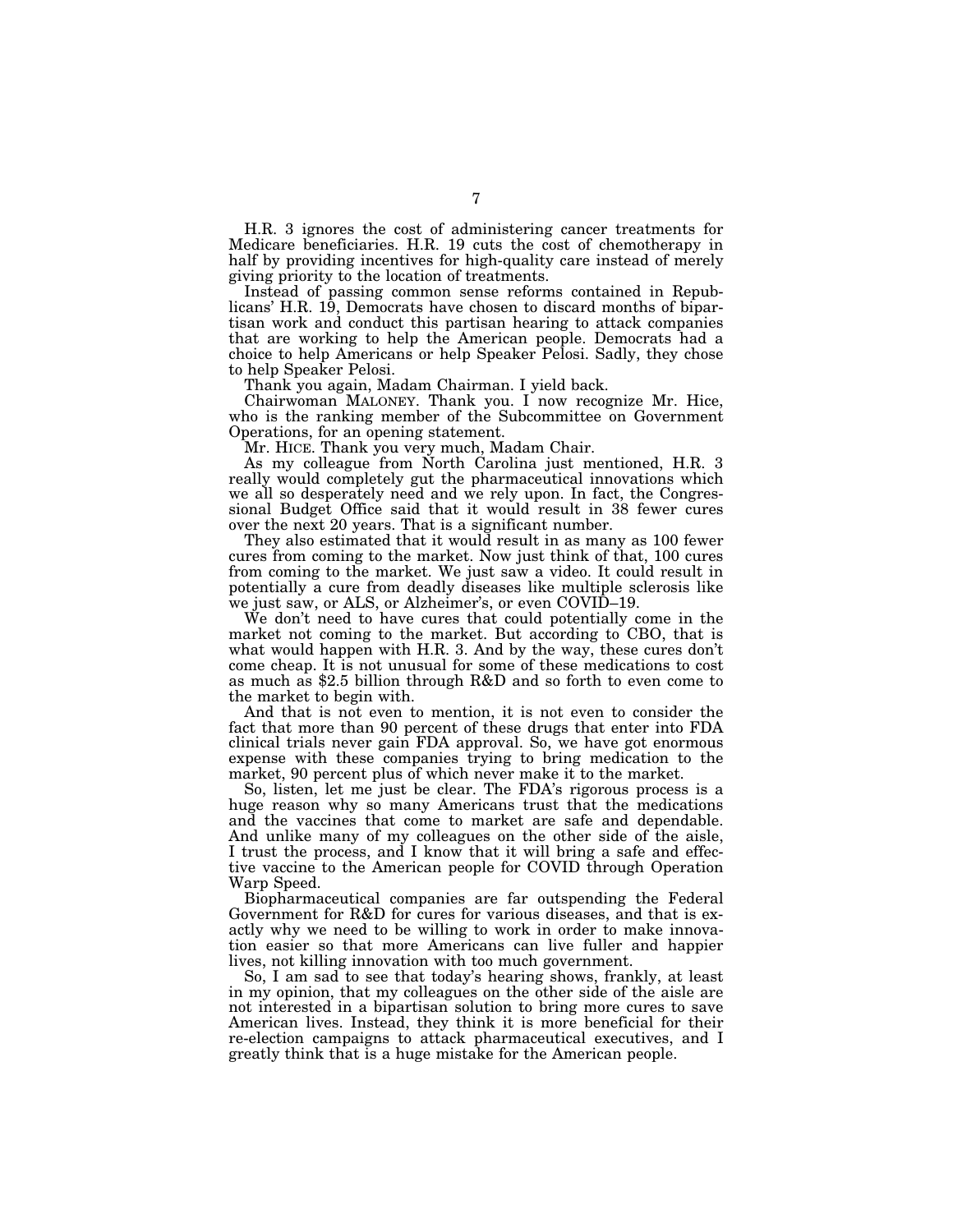H.R. 3 ignores the cost of administering cancer treatments for Medicare beneficiaries. H.R. 19 cuts the cost of chemotherapy in half by providing incentives for high-quality care instead of merely giving priority to the location of treatments.

Instead of passing common sense reforms contained in Republicans' H.R. 19, Democrats have chosen to discard months of bipartisan work and conduct this partisan hearing to attack companies that are working to help the American people. Democrats had a choice to help Americans or help Speaker Pelosi. Sadly, they chose to help Speaker Pelosi.

Thank you again, Madam Chairman. I yield back.

Chairwoman MALONEY. Thank you. I now recognize Mr. Hice, who is the ranking member of the Subcommittee on Government Operations, for an opening statement.

Mr. HICE. Thank you very much, Madam Chair.

As my colleague from North Carolina just mentioned, H.R. 3 really would completely gut the pharmaceutical innovations which we all so desperately need and we rely upon. In fact, the Congressional Budget Office said that it would result in 38 fewer cures over the next 20 years. That is a significant number.

They also estimated that it would result in as many as 100 fewer cures from coming to the market. Now just think of that, 100 cures from coming to the market. We just saw a video. It could result in potentially a cure from deadly diseases like multiple sclerosis like we just saw, or ALS, or Alzheimer's, or even COVID–19.

We don't need to have cures that could potentially come in the market not coming to the market. But according to CBO, that is what would happen with H.R. 3. And by the way, these cures don't come cheap. It is not unusual for some of these medications to cost as much as $2.5 billion through R&D and so forth to even come to the market to begin with.

And that is not even to mention, it is not even to consider the fact that more than 90 percent of these drugs that enter into FDA clinical trials never gain FDA approval. So, we have got enormous expense with these companies trying to bring medication to the market, 90 percent plus of which never make it to the market.

So, listen, let me just be clear. The FDA's rigorous process is a huge reason why so many Americans trust that the medications and the vaccines that come to market are safe and dependable. And unlike many of my colleagues on the other side of the aisle, I trust the process, and I know that it will bring a safe and effective vaccine to the American people for COVID through Operation Warp Speed.

Biopharmaceutical companies are far outspending the Federal Government for R&D for cures for various diseases, and that is exactly why we need to be willing to work in order to make innovation easier so that more Americans can live fuller and happier lives, not killing innovation with too much government.

So, I am sad to see that today's hearing shows, frankly, at least in my opinion, that my colleagues on the other side of the aisle are not interested in a bipartisan solution to bring more cures to save American lives. Instead, they think it is more beneficial for their re-election campaigns to attack pharmaceutical executives, and I greatly think that is a huge mistake for the American people.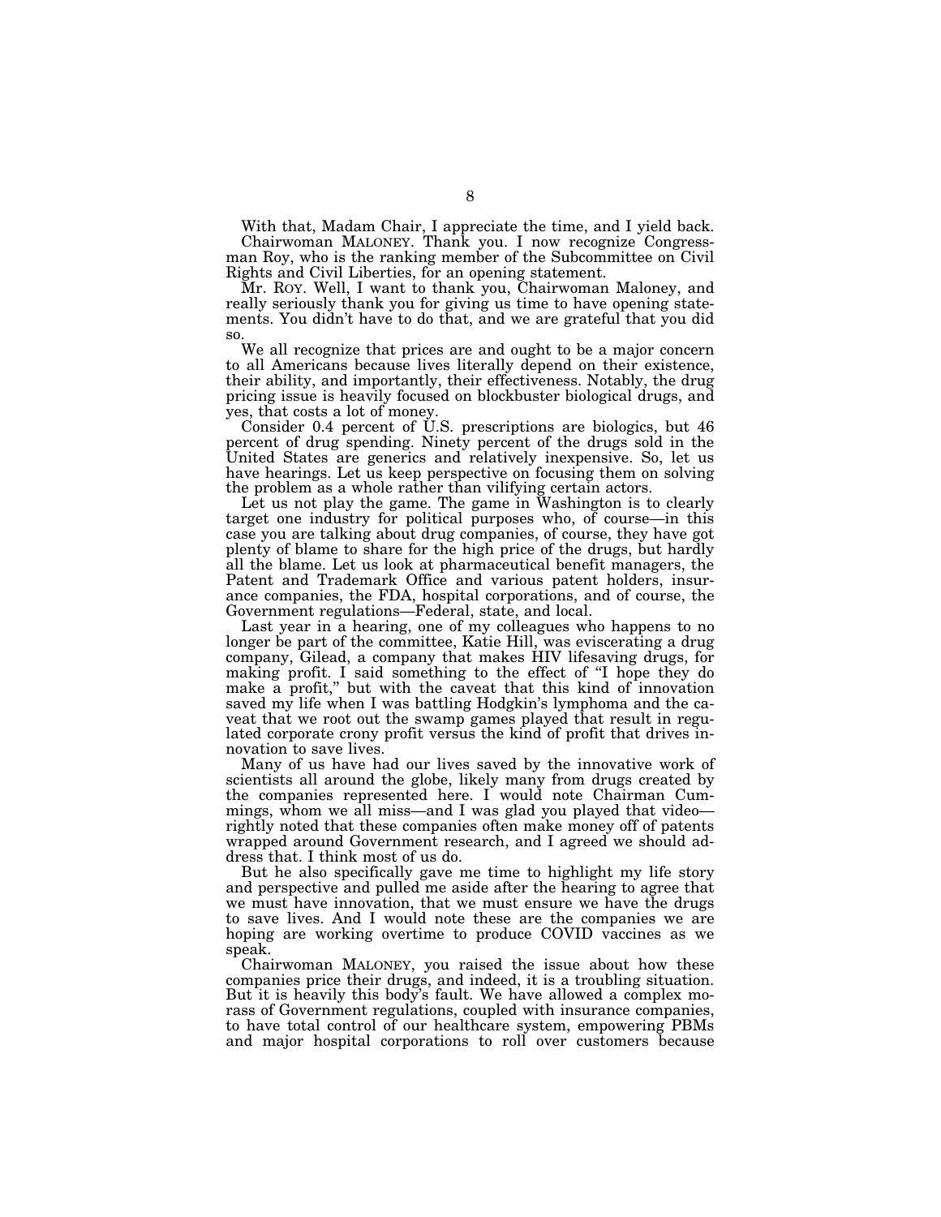With that, Madam Chair, I appreciate the time, and I yield back.

Chairwoman MALONEY. Thank you. I now recognize Congressman Roy, who is the ranking member of the Subcommittee on Civil Rights and Civil Liberties, for an opening statement.

Mr. ROY. Well, I want to thank you, Chairwoman Maloney, and really seriously thank you for giving us time to have opening statements. You didn't have to do that, and we are grateful that you did so.

We all recognize that prices are and ought to be a major concern to all Americans because lives literally depend on their existence, their ability, and importantly, their effectiveness. Notably, the drug pricing issue is heavily focused on blockbuster biological drugs, and yes, that costs a lot of money.

Consider 0.4 percent of U.S. prescriptions are biologics, but 46 percent of drug spending. Ninety percent of the drugs sold in the United States are generics and relatively inexpensive. So, let us have hearings. Let us keep perspective on focusing them on solving the problem as a whole rather than vilifying certain actors.

Let us not play the game. The game in Washington is to clearly target one industry for political purposes who, of course—in this case you are talking about drug companies, of course, they have got plenty of blame to share for the high price of the drugs, but hardly all the blame. Let us look at pharmaceutical benefit managers, the Patent and Trademark Office and various patent holders, insurance companies, the FDA, hospital corporations, and of course, the Government regulations—Federal, state, and local.

Last year in a hearing, one of my colleagues who happens to no longer be part of the committee, Katie Hill, was eviscerating a drug company, Gilead, a company that makes HIV lifesaving drugs, for making profit. I said something to the effect of "I hope they do make a profit," but with the caveat that this kind of innovation saved my life when I was battling Hodgkin's lymphoma and the caveat that we root out the swamp games played that result in regulated corporate crony profit versus the kind of profit that drives innovation to save lives.

Many of us have had our lives saved by the innovative work of scientists all around the globe, likely many from drugs created by the companies represented here. I would note Chairman Cummings, whom we all miss—and I was glad you played that video—rightly noted that these companies often make money off of patents wrapped around Government research, and I agreed we should address that. I think most of us do.

But he also specifically gave me time to highlight my life story and perspective and pulled me aside after the hearing to agree that we must have innovation, that we must ensure we have the drugs to save lives. And I would note these are the companies we are hoping are working overtime to produce COVID vaccines as we speak.

Chairwoman MALONEY, you raised the issue about how these companies price their drugs, and indeed, it is a troubling situation. But it is heavily this body's fault. We have allowed a complex morass of Government regulations, coupled with insurance companies, to have total control of our healthcare system, empowering PBMs and major hospital corporations to roll over customers because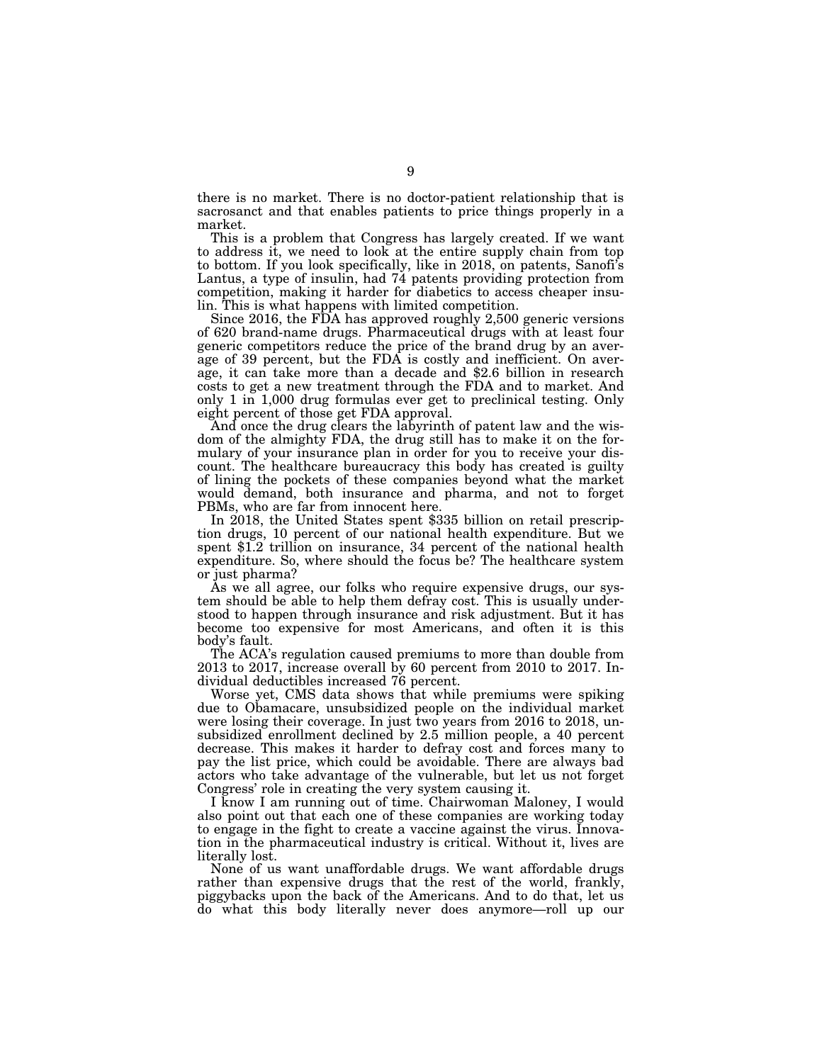there is no market. There is no doctor-patient relationship that is sacrosanct and that enables patients to price things properly in a market.

This is a problem that Congress has largely created. If we want to address it, we need to look at the entire supply chain from top to bottom. If you look specifically, like in 2018, on patents, Sanofi's Lantus, a type of insulin, had 74 patents providing protection from competition, making it harder for diabetics to access cheaper insulin. This is what happens with limited competition.

Since 2016, the FDA has approved roughly 2,500 generic versions of 620 brand-name drugs. Pharmaceutical drugs with at least four generic competitors reduce the price of the brand drug by an average of 39 percent, but the FDA is costly and inefficient. On average, it can take more than a decade and $2.6 billion in research costs to get a new treatment through the FDA and to market. And only 1 in 1,000 drug formulas ever get to preclinical testing. Only eight percent of those get FDA approval.

And once the drug clears the labyrinth of patent law and the wisdom of the almighty FDA, the drug still has to make it on the formulary of your insurance plan in order for you to receive your discount. The healthcare bureaucracy this body has created is guilty of lining the pockets of these companies beyond what the market would demand, both insurance and pharma, and not to forget PBMs, who are far from innocent here.

In 2018, the United States spent $335 billion on retail prescription drugs, 10 percent of our national health expenditure. But we spent $1.2 trillion on insurance, 34 percent of the national health expenditure. So, where should the focus be? The healthcare system or just pharma?

As we all agree, our folks who require expensive drugs, our system should be able to help them defray cost. This is usually understood to happen through insurance and risk adjustment. But it has become too expensive for most Americans, and often it is this body's fault.

The ACA's regulation caused premiums to more than double from 2013 to 2017, increase overall by 60 percent from 2010 to 2017. Individual deductibles increased 76 percent.

Worse yet, CMS data shows that while premiums were spiking due to Obamacare, unsubsidized people on the individual market were losing their coverage. In just two years from 2016 to 2018, unsubsidized enrollment declined by 2.5 million people, a 40 percent decrease. This makes it harder to defray cost and forces many to pay the list price, which could be avoidable. There are always bad actors who take advantage of the vulnerable, but let us not forget Congress' role in creating the very system causing it.

I know I am running out of time. Chairwoman Maloney, I would also point out that each one of these companies are working today to engage in the fight to create a vaccine against the virus. Innovation in the pharmaceutical industry is critical. Without it, lives are literally lost.

None of us want unaffordable drugs. We want affordable drugs rather than expensive drugs that the rest of the world, frankly, piggybacks upon the back of the Americans. And to do that, let us do what this body literally never does anymore—roll up our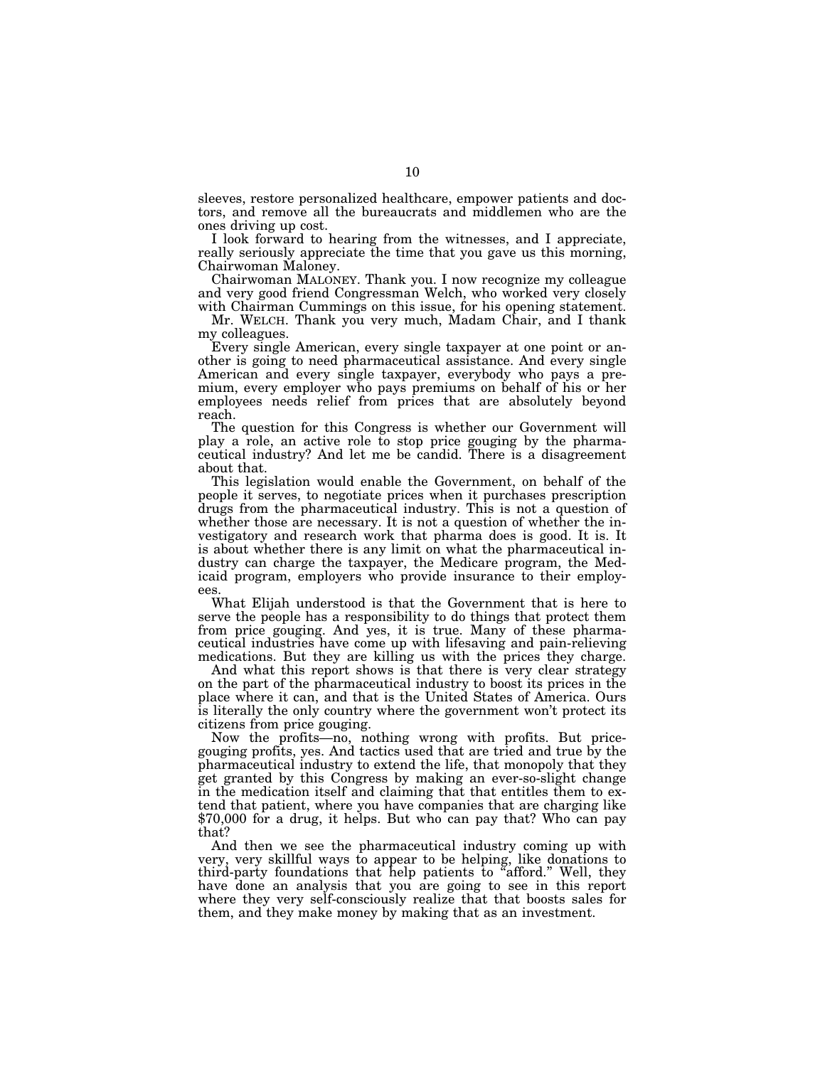sleeves, restore personalized healthcare, empower patients and doctors, and remove all the bureaucrats and middlemen who are the ones driving up cost.

I look forward to hearing from the witnesses, and I appreciate, really seriously appreciate the time that you gave us this morning, Chairwoman Maloney.

Chairwoman MALONEY. Thank you. I now recognize my colleague and very good friend Congressman Welch, who worked very closely with Chairman Cummings on this issue, for his opening statement.

Mr. WELCH. Thank you very much, Madam Chair, and I thank my colleagues.

Every single American, every single taxpayer at one point or another is going to need pharmaceutical assistance. And every single American and every single taxpayer, everybody who pays a premium, every employer who pays premiums on behalf of his or her employees needs relief from prices that are absolutely beyond reach.

The question for this Congress is whether our Government will play a role, an active role to stop price gouging by the pharmaceutical industry? And let me be candid. There is a disagreement about that.

This legislation would enable the Government, on behalf of the people it serves, to negotiate prices when it purchases prescription drugs from the pharmaceutical industry. This is not a question of whether those are necessary. It is not a question of whether the investigatory and research work that pharma does is good. It is. It is about whether there is any limit on what the pharmaceutical industry can charge the taxpayer, the Medicare program, the Medicaid program, employers who provide insurance to their employees.

What Elijah understood is that the Government that is here to serve the people has a responsibility to do things that protect them from price gouging. And yes, it is true. Many of these pharmaceutical industries have come up with lifesaving and pain-relieving medications. But they are killing us with the prices they charge.

And what this report shows is that there is very clear strategy on the part of the pharmaceutical industry to boost its prices in the place where it can, and that is the United States of America. Ours is literally the only country where the government won't protect its citizens from price gouging.

Now the profits—no, nothing wrong with profits. But price-gouging profits, yes. And tactics used that are tried and true by the pharmaceutical industry to extend the life, that monopoly that they get granted by this Congress by making an ever-so-slight change in the medication itself and claiming that that entitles them to extend that patient, where you have companies that are charging like $70,000 for a drug, it helps. But who can pay that? Who can pay that?

And then we see the pharmaceutical industry coming up with very, very skillful ways to appear to be helping, like donations to third-party foundations that help patients to "afford." Well, they have done an analysis that you are going to see in this report where they very self-consciously realize that that boosts sales for them, and they make money by making that as an investment.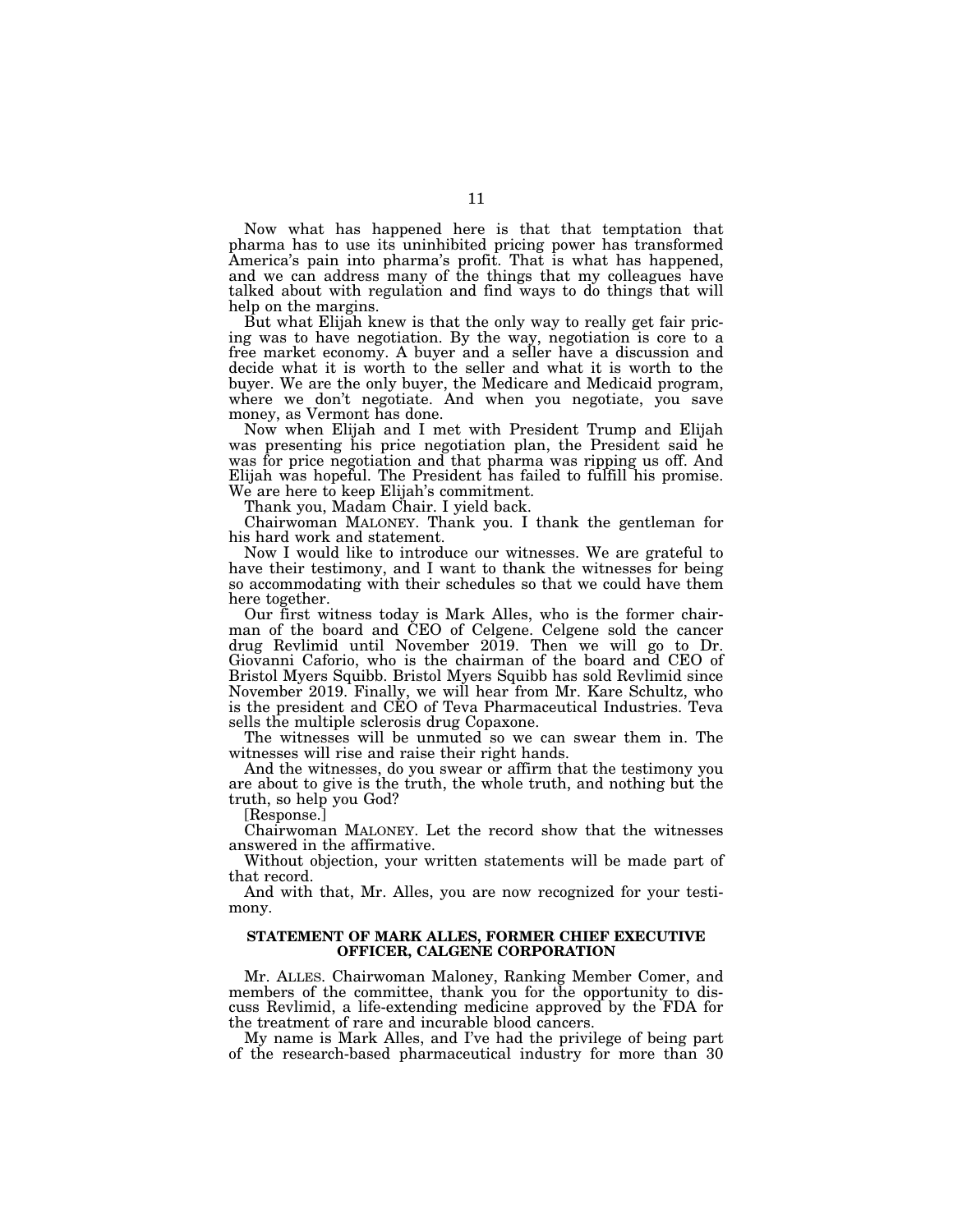Now what has happened here is that that temptation that pharma has to use its uninhibited pricing power has transformed America's pain into pharma's profit. That is what has happened, and we can address many of the things that my colleagues have talked about with regulation and find ways to do things that will help on the margins.

But what Elijah knew is that the only way to really get fair pricing was to have negotiation. By the way, negotiation is core to a free market economy. A buyer and a seller have a discussion and decide what it is worth to the seller and what it is worth to the buyer. We are the only buyer, the Medicare and Medicaid program, where we don't negotiate. And when you negotiate, you save money, as Vermont has done.

Now when Elijah and I met with President Trump and Elijah was presenting his price negotiation plan, the President said he was for price negotiation and that pharma was ripping us off. And Elijah was hopeful. The President has failed to fulfill his promise. We are here to keep Elijah's commitment.

Thank you, Madam Chair. I yield back.

Chairwoman MALONEY. Thank you. I thank the gentleman for his hard work and statement.

Now I would like to introduce our witnesses. We are grateful to have their testimony, and I want to thank the witnesses for being so accommodating with their schedules so that we could have them here together.

Our first witness today is Mark Alles, who is the former chairman of the board and CEO of Celgene. Celgene sold the cancer drug Revlimid until November 2019. Then we will go to Dr. Giovanni Caforio, who is the chairman of the board and CEO of Bristol Myers Squibb. Bristol Myers Squibb has sold Revlimid since November 2019. Finally, we will hear from Mr. Kare Schultz, who is the president and CEO of Teva Pharmaceutical Industries. Teva sells the multiple sclerosis drug Copaxone.

The witnesses will be unmuted so we can swear them in. The witnesses will rise and raise their right hands.

And the witnesses, do you swear or affirm that the testimony you are about to give is the truth, the whole truth, and nothing but the truth, so help you God?

[Response.]

Chairwoman MALONEY. Let the record show that the witnesses answered in the affirmative.

Without objection, your written statements will be made part of that record.

And with that, Mr. Alles, you are now recognized for your testimony.

## STATEMENT OF MARK ALLES, FORMER CHIEF EXECUTIVE OFFICER, CALGENE CORPORATION

Mr. ALLES. Chairwoman Maloney, Ranking Member Comer, and members of the committee, thank you for the opportunity to discuss Revlimid, a life-extending medicine approved by the FDA for the treatment of rare and incurable blood cancers.

My name is Mark Alles, and I've had the privilege of being part of the research-based pharmaceutical industry for more than 30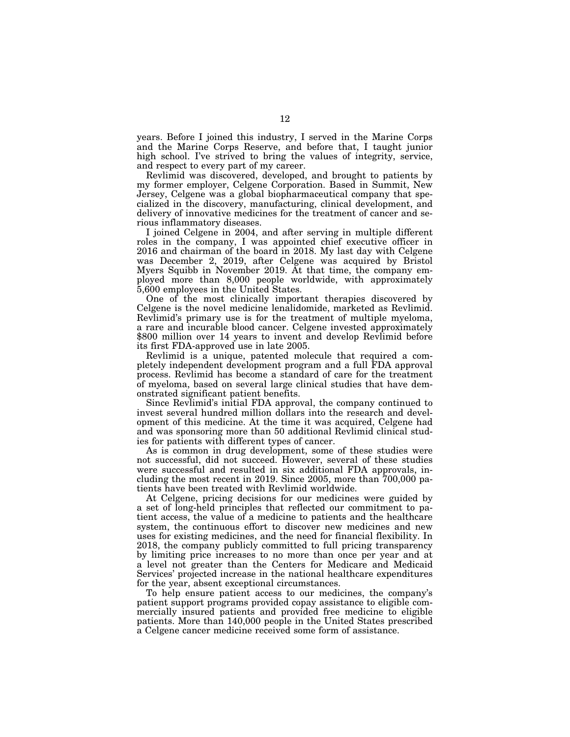years. Before I joined this industry, I served in the Marine Corps and the Marine Corps Reserve, and before that, I taught junior high school. I've strived to bring the values of integrity, service, and respect to every part of my career.

Revlimid was discovered, developed, and brought to patients by my former employer, Celgene Corporation. Based in Summit, New Jersey, Celgene was a global biopharmaceutical company that specialized in the discovery, manufacturing, clinical development, and delivery of innovative medicines for the treatment of cancer and serious inflammatory diseases.

I joined Celgene in 2004, and after serving in multiple different roles in the company, I was appointed chief executive officer in 2016 and chairman of the board in 2018. My last day with Celgene was December 2, 2019, after Celgene was acquired by Bristol Myers Squibb in November 2019. At that time, the company employed more than 8,000 people worldwide, with approximately 5,600 employees in the United States.

One of the most clinically important therapies discovered by Celgene is the novel medicine lenalidomide, marketed as Revlimid. Revlimid's primary use is for the treatment of multiple myeloma, a rare and incurable blood cancer. Celgene invested approximately $800 million over 14 years to invent and develop Revlimid before its first FDA-approved use in late 2005.

Revlimid is a unique, patented molecule that required a completely independent development program and a full FDA approval process. Revlimid has become a standard of care for the treatment of myeloma, based on several large clinical studies that have demonstrated significant patient benefits.

Since Revlimid's initial FDA approval, the company continued to invest several hundred million dollars into the research and development of this medicine. At the time it was acquired, Celgene had and was sponsoring more than 50 additional Revlimid clinical studies for patients with different types of cancer.

As is common in drug development, some of these studies were not successful, did not succeed. However, several of these studies were successful and resulted in six additional FDA approvals, including the most recent in 2019. Since 2005, more than 700,000 patients have been treated with Revlimid worldwide.

At Celgene, pricing decisions for our medicines were guided by a set of long-held principles that reflected our commitment to patient access, the value of a medicine to patients and the healthcare system, the continuous effort to discover new medicines and new uses for existing medicines, and the need for financial flexibility. In 2018, the company publicly committed to full pricing transparency by limiting price increases to no more than once per year and at a level not greater than the Centers for Medicare and Medicaid Services' projected increase in the national healthcare expenditures for the year, absent exceptional circumstances.

To help ensure patient access to our medicines, the company's patient support programs provided copay assistance to eligible commercially insured patients and provided free medicine to eligible patients. More than 140,000 people in the United States prescribed a Celgene cancer medicine received some form of assistance.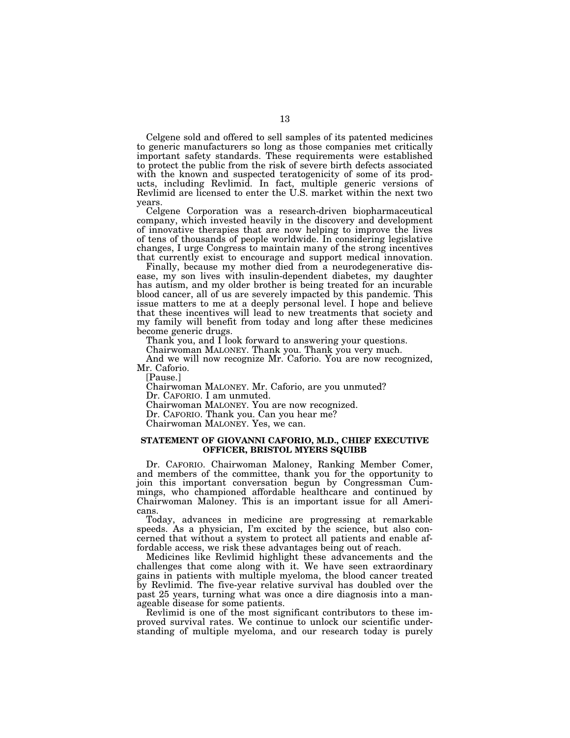Celgene sold and offered to sell samples of its patented medicines to generic manufacturers so long as those companies met critically important safety standards. These requirements were established to protect the public from the risk of severe birth defects associated with the known and suspected teratogenicity of some of its products, including Revlimid. In fact, multiple generic versions of Revlimid are licensed to enter the U.S. market within the next two years.

Celgene Corporation was a research-driven biopharmaceutical company, which invested heavily in the discovery and development of innovative therapies that are now helping to improve the lives of tens of thousands of people worldwide. In considering legislative changes, I urge Congress to maintain many of the strong incentives that currently exist to encourage and support medical innovation.

Finally, because my mother died from a neurodegenerative disease, my son lives with insulin-dependent diabetes, my daughter has autism, and my older brother is being treated for an incurable blood cancer, all of us are severely impacted by this pandemic. This issue matters to me at a deeply personal level. I hope and believe that these incentives will lead to new treatments that society and my family will benefit from today and long after these medicines become generic drugs.

Thank you, and I look forward to answering your questions.

Chairwoman MALONEY. Thank you. Thank you very much.

And we will now recognize Mr. Caforio. You are now recognized, Mr. Caforio.

[Pause.]

Chairwoman MALONEY. Mr. Caforio, are you unmuted?

Dr. CAFORIO. I am unmuted.

Chairwoman MALONEY. You are now recognized.

Dr. CAFORIO. Thank you. Can you hear me?

Chairwoman MALONEY. Yes, we can.

## STATEMENT OF GIOVANNI CAFORIO, M.D., CHIEF EXECUTIVE OFFICER, BRISTOL MYERS SQUIBB

Dr. CAFORIO. Chairwoman Maloney, Ranking Member Comer, and members of the committee, thank you for the opportunity to join this important conversation begun by Congressman Cummings, who championed affordable healthcare and continued by Chairwoman Maloney. This is an important issue for all Americans.

Today, advances in medicine are progressing at remarkable speeds. As a physician, I'm excited by the science, but also concerned that without a system to protect all patients and enable affordable access, we risk these advantages being out of reach.

Medicines like Revlimid highlight these advancements and the challenges that come along with it. We have seen extraordinary gains in patients with multiple myeloma, the blood cancer treated by Revlimid. The five-year relative survival has doubled over the past 25 years, turning what was once a dire diagnosis into a manageable disease for some patients.

Revlimid is one of the most significant contributors to these improved survival rates. We continue to unlock our scientific understanding of multiple myeloma, and our research today is purely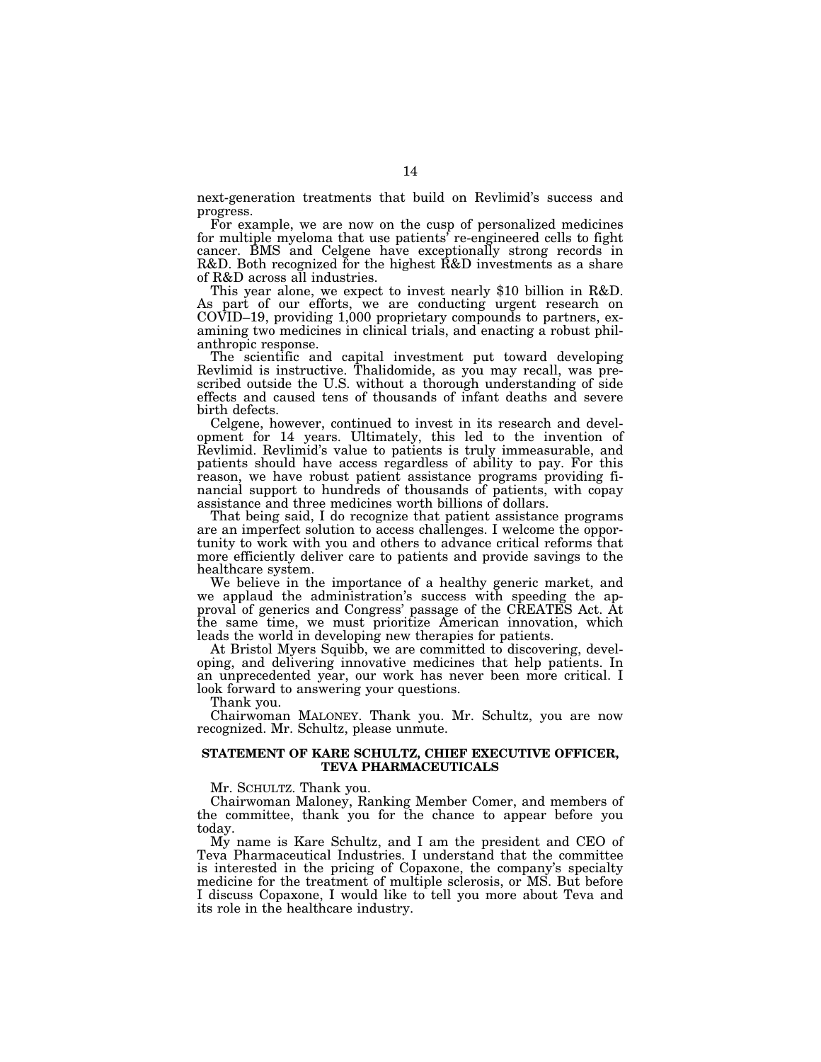next-generation treatments that build on Revlimid's success and progress.

For example, we are now on the cusp of personalized medicines for multiple myeloma that use patients' re-engineered cells to fight cancer. BMS and Celgene have exceptionally strong records in R&D. Both recognized for the highest R&D investments as a share of R&D across all industries.

This year alone, we expect to invest nearly $10 billion in R&D. As part of our efforts, we are conducting urgent research on COVID–19, providing 1,000 proprietary compounds to partners, examining two medicines in clinical trials, and enacting a robust philanthropic response.

The scientific and capital investment put toward developing Revlimid is instructive. Thalidomide, as you may recall, was prescribed outside the U.S. without a thorough understanding of side effects and caused tens of thousands of infant deaths and severe birth defects.

Celgene, however, continued to invest in its research and development for 14 years. Ultimately, this led to the invention of Revlimid. Revlimid's value to patients is truly immeasurable, and patients should have access regardless of ability to pay. For this reason, we have robust patient assistance programs providing financial support to hundreds of thousands of patients, with copay assistance and three medicines worth billions of dollars.

That being said, I do recognize that patient assistance programs are an imperfect solution to access challenges. I welcome the opportunity to work with you and others to advance critical reforms that more efficiently deliver care to patients and provide savings to the healthcare system.

We believe in the importance of a healthy generic market, and we applaud the administration's success with speeding the approval of generics and Congress' passage of the CREATES Act. At the same time, we must prioritize American innovation, which leads the world in developing new therapies for patients.

At Bristol Myers Squibb, we are committed to discovering, developing, and delivering innovative medicines that help patients. In an unprecedented year, our work has never been more critical. I look forward to answering your questions.

Thank you.

Chairwoman MALONEY. Thank you. Mr. Schultz, you are now recognized. Mr. Schultz, please unmute.

### STATEMENT OF KARE SCHULTZ, CHIEF EXECUTIVE OFFICER, TEVA PHARMACEUTICALS

Mr. SCHULTZ. Thank you.

Chairwoman Maloney, Ranking Member Comer, and members of the committee, thank you for the chance to appear before you today.

My name is Kare Schultz, and I am the president and CEO of Teva Pharmaceutical Industries. I understand that the committee is interested in the pricing of Copaxone, the company's specialty medicine for the treatment of multiple sclerosis, or MS. But before I discuss Copaxone, I would like to tell you more about Teva and its role in the healthcare industry.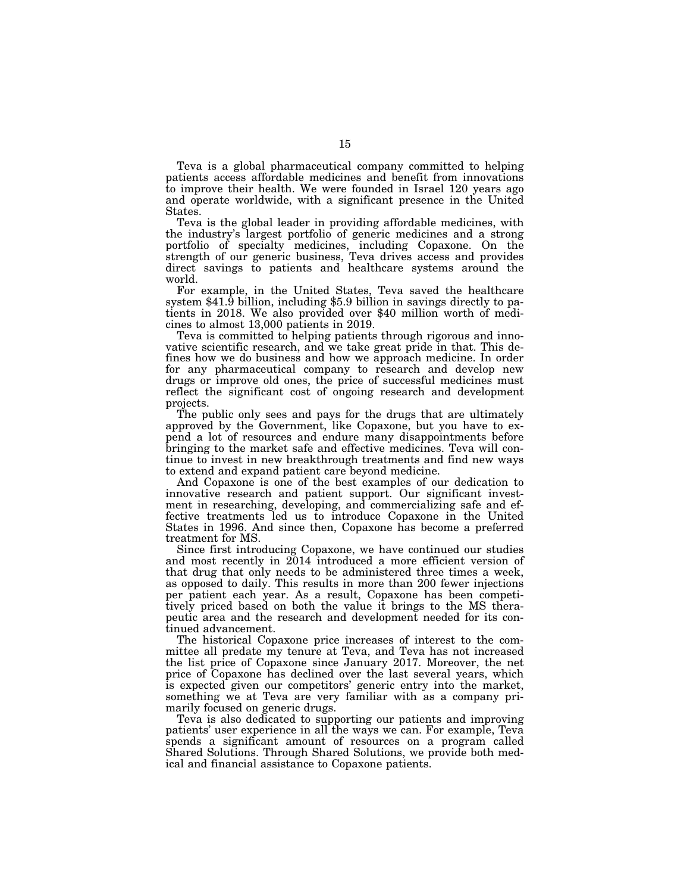Teva is a global pharmaceutical company committed to helping patients access affordable medicines and benefit from innovations to improve their health. We were founded in Israel 120 years ago and operate worldwide, with a significant presence in the United States.

Teva is the global leader in providing affordable medicines, with the industry's largest portfolio of generic medicines and a strong portfolio of specialty medicines, including Copaxone. On the strength of our generic business, Teva drives access and provides direct savings to patients and healthcare systems around the world.

For example, in the United States, Teva saved the healthcare system $41.9 billion, including $5.9 billion in savings directly to patients in 2018. We also provided over $40 million worth of medicines to almost 13,000 patients in 2019.

Teva is committed to helping patients through rigorous and innovative scientific research, and we take great pride in that. This defines how we do business and how we approach medicine. In order for any pharmaceutical company to research and develop new drugs or improve old ones, the price of successful medicines must reflect the significant cost of ongoing research and development projects.

The public only sees and pays for the drugs that are ultimately approved by the Government, like Copaxone, but you have to expend a lot of resources and endure many disappointments before bringing to the market safe and effective medicines. Teva will continue to invest in new breakthrough treatments and find new ways to extend and expand patient care beyond medicine.

And Copaxone is one of the best examples of our dedication to innovative research and patient support. Our significant investment in researching, developing, and commercializing safe and effective treatments led us to introduce Copaxone in the United States in 1996. And since then, Copaxone has become a preferred treatment for MS.

Since first introducing Copaxone, we have continued our studies and most recently in 2014 introduced a more efficient version of that drug that only needs to be administered three times a week, as opposed to daily. This results in more than 200 fewer injections per patient each year. As a result, Copaxone has been competitively priced based on both the value it brings to the MS therapeutic area and the research and development needed for its continued advancement.

The historical Copaxone price increases of interest to the committee all predate my tenure at Teva, and Teva has not increased the list price of Copaxone since January 2017. Moreover, the net price of Copaxone has declined over the last several years, which is expected given our competitors' generic entry into the market, something we at Teva are very familiar with as a company primarily focused on generic drugs.

Teva is also dedicated to supporting our patients and improving patients' user experience in all the ways we can. For example, Teva spends a significant amount of resources on a program called Shared Solutions. Through Shared Solutions, we provide both medical and financial assistance to Copaxone patients.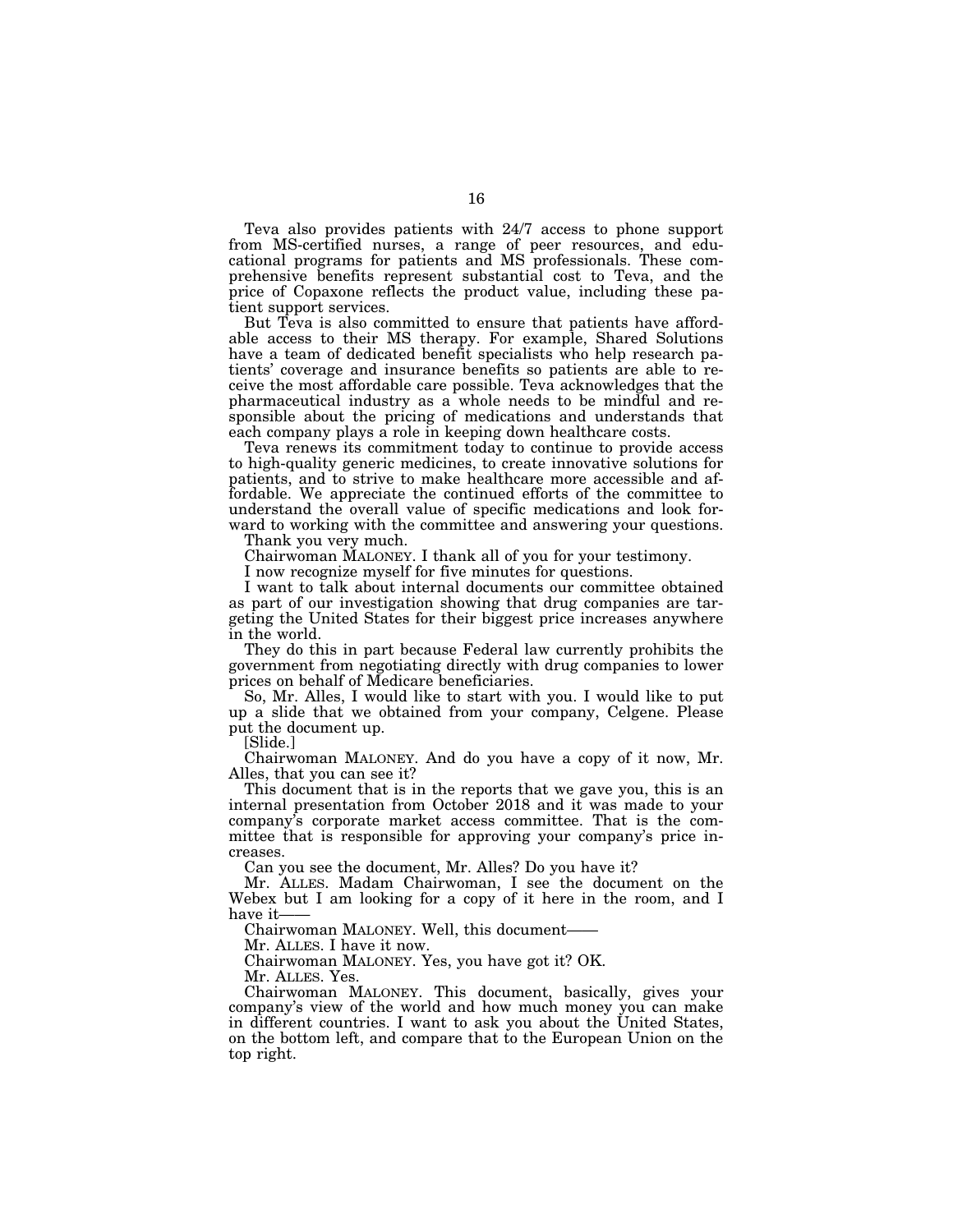Teva also provides patients with 24/7 access to phone support from MS-certified nurses, a range of peer resources, and educational programs for patients and MS professionals. These comprehensive benefits represent substantial cost to Teva, and the price of Copaxone reflects the product value, including these patient support services.

But Teva is also committed to ensure that patients have affordable access to their MS therapy. For example, Shared Solutions have a team of dedicated benefit specialists who help research patients' coverage and insurance benefits so patients are able to receive the most affordable care possible. Teva acknowledges that the pharmaceutical industry as a whole needs to be mindful and responsible about the pricing of medications and understands that each company plays a role in keeping down healthcare costs.

Teva renews its commitment today to continue to provide access to high-quality generic medicines, to create innovative solutions for patients, and to strive to make healthcare more accessible and affordable. We appreciate the continued efforts of the committee to understand the overall value of specific medications and look forward to working with the committee and answering your questions.

Thank you very much.

Chairwoman MALONEY. I thank all of you for your testimony.

I now recognize myself for five minutes for questions.

I want to talk about internal documents our committee obtained as part of our investigation showing that drug companies are targeting the United States for their biggest price increases anywhere in the world.

They do this in part because Federal law currently prohibits the government from negotiating directly with drug companies to lower prices on behalf of Medicare beneficiaries.

So, Mr. Alles, I would like to start with you. I would like to put up a slide that we obtained from your company, Celgene. Please put the document up.

[Slide.]

Chairwoman MALONEY. And do you have a copy of it now, Mr. Alles, that you can see it?

This document that is in the reports that we gave you, this is an internal presentation from October 2018 and it was made to your company's corporate market access committee. That is the committee that is responsible for approving your company's price increases.

Can you see the document, Mr. Alles? Do you have it?

Mr. ALLES. Madam Chairwoman, I see the document on the Webex but I am looking for a copy of it here in the room, and I have it——

Chairwoman MALONEY. Well, this document——

Mr. ALLES. I have it now.

Chairwoman MALONEY. Yes, you have got it? OK.

Mr. ALLES. Yes.

Chairwoman MALONEY. This document, basically, gives your company's view of the world and how much money you can make in different countries. I want to ask you about the United States, on the bottom left, and compare that to the European Union on the top right.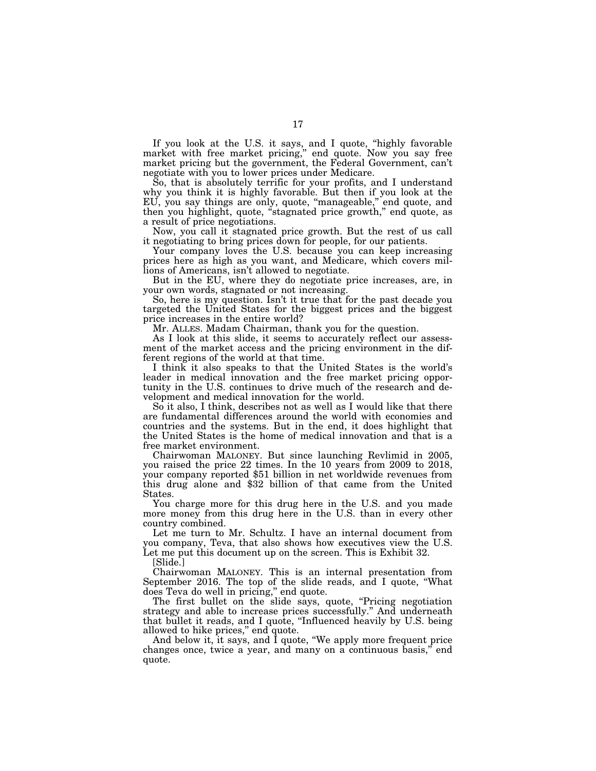If you look at the U.S. it says, and I quote, "highly favorable market with free market pricing," end quote. Now you say free market pricing but the government, the Federal Government, can't negotiate with you to lower prices under Medicare.

So, that is absolutely terrific for your profits, and I understand why you think it is highly favorable. But then if you look at the EU, you say things are only, quote, "manageable," end quote, and then you highlight, quote, "stagnated price growth," end quote, as a result of price negotiations.

Now, you call it stagnated price growth. But the rest of us call it negotiating to bring prices down for people, for our patients.

Your company loves the U.S. because you can keep increasing prices here as high as you want, and Medicare, which covers millions of Americans, isn't allowed to negotiate.

But in the EU, where they do negotiate price increases, are, in your own words, stagnated or not increasing.

So, here is my question. Isn't it true that for the past decade you targeted the United States for the biggest prices and the biggest price increases in the entire world?

Mr. ALLES. Madam Chairman, thank you for the question.

As I look at this slide, it seems to accurately reflect our assessment of the market access and the pricing environment in the different regions of the world at that time.

I think it also speaks to that the United States is the world's leader in medical innovation and the free market pricing opportunity in the U.S. continues to drive much of the research and development and medical innovation for the world.

So it also, I think, describes not as well as I would like that there are fundamental differences around the world with economies and countries and the systems. But in the end, it does highlight that the United States is the home of medical innovation and that is a free market environment.

Chairwoman MALONEY. But since launching Revlimid in 2005, you raised the price 22 times. In the 10 years from 2009 to 2018, your company reported $51 billion in net worldwide revenues from this drug alone and $32 billion of that came from the United States.

You charge more for this drug here in the U.S. and you made more money from this drug here in the U.S. than in every other country combined.

Let me turn to Mr. Schultz. I have an internal document from you company, Teva, that also shows how executives view the U.S. Let me put this document up on the screen. This is Exhibit 32.

[Slide.]

Chairwoman MALONEY. This is an internal presentation from September 2016. The top of the slide reads, and I quote, "What does Teva do well in pricing," end quote.

The first bullet on the slide says, quote, "Pricing negotiation strategy and able to increase prices successfully." And underneath that bullet it reads, and I quote, "Influenced heavily by U.S. being allowed to hike prices," end quote.

And below it, it says, and I quote, "We apply more frequent price changes once, twice a year, and many on a continuous basis," end quote.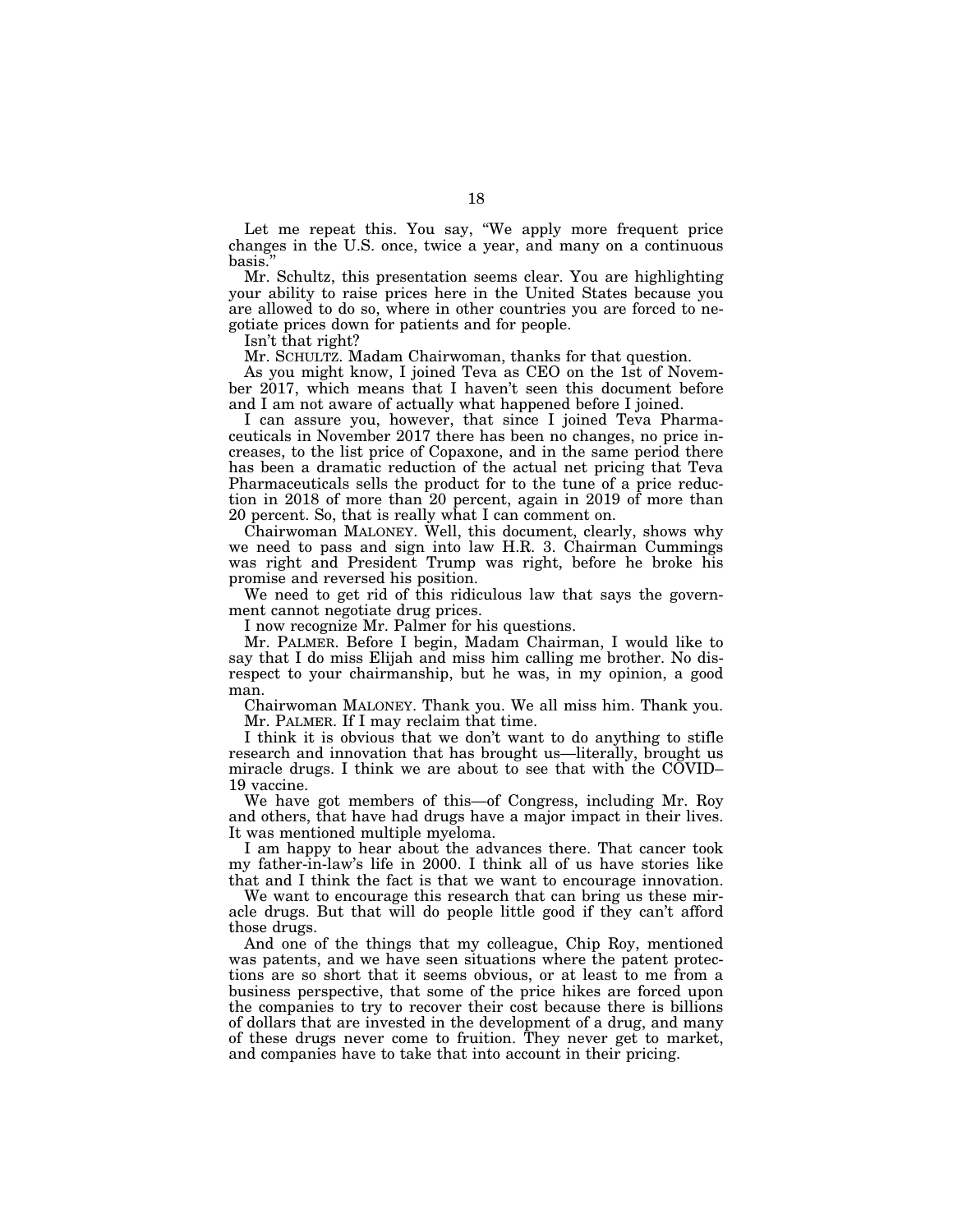Let me repeat this. You say, "We apply more frequent price changes in the U.S. once, twice a year, and many on a continuous basis."

Mr. Schultz, this presentation seems clear. You are highlighting your ability to raise prices here in the United States because you are allowed to do so, where in other countries you are forced to negotiate prices down for patients and for people.

Isn't that right?

Mr. SCHULTZ. Madam Chairwoman, thanks for that question.

As you might know, I joined Teva as CEO on the 1st of November 2017, which means that I haven't seen this document before and I am not aware of actually what happened before I joined.

I can assure you, however, that since I joined Teva Pharmaceuticals in November 2017 there has been no changes, no price increases, to the list price of Copaxone, and in the same period there has been a dramatic reduction of the actual net pricing that Teva Pharmaceuticals sells the product for to the tune of a price reduction in 2018 of more than 20 percent, again in 2019 of more than 20 percent. So, that is really what I can comment on.

Chairwoman MALONEY. Well, this document, clearly, shows why we need to pass and sign into law H.R. 3. Chairman Cummings was right and President Trump was right, before he broke his promise and reversed his position.

We need to get rid of this ridiculous law that says the government cannot negotiate drug prices.

I now recognize Mr. Palmer for his questions.

Mr. PALMER. Before I begin, Madam Chairman, I would like to say that I do miss Elijah and miss him calling me brother. No disrespect to your chairmanship, but he was, in my opinion, a good man.

Chairwoman MALONEY. Thank you. We all miss him. Thank you.

Mr. PALMER. If I may reclaim that time.

I think it is obvious that we don't want to do anything to stifle research and innovation that has brought us—literally, brought us miracle drugs. I think we are about to see that with the COVID–19 vaccine.

We have got members of this—of Congress, including Mr. Roy and others, that have had drugs have a major impact in their lives. It was mentioned multiple myeloma.

I am happy to hear about the advances there. That cancer took my father-in-law's life in 2000. I think all of us have stories like that and I think the fact is that we want to encourage innovation.

We want to encourage this research that can bring us these miracle drugs. But that will do people little good if they can't afford those drugs.

And one of the things that my colleague, Chip Roy, mentioned was patents, and we have seen situations where the patent protections are so short that it seems obvious, or at least to me from a business perspective, that some of the price hikes are forced upon the companies to try to recover their cost because there is billions of dollars that are invested in the development of a drug, and many of these drugs never come to fruition. They never get to market, and companies have to take that into account in their pricing.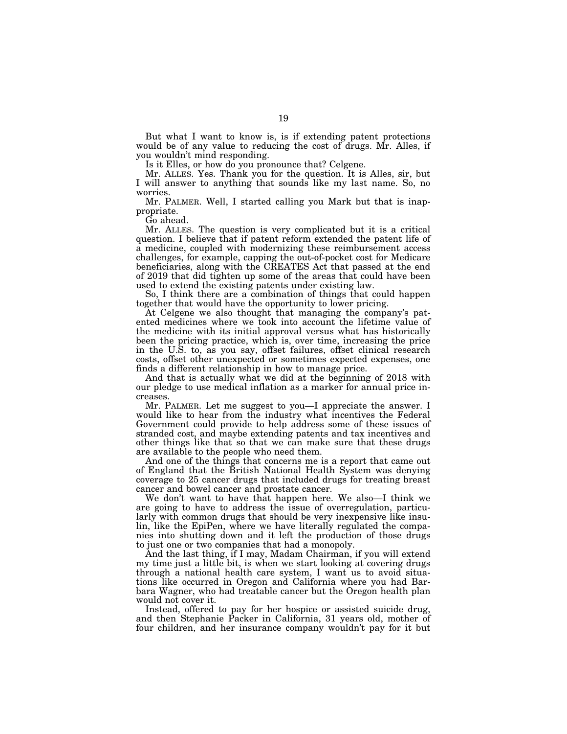But what I want to know is, is if extending patent protections would be of any value to reducing the cost of drugs. Mr. Alles, if you wouldn't mind responding.

Is it Elles, or how do you pronounce that? Celgene.

Mr. ALLES. Yes. Thank you for the question. It is Alles, sir, but I will answer to anything that sounds like my last name. So, no worries.

Mr. PALMER. Well, I started calling you Mark but that is inappropriate.

Go ahead.

Mr. ALLES. The question is very complicated but it is a critical question. I believe that if patent reform extended the patent life of a medicine, coupled with modernizing these reimbursement access challenges, for example, capping the out-of-pocket cost for Medicare beneficiaries, along with the CREATES Act that passed at the end of 2019 that did tighten up some of the areas that could have been used to extend the existing patents under existing law.

So, I think there are a combination of things that could happen together that would have the opportunity to lower pricing.

At Celgene we also thought that managing the company's patented medicines where we took into account the lifetime value of the medicine with its initial approval versus what has historically been the pricing practice, which is, over time, increasing the price in the U.S. to, as you say, offset failures, offset clinical research costs, offset other unexpected or sometimes expected expenses, one finds a different relationship in how to manage price.

And that is actually what we did at the beginning of 2018 with our pledge to use medical inflation as a marker for annual price increases.

Mr. PALMER. Let me suggest to you—I appreciate the answer. I would like to hear from the industry what incentives the Federal Government could provide to help address some of these issues of stranded cost, and maybe extending patents and tax incentives and other things like that so that we can make sure that these drugs are available to the people who need them.

And one of the things that concerns me is a report that came out of England that the British National Health System was denying coverage to 25 cancer drugs that included drugs for treating breast cancer and bowel cancer and prostate cancer.

We don't want to have that happen here. We also—I think we are going to have to address the issue of overregulation, particularly with common drugs that should be very inexpensive like insulin, like the EpiPen, where we have literally regulated the companies into shutting down and it left the production of those drugs to just one or two companies that had a monopoly.

And the last thing, if I may, Madam Chairman, if you will extend my time just a little bit, is when we start looking at covering drugs through a national health care system, I want us to avoid situations like occurred in Oregon and California where you had Barbara Wagner, who had treatable cancer but the Oregon health plan would not cover it.

Instead, offered to pay for her hospice or assisted suicide drug, and then Stephanie Packer in California, 31 years old, mother of four children, and her insurance company wouldn't pay for it but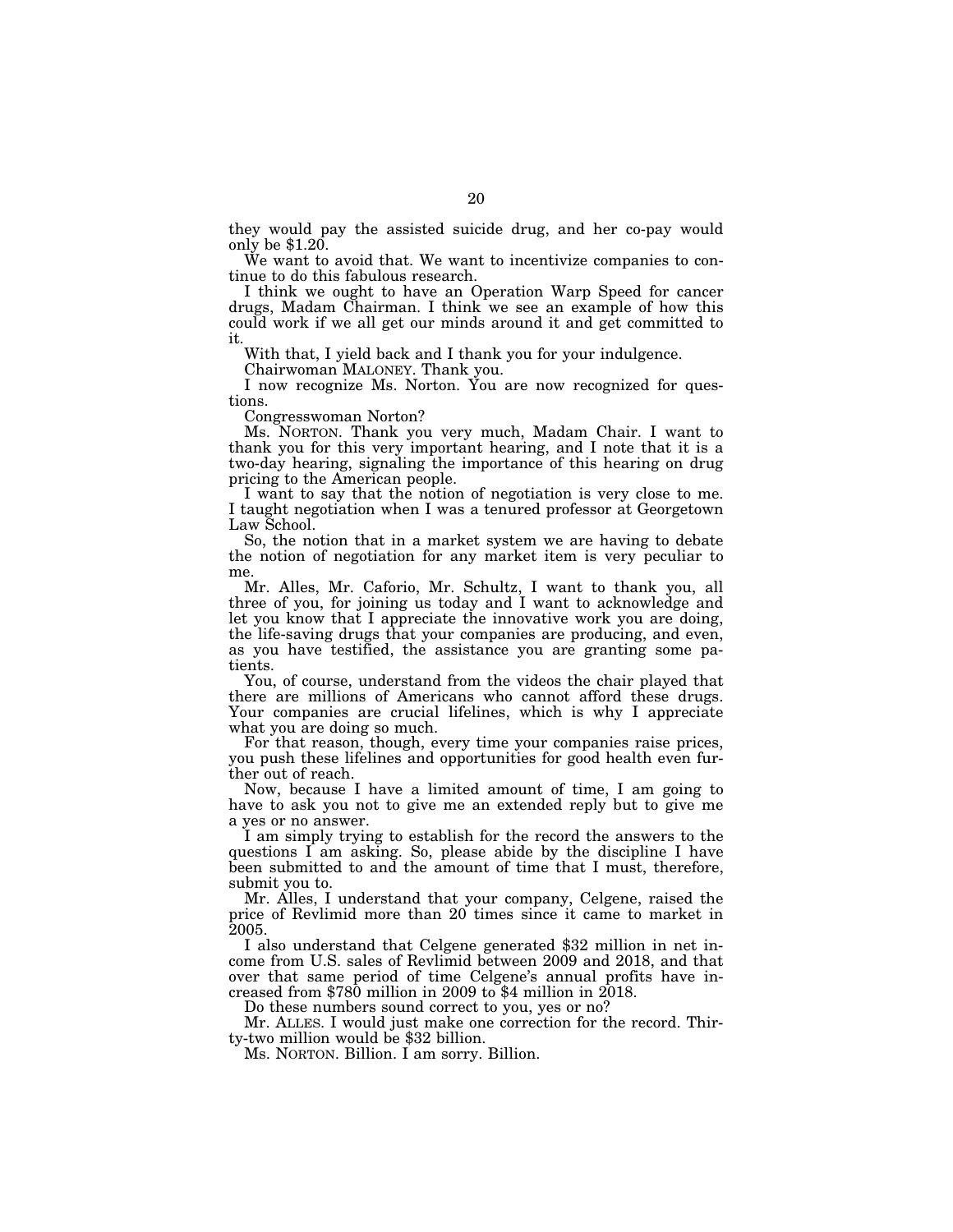they would pay the assisted suicide drug, and her co-pay would only be $1.20.

We want to avoid that. We want to incentivize companies to continue to do this fabulous research.

I think we ought to have an Operation Warp Speed for cancer drugs, Madam Chairman. I think we see an example of how this could work if we all get our minds around it and get committed to it.

With that, I yield back and I thank you for your indulgence.

Chairwoman MALONEY. Thank you.

I now recognize Ms. Norton. You are now recognized for questions.

Congresswoman Norton?

Ms. NORTON. Thank you very much, Madam Chair. I want to thank you for this very important hearing, and I note that it is a two-day hearing, signaling the importance of this hearing on drug pricing to the American people.

I want to say that the notion of negotiation is very close to me. I taught negotiation when I was a tenured professor at Georgetown Law School.

So, the notion that in a market system we are having to debate the notion of negotiation for any market item is very peculiar to me.

Mr. Alles, Mr. Caforio, Mr. Schultz, I want to thank you, all three of you, for joining us today and I want to acknowledge and let you know that I appreciate the innovative work you are doing, the life-saving drugs that your companies are producing, and even, as you have testified, the assistance you are granting some patients.

You, of course, understand from the videos the chair played that there are millions of Americans who cannot afford these drugs. Your companies are crucial lifelines, which is why I appreciate what you are doing so much.

For that reason, though, every time your companies raise prices, you push these lifelines and opportunities for good health even further out of reach.

Now, because I have a limited amount of time, I am going to have to ask you not to give me an extended reply but to give me a yes or no answer.

I am simply trying to establish for the record the answers to the questions I am asking. So, please abide by the discipline I have been submitted to and the amount of time that I must, therefore, submit you to.

Mr. Alles, I understand that your company, Celgene, raised the price of Revlimid more than 20 times since it came to market in 2005.

I also understand that Celgene generated $32 million in net income from U.S. sales of Revlimid between 2009 and 2018, and that over that same period of time Celgene's annual profits have increased from $780 million in 2009 to $4 million in 2018.

Do these numbers sound correct to you, yes or no?

Mr. ALLES. I would just make one correction for the record. Thirty-two million would be $32 billion.

Ms. NORTON. Billion. I am sorry. Billion.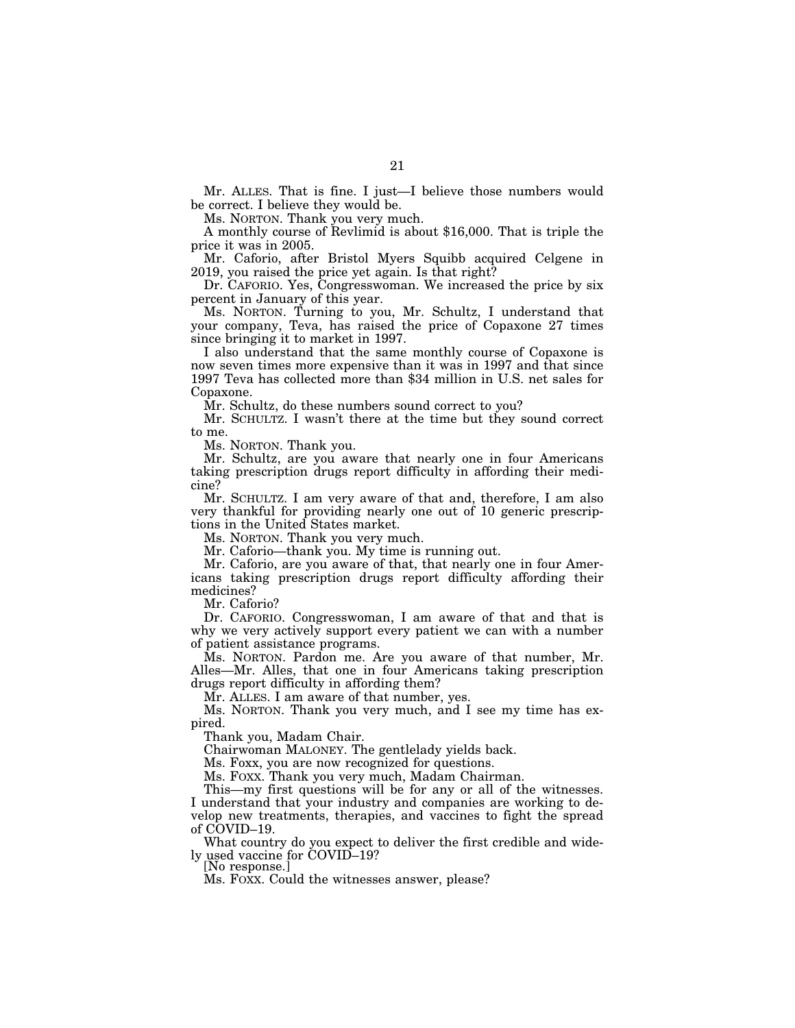Mr. ALLES. That is fine. I just—I believe those numbers would be correct. I believe they would be.

Ms. NORTON. Thank you very much.

A monthly course of Revlimid is about $16,000. That is triple the price it was in 2005.

Mr. Caforio, after Bristol Myers Squibb acquired Celgene in 2019, you raised the price yet again. Is that right?

Dr. CAFORIO. Yes, Congresswoman. We increased the price by six percent in January of this year.

Ms. NORTON. Turning to you, Mr. Schultz, I understand that your company, Teva, has raised the price of Copaxone 27 times since bringing it to market in 1997.

I also understand that the same monthly course of Copaxone is now seven times more expensive than it was in 1997 and that since 1997 Teva has collected more than $34 million in U.S. net sales for Copaxone.

Mr. Schultz, do these numbers sound correct to you?

Mr. SCHULTZ. I wasn't there at the time but they sound correct to me.

Ms. NORTON. Thank you.

Mr. Schultz, are you aware that nearly one in four Americans taking prescription drugs report difficulty in affording their medicine?

Mr. SCHULTZ. I am very aware of that and, therefore, I am also very thankful for providing nearly one out of 10 generic prescriptions in the United States market.

Ms. NORTON. Thank you very much.

Mr. Caforio—thank you. My time is running out.

Mr. Caforio, are you aware of that, that nearly one in four Americans taking prescription drugs report difficulty affording their medicines?

Mr. Caforio?

Dr. CAFORIO. Congresswoman, I am aware of that and that is why we very actively support every patient we can with a number of patient assistance programs.

Ms. NORTON. Pardon me. Are you aware of that number, Mr. Alles—Mr. Alles, that one in four Americans taking prescription drugs report difficulty in affording them?

Mr. ALLES. I am aware of that number, yes.

Ms. NORTON. Thank you very much, and I see my time has expired.

Thank you, Madam Chair.

Chairwoman MALONEY. The gentlelady yields back.

Ms. Foxx, you are now recognized for questions.

Ms. FOXX. Thank you very much, Madam Chairman.

This—my first questions will be for any or all of the witnesses. I understand that your industry and companies are working to develop new treatments, therapies, and vaccines to fight the spread of COVID–19.

What country do you expect to deliver the first credible and widely used vaccine for COVID–19?

[No response.]

Ms. FOXX. Could the witnesses answer, please?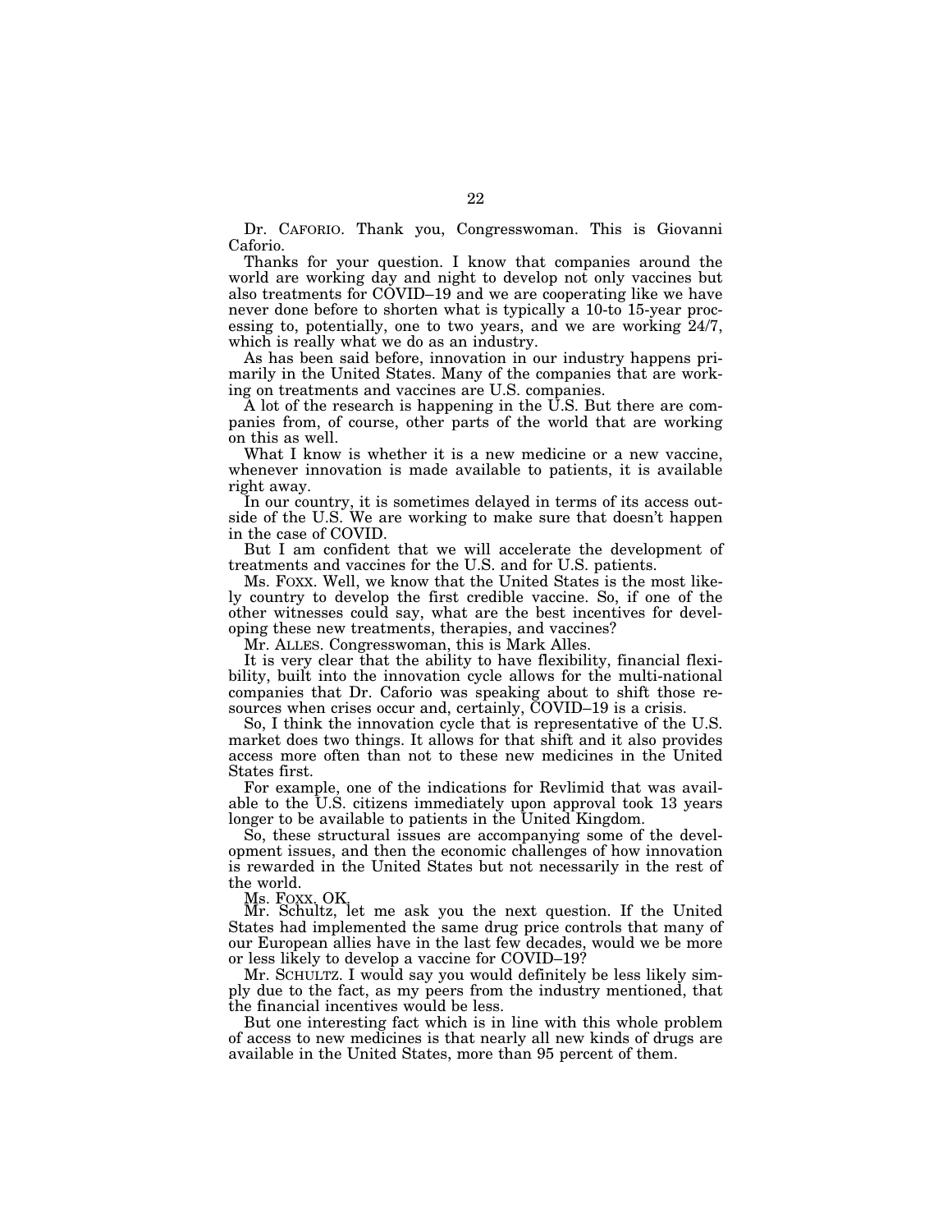Dr. CAFORIO. Thank you, Congresswoman. This is Giovanni Caforio.

Thanks for your question. I know that companies around the world are working day and night to develop not only vaccines but also treatments for COVID–19 and we are cooperating like we have never done before to shorten what is typically a 10-to 15-year processing to, potentially, one to two years, and we are working 24/7, which is really what we do as an industry.

As has been said before, innovation in our industry happens primarily in the United States. Many of the companies that are working on treatments and vaccines are U.S. companies.

A lot of the research is happening in the U.S. But there are companies from, of course, other parts of the world that are working on this as well.

What I know is whether it is a new medicine or a new vaccine, whenever innovation is made available to patients, it is available right away.

In our country, it is sometimes delayed in terms of its access outside of the U.S. We are working to make sure that doesn't happen in the case of COVID.

But I am confident that we will accelerate the development of treatments and vaccines for the U.S. and for U.S. patients.

Ms. FOXX. Well, we know that the United States is the most likely country to develop the first credible vaccine. So, if one of the other witnesses could say, what are the best incentives for developing these new treatments, therapies, and vaccines?

Mr. ALLES. Congresswoman, this is Mark Alles.

It is very clear that the ability to have flexibility, financial flexibility, built into the innovation cycle allows for the multi-national companies that Dr. Caforio was speaking about to shift those resources when crises occur and, certainly, COVID–19 is a crisis.

So, I think the innovation cycle that is representative of the U.S. market does two things. It allows for that shift and it also provides access more often than not to these new medicines in the United States first.

For example, one of the indications for Revlimid that was available to the U.S. citizens immediately upon approval took 13 years longer to be available to patients in the United Kingdom.

So, these structural issues are accompanying some of the development issues, and then the economic challenges of how innovation is rewarded in the United States but not necessarily in the rest of the world.

Ms. FOXX. OK.

Mr. Schultz, let me ask you the next question. If the United States had implemented the same drug price controls that many of our European allies have in the last few decades, would we be more or less likely to develop a vaccine for COVID–19?

Mr. SCHULTZ. I would say you would definitely be less likely simply due to the fact, as my peers from the industry mentioned, that the financial incentives would be less.

But one interesting fact which is in line with this whole problem of access to new medicines is that nearly all new kinds of drugs are available in the United States, more than 95 percent of them.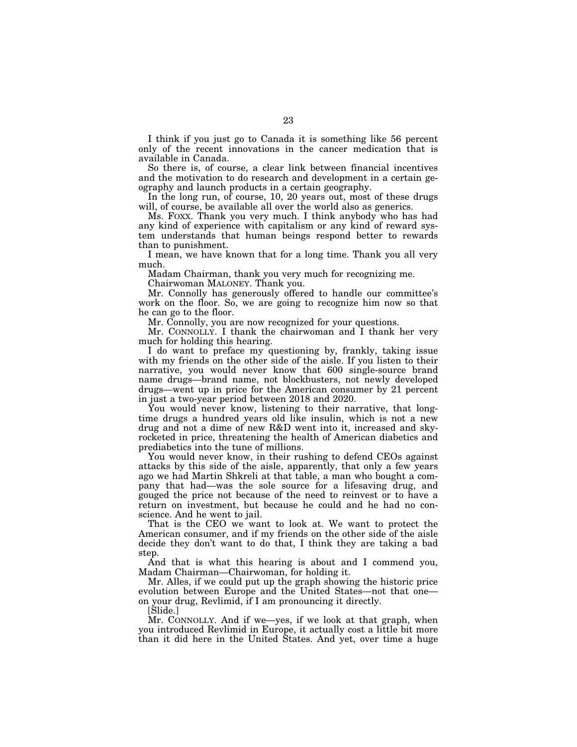I think if you just go to Canada it is something like 56 percent only of the recent innovations in the cancer medication that is available in Canada.

So there is, of course, a clear link between financial incentives and the motivation to do research and development in a certain geography and launch products in a certain geography.

In the long run, of course, 10, 20 years out, most of these drugs will, of course, be available all over the world also as generics.

Ms. FOXX. Thank you very much. I think anybody who has had any kind of experience with capitalism or any kind of reward system understands that human beings respond better to rewards than to punishment.

I mean, we have known that for a long time. Thank you all very much.

Madam Chairman, thank you very much for recognizing me.

Chairwoman MALONEY. Thank you.

Mr. Connolly has generously offered to handle our committee's work on the floor. So, we are going to recognize him now so that he can go to the floor.

Mr. Connolly, you are now recognized for your questions.

Mr. CONNOLLY. I thank the chairwoman and I thank her very much for holding this hearing.

I do want to preface my questioning by, frankly, taking issue with my friends on the other side of the aisle. If you listen to their narrative, you would never know that 600 single-source brand name drugs—brand name, not blockbusters, not newly developed drugs—went up in price for the American consumer by 21 percent in just a two-year period between 2018 and 2020.

You would never know, listening to their narrative, that long-time drugs a hundred years old like insulin, which is not a new drug and not a dime of new R&D went into it, increased and sky-rocketed in price, threatening the health of American diabetics and prediabetics into the tune of millions.

You would never know, in their rushing to defend CEOs against attacks by this side of the aisle, apparently, that only a few years ago we had Martin Shkreli at that table, a man who bought a company that had—was the sole source for a lifesaving drug, and gouged the price not because of the need to reinvest or to have a return on investment, but because he could and he had no conscience. And he went to jail.

That is the CEO we want to look at. We want to protect the American consumer, and if my friends on the other side of the aisle decide they don't want to do that, I think they are taking a bad step.

And that is what this hearing is about and I commend you, Madam Chairman—Chairwoman, for holding it.

Mr. Alles, if we could put up the graph showing the historic price evolution between Europe and the United States—not that one—on your drug, Revlimid, if I am pronouncing it directly.

[Slide.]

Mr. CONNOLLY. And if we—yes, if we look at that graph, when you introduced Revlimid in Europe, it actually cost a little bit more than it did here in the United States. And yet, over time a huge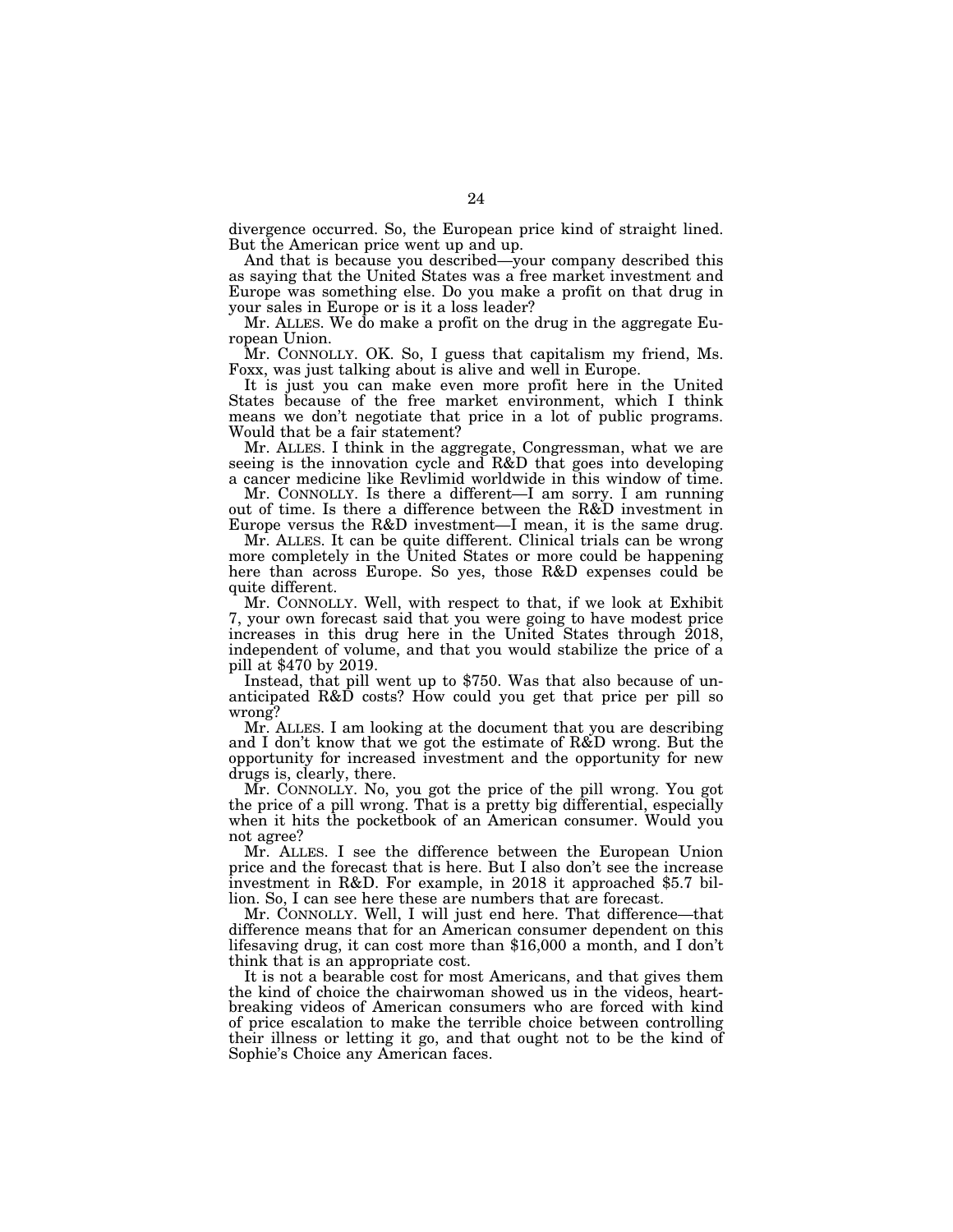divergence occurred. So, the European price kind of straight lined. But the American price went up and up.

And that is because you described—your company described this as saying that the United States was a free market investment and Europe was something else. Do you make a profit on that drug in your sales in Europe or is it a loss leader?

Mr. ALLES. We do make a profit on the drug in the aggregate European Union.

Mr. CONNOLLY. OK. So, I guess that capitalism my friend, Ms. Foxx, was just talking about is alive and well in Europe.

It is just you can make even more profit here in the United States because of the free market environment, which I think means we don't negotiate that price in a lot of public programs. Would that be a fair statement?

Mr. ALLES. I think in the aggregate, Congressman, what we are seeing is the innovation cycle and R&D that goes into developing a cancer medicine like Revlimid worldwide in this window of time.

Mr. CONNOLLY. Is there a different—I am sorry. I am running out of time. Is there a difference between the R&D investment in Europe versus the R&D investment—I mean, it is the same drug.

Mr. ALLES. It can be quite different. Clinical trials can be wrong more completely in the United States or more could be happening here than across Europe. So yes, those R&D expenses could be quite different.

Mr. CONNOLLY. Well, with respect to that, if we look at Exhibit 7, your own forecast said that you were going to have modest price increases in this drug here in the United States through 2018, independent of volume, and that you would stabilize the price of a pill at $470 by 2019.

Instead, that pill went up to $750. Was that also because of unanticipated R&D costs? How could you get that price per pill so wrong?

Mr. ALLES. I am looking at the document that you are describing and I don't know that we got the estimate of R&D wrong. But the opportunity for increased investment and the opportunity for new drugs is, clearly, there.

Mr. CONNOLLY. No, you got the price of the pill wrong. You got the price of a pill wrong. That is a pretty big differential, especially when it hits the pocketbook of an American consumer. Would you not agree?

Mr. ALLES. I see the difference between the European Union price and the forecast that is here. But I also don't see the increase investment in R&D. For example, in 2018 it approached $5.7 billion. So, I can see here these are numbers that are forecast.

Mr. CONNOLLY. Well, I will just end here. That difference—that difference means that for an American consumer dependent on this lifesaving drug, it can cost more than $16,000 a month, and I don't think that is an appropriate cost.

It is not a bearable cost for most Americans, and that gives them the kind of choice the chairwoman showed us in the videos, heartbreaking videos of American consumers who are forced with kind of price escalation to make the terrible choice between controlling their illness or letting it go, and that ought not to be the kind of Sophie's Choice any American faces.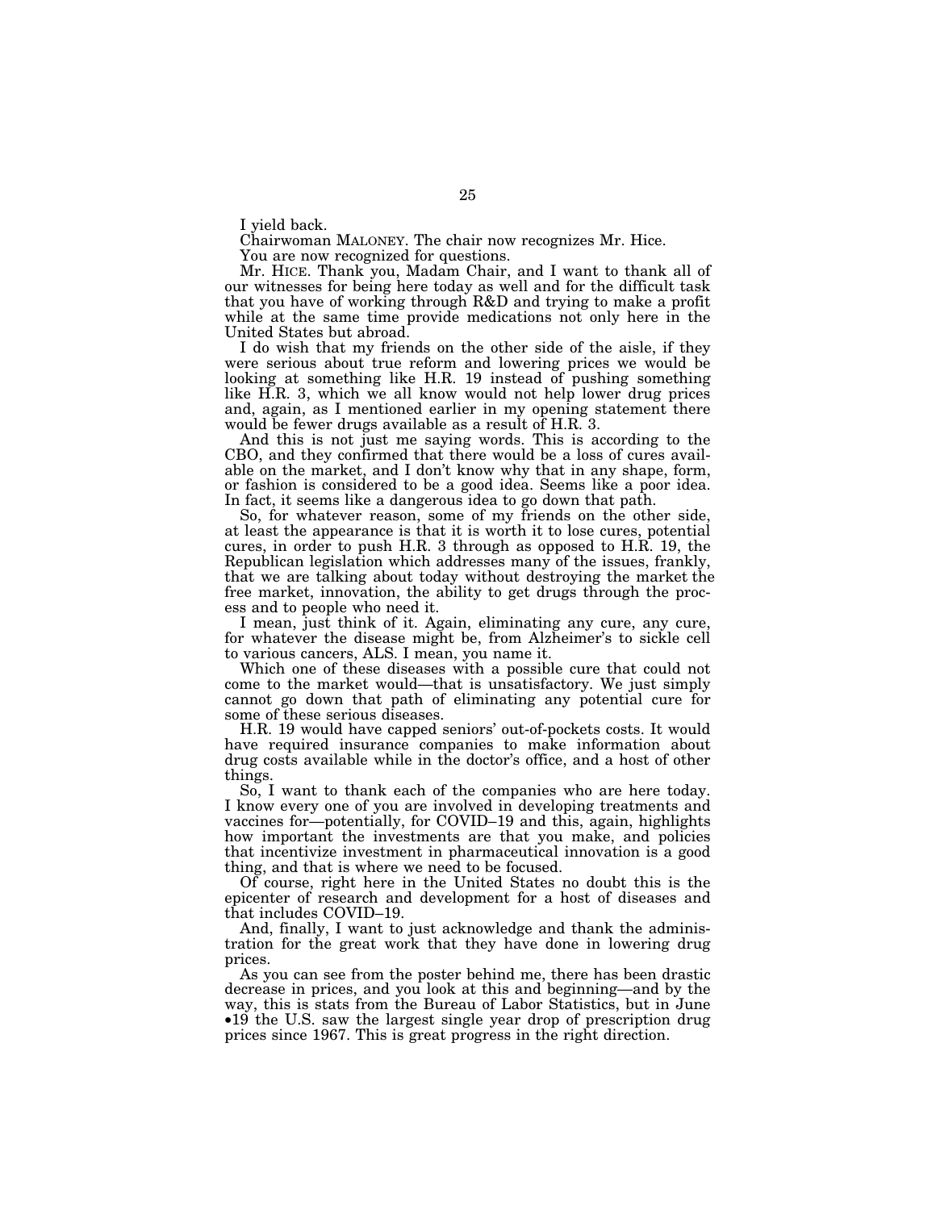I yield back.

Chairwoman MALONEY. The chair now recognizes Mr. Hice.

You are now recognized for questions.

Mr. HICE. Thank you, Madam Chair, and I want to thank all of our witnesses for being here today as well and for the difficult task that you have of working through R&D and trying to make a profit while at the same time provide medications not only here in the United States but abroad.

I do wish that my friends on the other side of the aisle, if they were serious about true reform and lowering prices we would be looking at something like H.R. 19 instead of pushing something like H.R. 3, which we all know would not help lower drug prices and, again, as I mentioned earlier in my opening statement there would be fewer drugs available as a result of H.R. 3.

And this is not just me saying words. This is according to the CBO, and they confirmed that there would be a loss of cures available on the market, and I don't know why that in any shape, form, or fashion is considered to be a good idea. Seems like a poor idea. In fact, it seems like a dangerous idea to go down that path.

So, for whatever reason, some of my friends on the other side, at least the appearance is that it is worth it to lose cures, potential cures, in order to push H.R. 3 through as opposed to H.R. 19, the Republican legislation which addresses many of the issues, frankly, that we are talking about today without destroying the market the free market, innovation, the ability to get drugs through the process and to people who need it.

I mean, just think of it. Again, eliminating any cure, any cure, for whatever the disease might be, from Alzheimer's to sickle cell to various cancers, ALS. I mean, you name it.

Which one of these diseases with a possible cure that could not come to the market would—that is unsatisfactory. We just simply cannot go down that path of eliminating any potential cure for some of these serious diseases.

H.R. 19 would have capped seniors' out-of-pockets costs. It would have required insurance companies to make information about drug costs available while in the doctor's office, and a host of other things.

So, I want to thank each of the companies who are here today. I know every one of you are involved in developing treatments and vaccines for—potentially, for COVID–19 and this, again, highlights how important the investments are that you make, and policies that incentivize investment in pharmaceutical innovation is a good thing, and that is where we need to be focused.

Of course, right here in the United States no doubt this is the epicenter of research and development for a host of diseases and that includes COVID–19.

And, finally, I want to just acknowledge and thank the administration for the great work that they have done in lowering drug prices.

As you can see from the poster behind me, there has been drastic decrease in prices, and you look at this and beginning—and by the way, this is stats from the Bureau of Labor Statistics, but in June •19 the U.S. saw the largest single year drop of prescription drug prices since 1967. This is great progress in the right direction.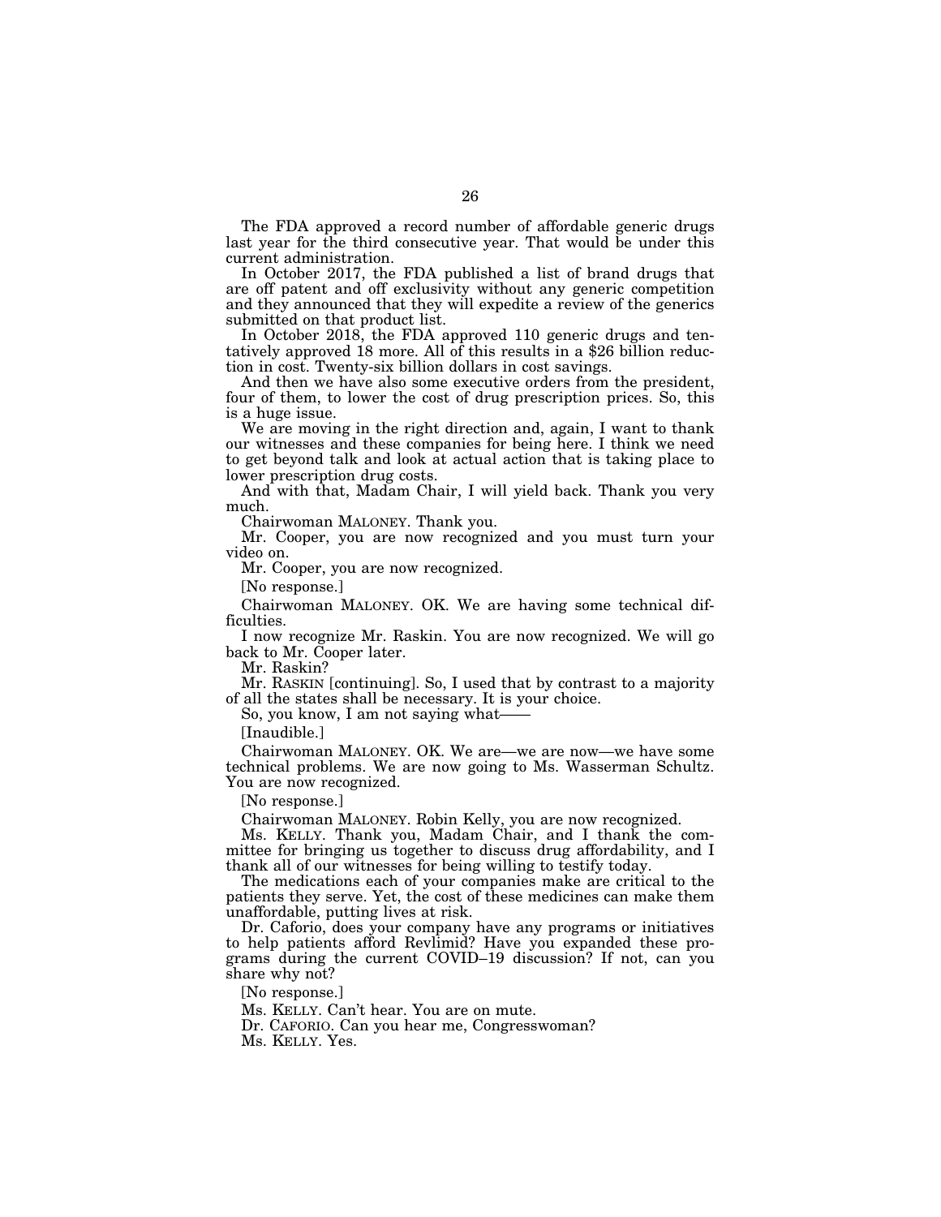The FDA approved a record number of affordable generic drugs last year for the third consecutive year. That would be under this current administration.

In October 2017, the FDA published a list of brand drugs that are off patent and off exclusivity without any generic competition and they announced that they will expedite a review of the generics submitted on that product list.

In October 2018, the FDA approved 110 generic drugs and tentatively approved 18 more. All of this results in a $26 billion reduction in cost. Twenty-six billion dollars in cost savings.

And then we have also some executive orders from the president, four of them, to lower the cost of drug prescription prices. So, this is a huge issue.

We are moving in the right direction and, again, I want to thank our witnesses and these companies for being here. I think we need to get beyond talk and look at actual action that is taking place to lower prescription drug costs.

And with that, Madam Chair, I will yield back. Thank you very much.

Chairwoman MALONEY. Thank you.

Mr. Cooper, you are now recognized and you must turn your video on.

Mr. Cooper, you are now recognized.

[No response.]

Chairwoman MALONEY. OK. We are having some technical difficulties.

I now recognize Mr. Raskin. You are now recognized. We will go back to Mr. Cooper later.

Mr. Raskin?

Mr. RASKIN [continuing]. So, I used that by contrast to a majority of all the states shall be necessary. It is your choice.

So, you know, I am not saying what——

[Inaudible.]

Chairwoman MALONEY. OK. We are—we are now—we have some technical problems. We are now going to Ms. Wasserman Schultz. You are now recognized.

[No response.]

Chairwoman MALONEY. Robin Kelly, you are now recognized.

Ms. KELLY. Thank you, Madam Chair, and I thank the committee for bringing us together to discuss drug affordability, and I thank all of our witnesses for being willing to testify today.

The medications each of your companies make are critical to the patients they serve. Yet, the cost of these medicines can make them unaffordable, putting lives at risk.

Dr. Caforio, does your company have any programs or initiatives to help patients afford Revlimid? Have you expanded these programs during the current COVID–19 discussion? If not, can you share why not?

[No response.]

Ms. KELLY. Can't hear. You are on mute.

Dr. CAFORIO. Can you hear me, Congresswoman?

Ms. KELLY. Yes.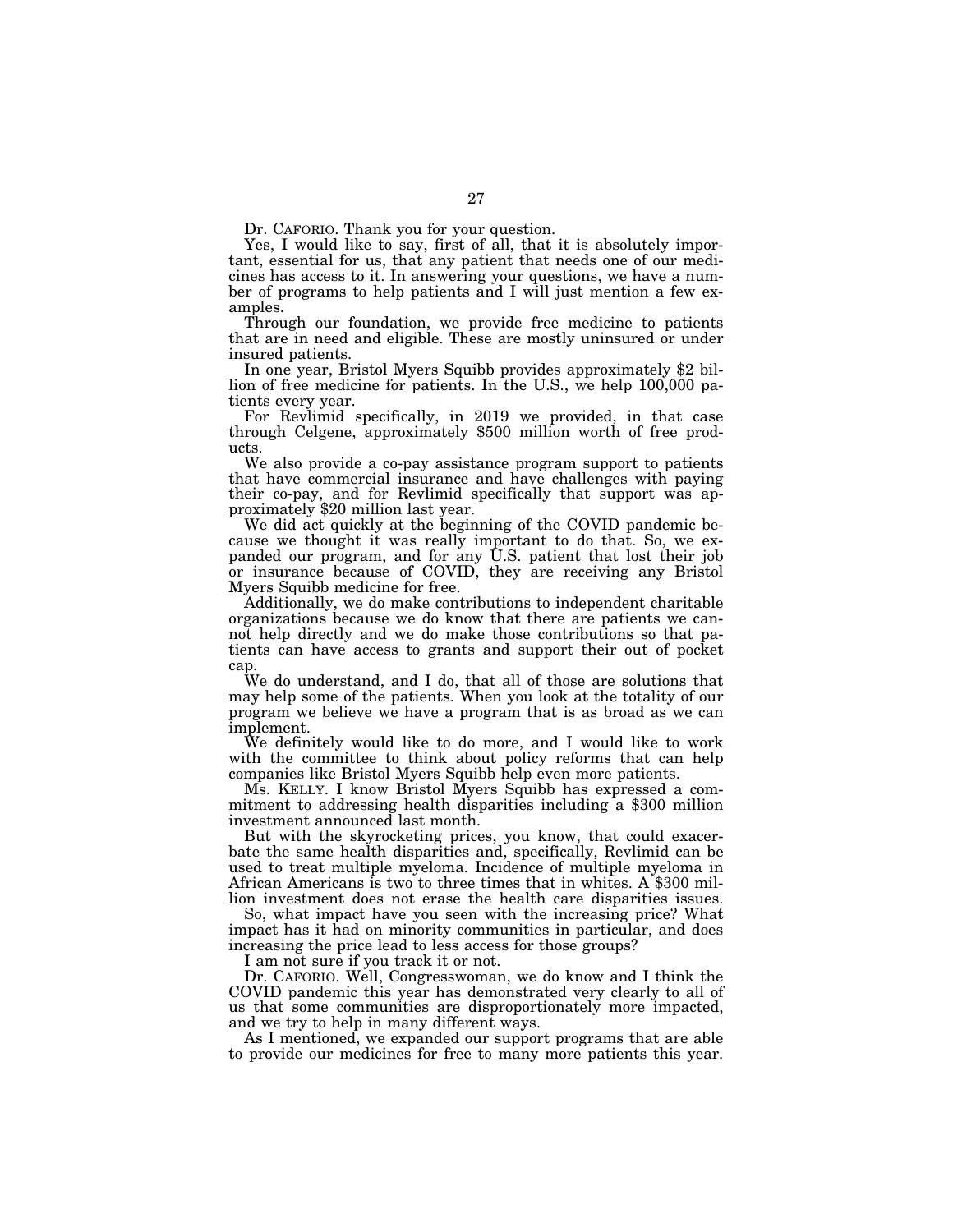Dr. CAFORIO. Thank you for your question.

Yes, I would like to say, first of all, that it is absolutely important, essential for us, that any patient that needs one of our medicines has access to it. In answering your questions, we have a number of programs to help patients and I will just mention a few examples.

Through our foundation, we provide free medicine to patients that are in need and eligible. These are mostly uninsured or under insured patients.

In one year, Bristol Myers Squibb provides approximately $2 billion of free medicine for patients. In the U.S., we help 100,000 patients every year.

For Revlimid specifically, in 2019 we provided, in that case through Celgene, approximately $500 million worth of free products.

We also provide a co-pay assistance program support to patients that have commercial insurance and have challenges with paying their co-pay, and for Revlimid specifically that support was approximately $20 million last year.

We did act quickly at the beginning of the COVID pandemic because we thought it was really important to do that. So, we expanded our program, and for any U.S. patient that lost their job or insurance because of COVID, they are receiving any Bristol Myers Squibb medicine for free.

Additionally, we do make contributions to independent charitable organizations because we do know that there are patients we cannot help directly and we do make those contributions so that patients can have access to grants and support their out of pocket cap.

We do understand, and I do, that all of those are solutions that may help some of the patients. When you look at the totality of our program we believe we have a program that is as broad as we can implement.

We definitely would like to do more, and I would like to work with the committee to think about policy reforms that can help companies like Bristol Myers Squibb help even more patients.

Ms. KELLY. I know Bristol Myers Squibb has expressed a commitment to addressing health disparities including a $300 million investment announced last month.

But with the skyrocketing prices, you know, that could exacerbate the same health disparities and, specifically, Revlimid can be used to treat multiple myeloma. Incidence of multiple myeloma in African Americans is two to three times that in whites. A $300 million investment does not erase the health care disparities issues.

So, what impact have you seen with the increasing price? What impact has it had on minority communities in particular, and does increasing the price lead to less access for those groups?

I am not sure if you track it or not.

Dr. CAFORIO. Well, Congresswoman, we do know and I think the COVID pandemic this year has demonstrated very clearly to all of us that some communities are disproportionately more impacted, and we try to help in many different ways.

As I mentioned, we expanded our support programs that are able to provide our medicines for free to many more patients this year.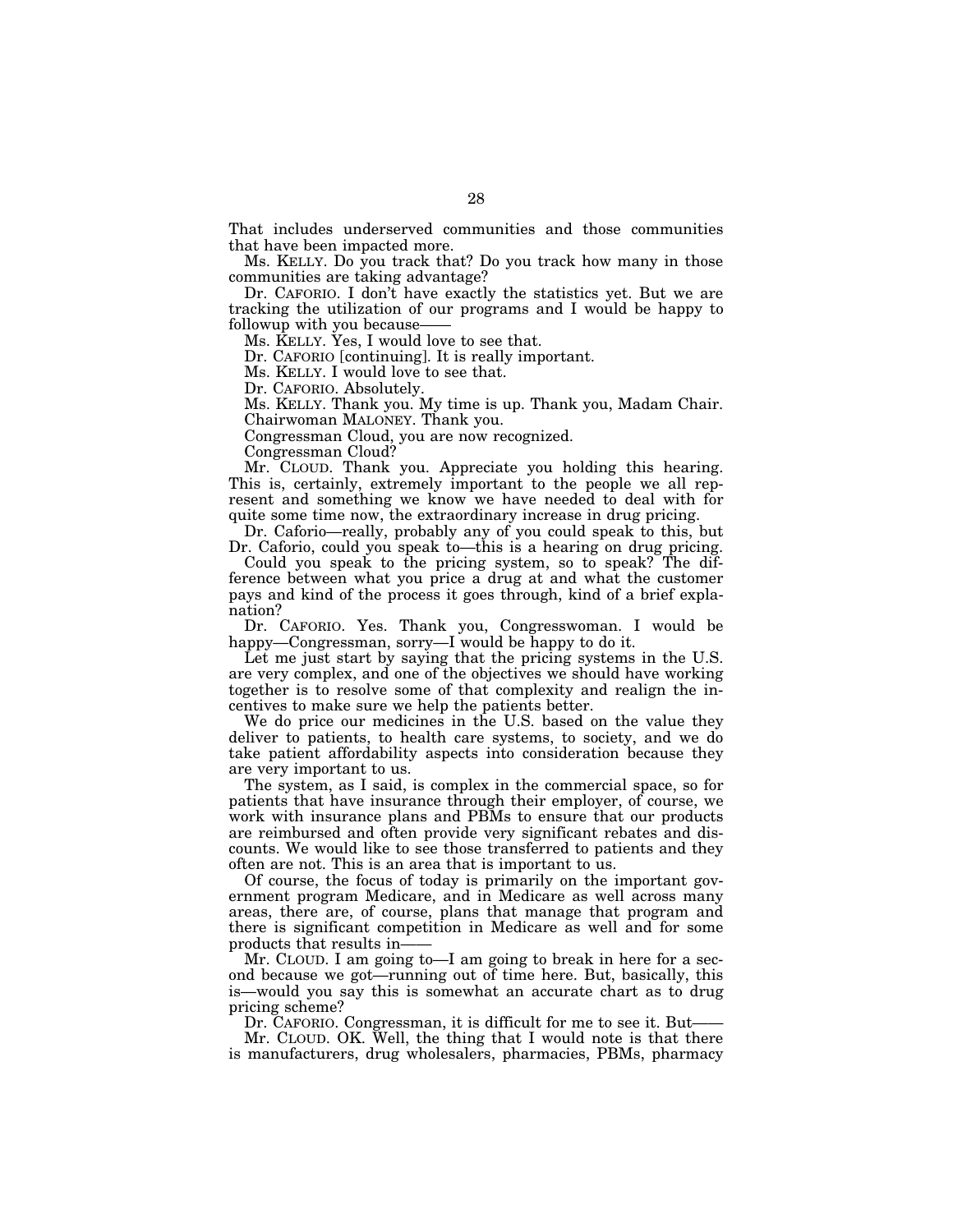That includes underserved communities and those communities that have been impacted more.

Ms. KELLY. Do you track that? Do you track how many in those communities are taking advantage?

Dr. CAFORIO. I don't have exactly the statistics yet. But we are tracking the utilization of our programs and I would be happy to followup with you because——

Ms. KELLY. Yes, I would love to see that.

Dr. CAFORIO [continuing]. It is really important.

Ms. KELLY. I would love to see that.

Dr. CAFORIO. Absolutely.

Ms. KELLY. Thank you. My time is up. Thank you, Madam Chair.

Chairwoman MALONEY. Thank you.

Congressman Cloud, you are now recognized.

Congressman Cloud?

Mr. CLOUD. Thank you. Appreciate you holding this hearing. This is, certainly, extremely important to the people we all represent and something we know we have needed to deal with for quite some time now, the extraordinary increase in drug pricing.

Dr. Caforio—really, probably any of you could speak to this, but Dr. Caforio, could you speak to—this is a hearing on drug pricing.

Could you speak to the pricing system, so to speak? The difference between what you price a drug at and what the customer pays and kind of the process it goes through, kind of a brief explanation?

Dr. CAFORIO. Yes. Thank you, Congresswoman. I would be happy—Congressman, sorry—I would be happy to do it.

Let me just start by saying that the pricing systems in the U.S. are very complex, and one of the objectives we should have working together is to resolve some of that complexity and realign the incentives to make sure we help the patients better.

We do price our medicines in the U.S. based on the value they deliver to patients, to health care systems, to society, and we do take patient affordability aspects into consideration because they are very important to us.

The system, as I said, is complex in the commercial space, so for patients that have insurance through their employer, of course, we work with insurance plans and PBMs to ensure that our products are reimbursed and often provide very significant rebates and discounts. We would like to see those transferred to patients and they often are not. This is an area that is important to us.

Of course, the focus of today is primarily on the important government program Medicare, and in Medicare as well across many areas, there are, of course, plans that manage that program and there is significant competition in Medicare as well and for some products that results in——

Mr. CLOUD. I am going to—I am going to break in here for a second because we got—running out of time here. But, basically, this is—would you say this is somewhat an accurate chart as to drug pricing scheme?

Dr. CAFORIO. Congressman, it is difficult for me to see it. But——

Mr. CLOUD. OK. Well, the thing that I would note is that there is manufacturers, drug wholesalers, pharmacies, PBMs, pharmacy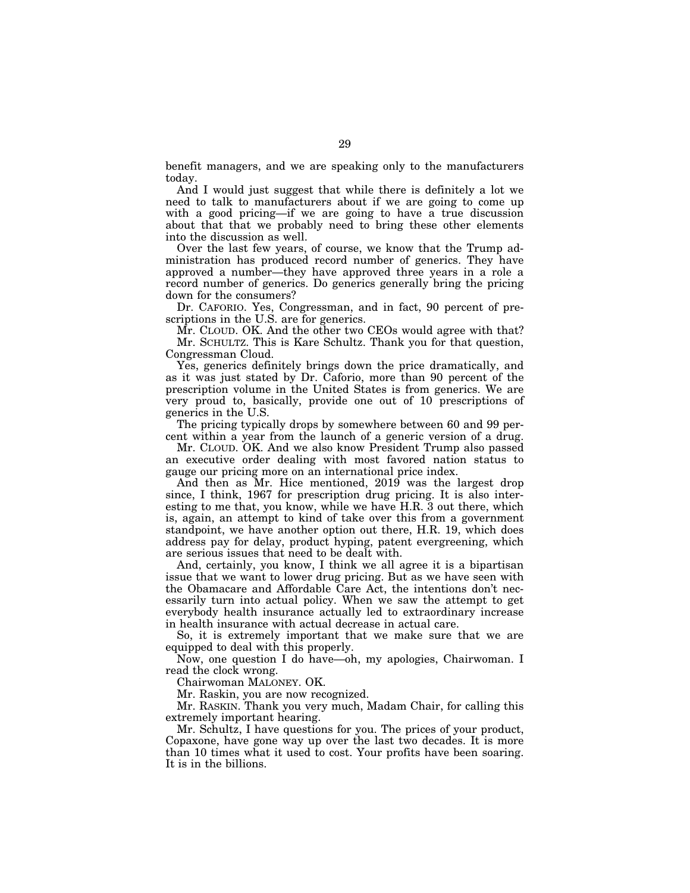benefit managers, and we are speaking only to the manufacturers today.

And I would just suggest that while there is definitely a lot we need to talk to manufacturers about if we are going to come up with a good pricing—if we are going to have a true discussion about that that we probably need to bring these other elements into the discussion as well.

Over the last few years, of course, we know that the Trump administration has produced record number of generics. They have approved a number—they have approved three years in a role a record number of generics. Do generics generally bring the pricing down for the consumers?

Dr. CAFORIO. Yes, Congressman, and in fact, 90 percent of prescriptions in the U.S. are for generics.

Mr. CLOUD. OK. And the other two CEOs would agree with that?

Mr. SCHULTZ. This is Kare Schultz. Thank you for that question, Congressman Cloud.

Yes, generics definitely brings down the price dramatically, and as it was just stated by Dr. Caforio, more than 90 percent of the prescription volume in the United States is from generics. We are very proud to, basically, provide one out of 10 prescriptions of generics in the U.S.

The pricing typically drops by somewhere between 60 and 99 percent within a year from the launch of a generic version of a drug.

Mr. CLOUD. OK. And we also know President Trump also passed an executive order dealing with most favored nation status to gauge our pricing more on an international price index.

And then as Mr. Hice mentioned, 2019 was the largest drop since, I think, 1967 for prescription drug pricing. It is also interesting to me that, you know, while we have H.R. 3 out there, which is, again, an attempt to kind of take over this from a government standpoint, we have another option out there, H.R. 19, which does address pay for delay, product hyping, patent evergreening, which are serious issues that need to be dealt with.

And, certainly, you know, I think we all agree it is a bipartisan issue that we want to lower drug pricing. But as we have seen with the Obamacare and Affordable Care Act, the intentions don't necessarily turn into actual policy. When we saw the attempt to get everybody health insurance actually led to extraordinary increase in health insurance with actual decrease in actual care.

So, it is extremely important that we make sure that we are equipped to deal with this properly.

Now, one question I do have—oh, my apologies, Chairwoman. I read the clock wrong.

Chairwoman MALONEY. OK.

Mr. Raskin, you are now recognized.

Mr. RASKIN. Thank you very much, Madam Chair, for calling this extremely important hearing.

Mr. Schultz, I have questions for you. The prices of your product, Copaxone, have gone way up over the last two decades. It is more than 10 times what it used to cost. Your profits have been soaring. It is in the billions.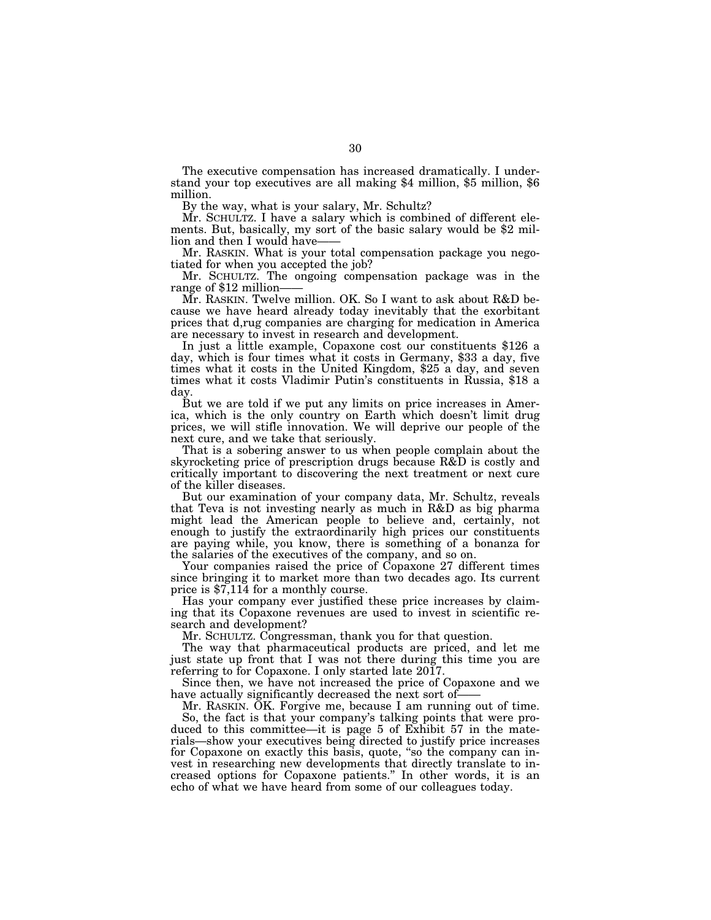The executive compensation has increased dramatically. I understand your top executives are all making $4 million, $5 million, $6 million.

By the way, what is your salary, Mr. Schultz?

Mr. SCHULTZ. I have a salary which is combined of different elements. But, basically, my sort of the basic salary would be $2 million and then I would have——

Mr. RASKIN. What is your total compensation package you negotiated for when you accepted the job?

Mr. SCHULTZ. The ongoing compensation package was in the range of $12 million——

Mr. RASKIN. Twelve million. OK. So I want to ask about R&D because we have heard already today inevitably that the exorbitant prices that d,rug companies are charging for medication in America are necessary to invest in research and development.

In just a little example, Copaxone cost our constituents $126 a day, which is four times what it costs in Germany, $33 a day, five times what it costs in the United Kingdom, $25 a day, and seven times what it costs Vladimir Putin's constituents in Russia, $18 a day.

But we are told if we put any limits on price increases in America, which is the only country on Earth which doesn't limit drug prices, we will stifle innovation. We will deprive our people of the next cure, and we take that seriously.

That is a sobering answer to us when people complain about the skyrocketing price of prescription drugs because R&D is costly and critically important to discovering the next treatment or next cure of the killer diseases.

But our examination of your company data, Mr. Schultz, reveals that Teva is not investing nearly as much in R&D as big pharma might lead the American people to believe and, certainly, not enough to justify the extraordinarily high prices our constituents are paying while, you know, there is something of a bonanza for the salaries of the executives of the company, and so on.

Your companies raised the price of Copaxone 27 different times since bringing it to market more than two decades ago. Its current price is $7,114 for a monthly course.

Has your company ever justified these price increases by claiming that its Copaxone revenues are used to invest in scientific research and development?

Mr. SCHULTZ. Congressman, thank you for that question.

The way that pharmaceutical products are priced, and let me just state up front that I was not there during this time you are referring to for Copaxone. I only started late 2017.

Since then, we have not increased the price of Copaxone and we have actually significantly decreased the next sort of——

Mr. RASKIN. OK. Forgive me, because I am running out of time.

So, the fact is that your company's talking points that were produced to this committee—it is page 5 of Exhibit 57 in the materials—show your executives being directed to justify price increases for Copaxone on exactly this basis, quote, "so the company can invest in researching new developments that directly translate to increased options for Copaxone patients." In other words, it is an echo of what we have heard from some of our colleagues today.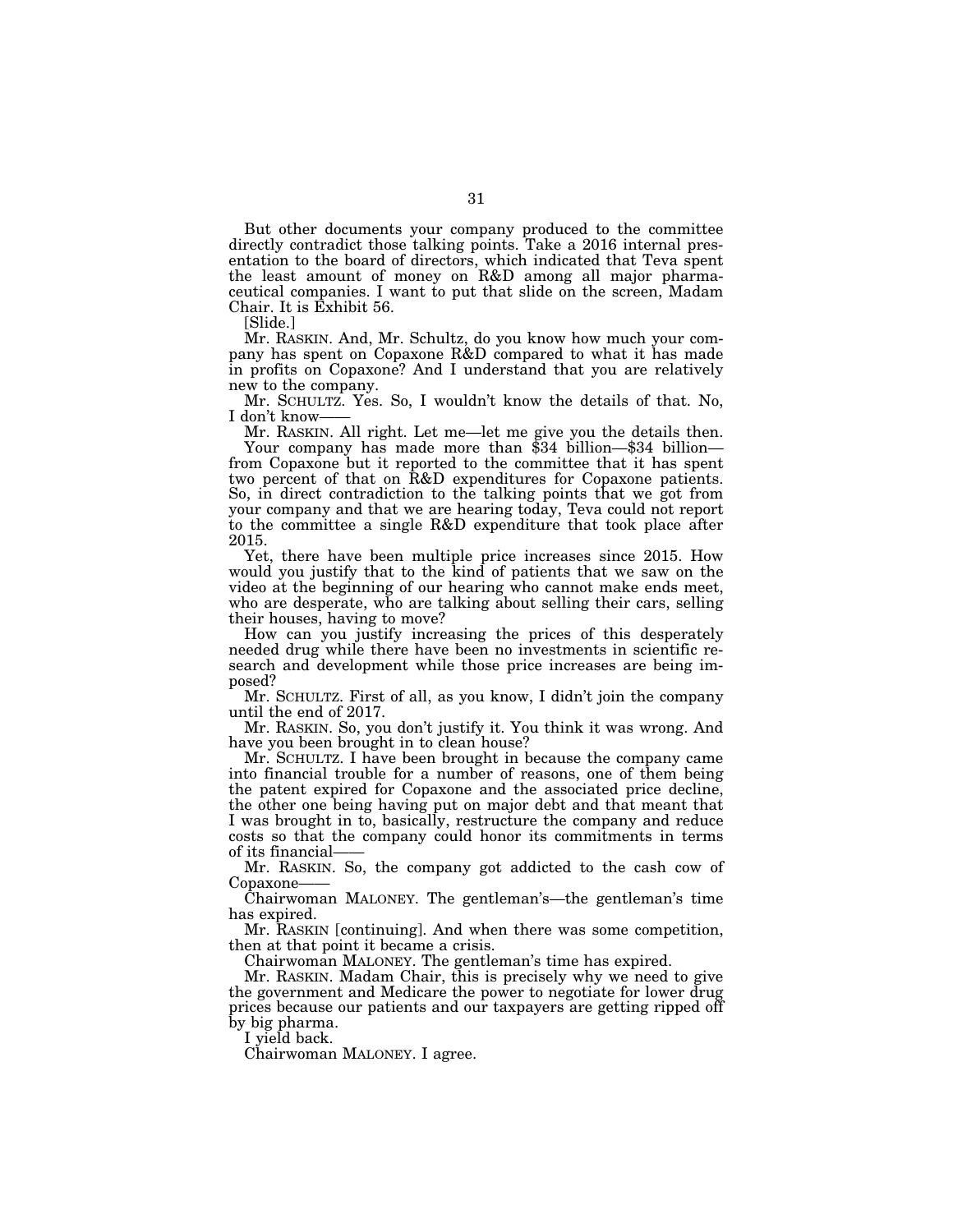But other documents your company produced to the committee directly contradict those talking points. Take a 2016 internal presentation to the board of directors, which indicated that Teva spent the least amount of money on R&D among all major pharmaceutical companies. I want to put that slide on the screen, Madam Chair. It is Exhibit 56.

[Slide.]

Mr. RASKIN. And, Mr. Schultz, do you know how much your company has spent on Copaxone R&D compared to what it has made in profits on Copaxone? And I understand that you are relatively new to the company.

Mr. SCHULTZ. Yes. So, I wouldn't know the details of that. No, I don't know——

Mr. RASKIN. All right. Let me—let me give you the details then.

Your company has made more than $34 billion—$34 billion—from Copaxone but it reported to the committee that it has spent two percent of that on R&D expenditures for Copaxone patients. So, in direct contradiction to the talking points that we got from your company and that we are hearing today, Teva could not report to the committee a single R&D expenditure that took place after 2015.

Yet, there have been multiple price increases since 2015. How would you justify that to the kind of patients that we saw on the video at the beginning of our hearing who cannot make ends meet, who are desperate, who are talking about selling their cars, selling their houses, having to move?

How can you justify increasing the prices of this desperately needed drug while there have been no investments in scientific research and development while those price increases are being imposed?

Mr. SCHULTZ. First of all, as you know, I didn't join the company until the end of 2017.

Mr. RASKIN. So, you don't justify it. You think it was wrong. And have you been brought in to clean house?

Mr. SCHULTZ. I have been brought in because the company came into financial trouble for a number of reasons, one of them being the patent expired for Copaxone and the associated price decline, the other one being having put on major debt and that meant that I was brought in to, basically, restructure the company and reduce costs so that the company could honor its commitments in terms of its financial——

Mr. RASKIN. So, the company got addicted to the cash cow of Copaxone——

Chairwoman MALONEY. The gentleman's—the gentleman's time has expired.

Mr. RASKIN [continuing]. And when there was some competition, then at that point it became a crisis.

Chairwoman MALONEY. The gentleman's time has expired.

Mr. RASKIN. Madam Chair, this is precisely why we need to give the government and Medicare the power to negotiate for lower drug prices because our patients and our taxpayers are getting ripped off by big pharma.

I yield back.

Chairwoman MALONEY. I agree.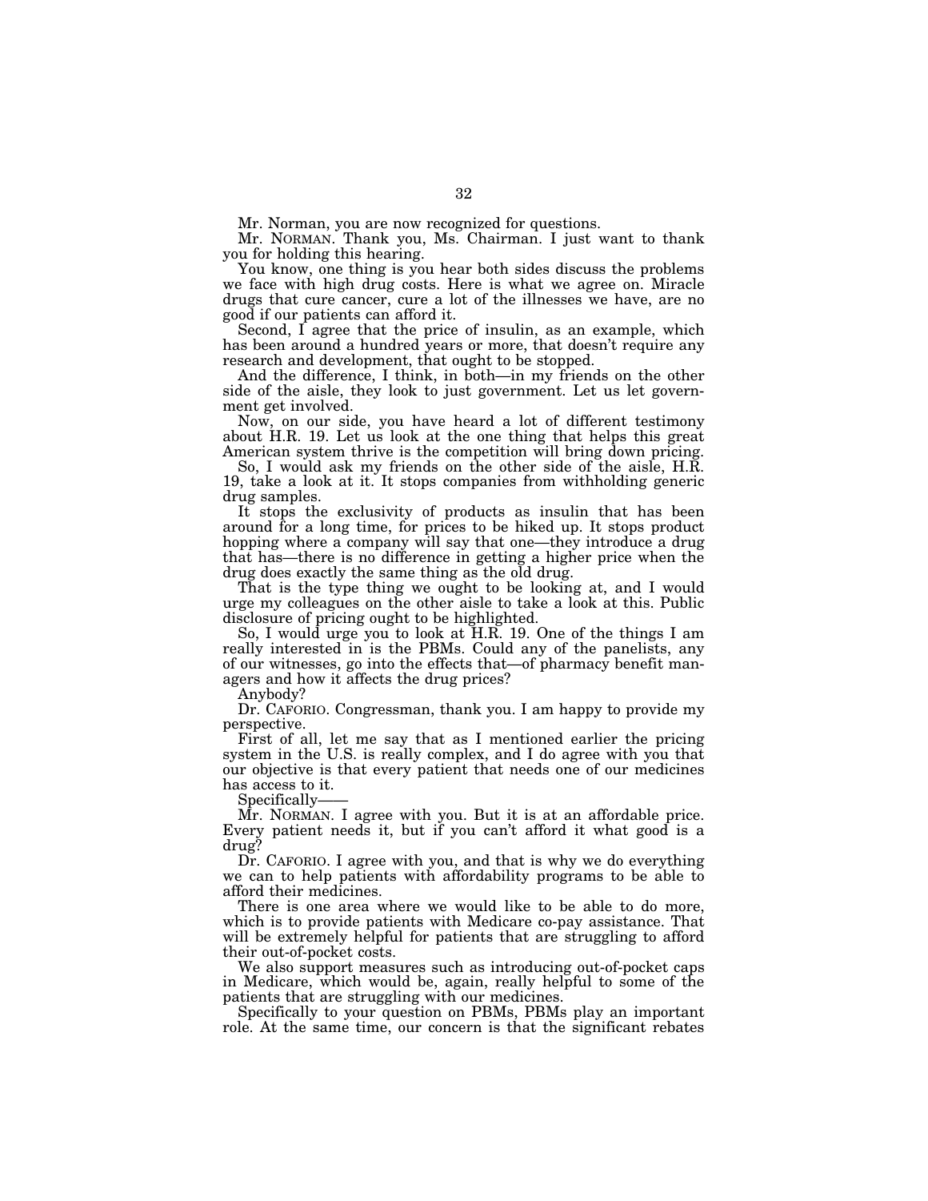Mr. Norman, you are now recognized for questions.

Mr. NORMAN. Thank you, Ms. Chairman. I just want to thank you for holding this hearing.

You know, one thing is you hear both sides discuss the problems we face with high drug costs. Here is what we agree on. Miracle drugs that cure cancer, cure a lot of the illnesses we have, are no good if our patients can afford it.

Second, I agree that the price of insulin, as an example, which has been around a hundred years or more, that doesn't require any research and development, that ought to be stopped.

And the difference, I think, in both—in my friends on the other side of the aisle, they look to just government. Let us let government get involved.

Now, on our side, you have heard a lot of different testimony about H.R. 19. Let us look at the one thing that helps this great American system thrive is the competition will bring down pricing.

So, I would ask my friends on the other side of the aisle, H.R. 19, take a look at it. It stops companies from withholding generic drug samples.

It stops the exclusivity of products as insulin that has been around for a long time, for prices to be hiked up. It stops product hopping where a company will say that one—they introduce a drug that has—there is no difference in getting a higher price when the drug does exactly the same thing as the old drug.

That is the type thing we ought to be looking at, and I would urge my colleagues on the other aisle to take a look at this. Public disclosure of pricing ought to be highlighted.

So, I would urge you to look at H.R. 19. One of the things I am really interested in is the PBMs. Could any of the panelists, any of our witnesses, go into the effects that—of pharmacy benefit managers and how it affects the drug prices?

Anybody?

Dr. CAFORIO. Congressman, thank you. I am happy to provide my perspective.

First of all, let me say that as I mentioned earlier the pricing system in the U.S. is really complex, and I do agree with you that our objective is that every patient that needs one of our medicines has access to it.

Specifically——

Mr. NORMAN. I agree with you. But it is at an affordable price. Every patient needs it, but if you can't afford it what good is a drug?

Dr. CAFORIO. I agree with you, and that is why we do everything we can to help patients with affordability programs to be able to afford their medicines.

There is one area where we would like to be able to do more, which is to provide patients with Medicare co-pay assistance. That will be extremely helpful for patients that are struggling to afford their out-of-pocket costs.

We also support measures such as introducing out-of-pocket caps in Medicare, which would be, again, really helpful to some of the patients that are struggling with our medicines.

Specifically to your question on PBMs, PBMs play an important role. At the same time, our concern is that the significant rebates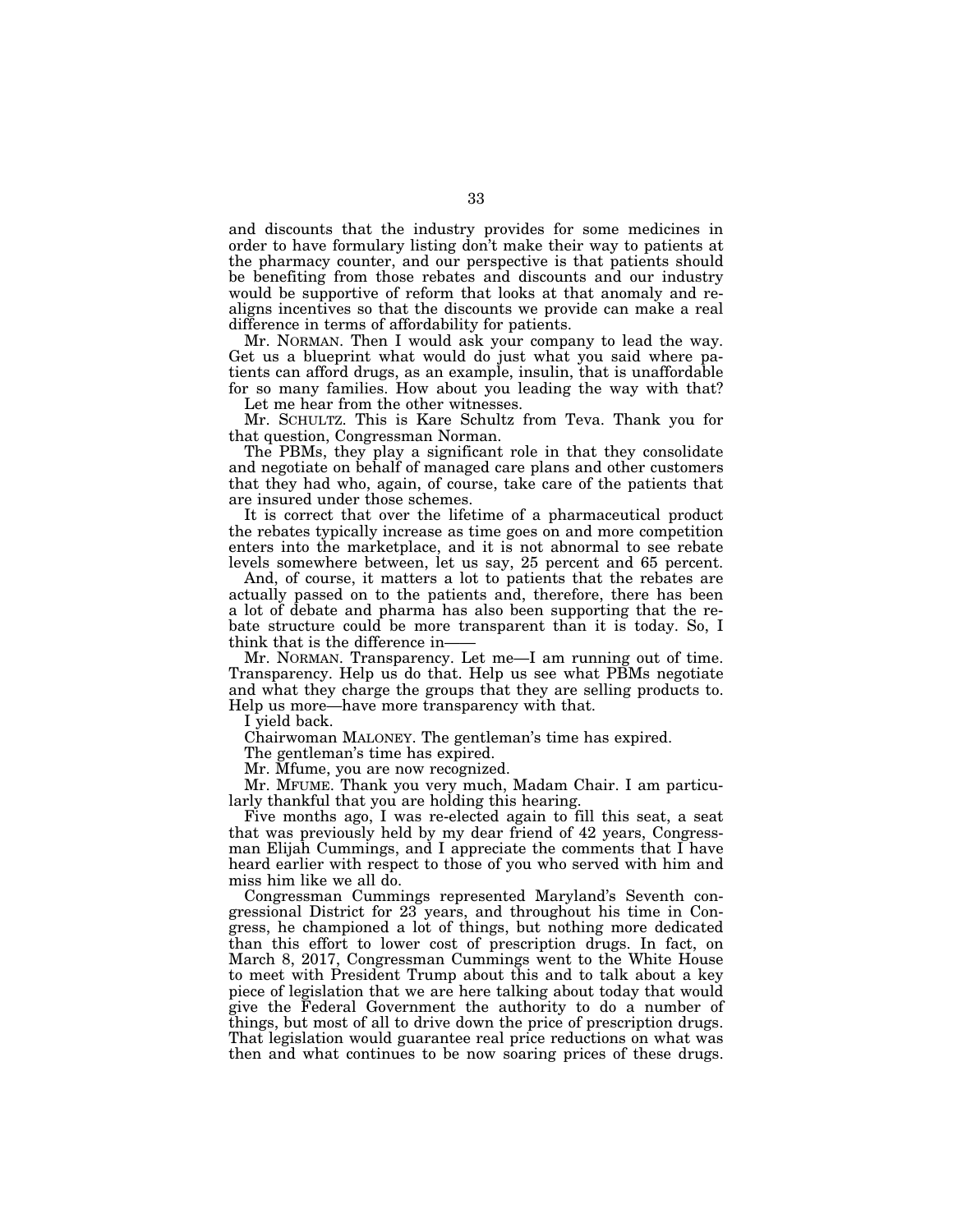and discounts that the industry provides for some medicines in order to have formulary listing don't make their way to patients at the pharmacy counter, and our perspective is that patients should be benefiting from those rebates and discounts and our industry would be supportive of reform that looks at that anomaly and re-aligns incentives so that the discounts we provide can make a real difference in terms of affordability for patients.

Mr. NORMAN. Then I would ask your company to lead the way. Get us a blueprint what would do just what you said where patients can afford drugs, as an example, insulin, that is unaffordable for so many families. How about you leading the way with that?

Let me hear from the other witnesses.

Mr. SCHULTZ. This is Kare Schultz from Teva. Thank you for that question, Congressman Norman.

The PBMs, they play a significant role in that they consolidate and negotiate on behalf of managed care plans and other customers that they had who, again, of course, take care of the patients that are insured under those schemes.

It is correct that over the lifetime of a pharmaceutical product the rebates typically increase as time goes on and more competition enters into the marketplace, and it is not abnormal to see rebate levels somewhere between, let us say, 25 percent and 65 percent.

And, of course, it matters a lot to patients that the rebates are actually passed on to the patients and, therefore, there has been a lot of debate and pharma has also been supporting that the rebate structure could be more transparent than it is today. So, I think that is the difference in——

Mr. NORMAN. Transparency. Let me—I am running out of time. Transparency. Help us do that. Help us see what PBMs negotiate and what they charge the groups that they are selling products to. Help us more—have more transparency with that.

I yield back.

Chairwoman MALONEY. The gentleman's time has expired.

The gentleman's time has expired.

Mr. Mfume, you are now recognized.

Mr. MFUME. Thank you very much, Madam Chair. I am particularly thankful that you are holding this hearing.

Five months ago, I was re-elected again to fill this seat, a seat that was previously held by my dear friend of 42 years, Congressman Elijah Cummings, and I appreciate the comments that I have heard earlier with respect to those of you who served with him and miss him like we all do.

Congressman Cummings represented Maryland's Seventh congressional District for 23 years, and throughout his time in Congress, he championed a lot of things, but nothing more dedicated than this effort to lower cost of prescription drugs. In fact, on March 8, 2017, Congressman Cummings went to the White House to meet with President Trump about this and to talk about a key piece of legislation that we are here talking about today that would give the Federal Government the authority to do a number of things, but most of all to drive down the price of prescription drugs. That legislation would guarantee real price reductions on what was then and what continues to be now soaring prices of these drugs.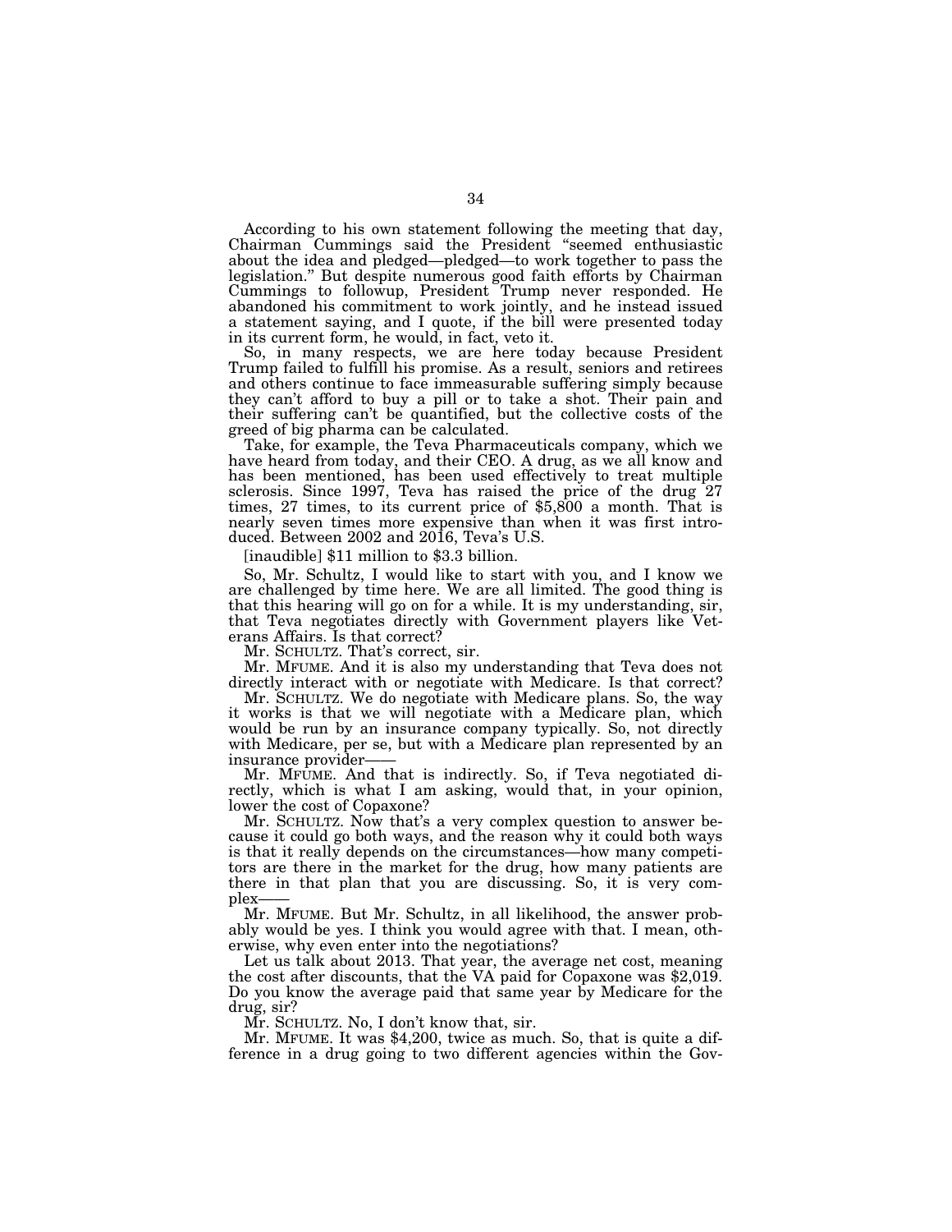According to his own statement following the meeting that day, Chairman Cummings said the President "seemed enthusiastic about the idea and pledged—pledged—to work together to pass the legislation." But despite numerous good faith efforts by Chairman Cummings to followup, President Trump never responded. He abandoned his commitment to work jointly, and he instead issued a statement saying, and I quote, if the bill were presented today in its current form, he would, in fact, veto it.

So, in many respects, we are here today because President Trump failed to fulfill his promise. As a result, seniors and retirees and others continue to face immeasurable suffering simply because they can't afford to buy a pill or to take a shot. Their pain and their suffering can't be quantified, but the collective costs of the greed of big pharma can be calculated.

Take, for example, the Teva Pharmaceuticals company, which we have heard from today, and their CEO. A drug, as we all know and has been mentioned, has been used effectively to treat multiple sclerosis. Since 1997, Teva has raised the price of the drug 27 times, 27 times, to its current price of $5,800 a month. That is nearly seven times more expensive than when it was first introduced. Between 2002 and 2016, Teva's U.S.

[inaudible] $11 million to $3.3 billion.

So, Mr. Schultz, I would like to start with you, and I know we are challenged by time here. We are all limited. The good thing is that this hearing will go on for a while. It is my understanding, sir, that Teva negotiates directly with Government players like Veterans Affairs. Is that correct?

Mr. SCHULTZ. That's correct, sir.

Mr. MFUME. And it is also my understanding that Teva does not directly interact with or negotiate with Medicare. Is that correct?

Mr. SCHULTZ. We do negotiate with Medicare plans. So, the way it works is that we will negotiate with a Medicare plan, which would be run by an insurance company typically. So, not directly with Medicare, per se, but with a Medicare plan represented by an insurance provider——

Mr. MFUME. And that is indirectly. So, if Teva negotiated directly, which is what I am asking, would that, in your opinion, lower the cost of Copaxone?

Mr. SCHULTZ. Now that's a very complex question to answer because it could go both ways, and the reason why it could both ways is that it really depends on the circumstances—how many competitors are there in the market for the drug, how many patients are there in that plan that you are discussing. So, it is very complex——

Mr. MFUME. But Mr. Schultz, in all likelihood, the answer probably would be yes. I think you would agree with that. I mean, otherwise, why even enter into the negotiations?

Let us talk about 2013. That year, the average net cost, meaning the cost after discounts, that the VA paid for Copaxone was $2,019. Do you know the average paid that same year by Medicare for the drug, sir?

Mr. SCHULTZ. No, I don't know that, sir.

Mr. MFUME. It was $4,200, twice as much. So, that is quite a difference in a drug going to two different agencies within the Gov-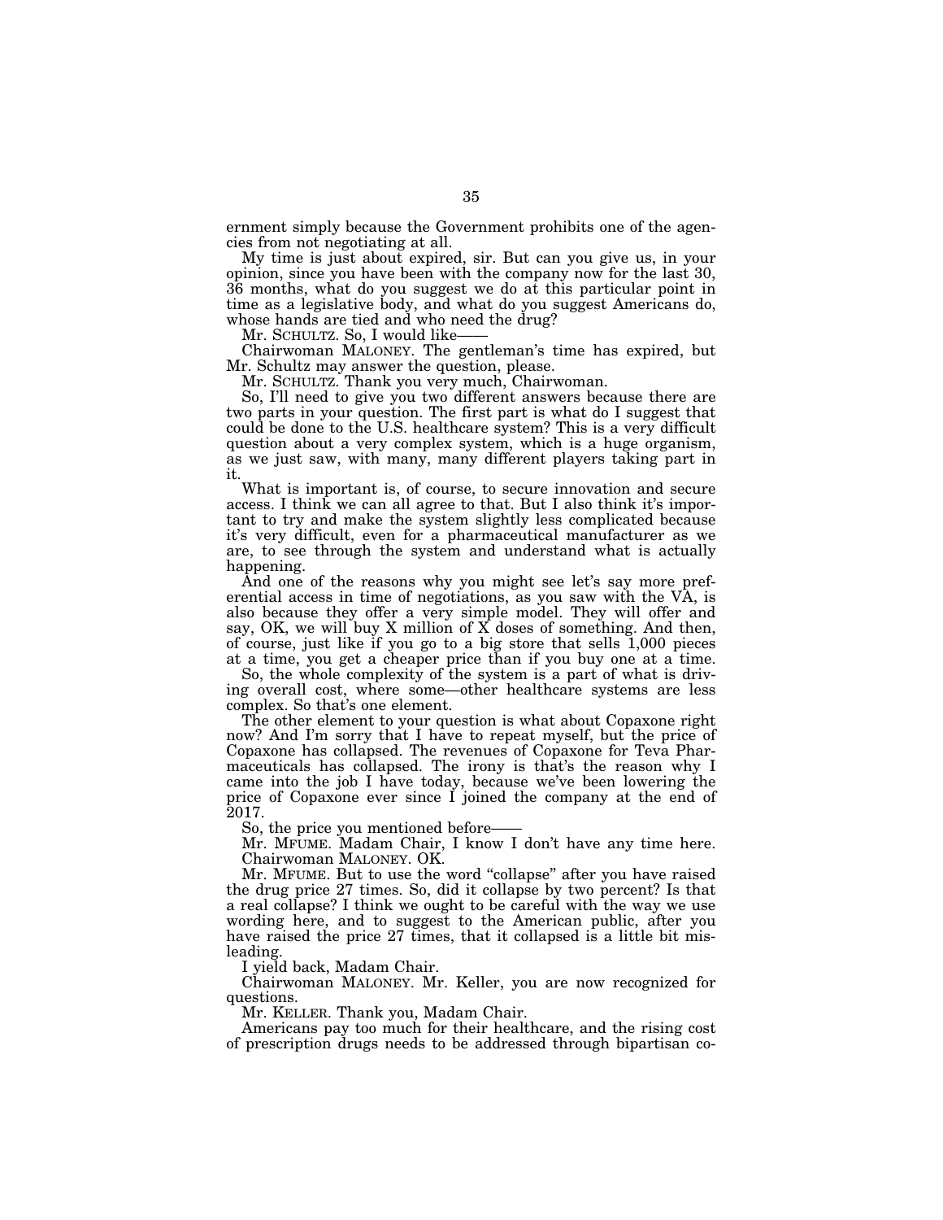ernment simply because the Government prohibits one of the agencies from not negotiating at all.

My time is just about expired, sir. But can you give us, in your opinion, since you have been with the company now for the last 30, 36 months, what do you suggest we do at this particular point in time as a legislative body, and what do you suggest Americans do, whose hands are tied and who need the drug?

Mr. SCHULTZ. So, I would like——

Chairwoman MALONEY. The gentleman's time has expired, but Mr. Schultz may answer the question, please.

Mr. SCHULTZ. Thank you very much, Chairwoman.

So, I'll need to give you two different answers because there are two parts in your question. The first part is what do I suggest that could be done to the U.S. healthcare system? This is a very difficult question about a very complex system, which is a huge organism, as we just saw, with many, many different players taking part in it.

What is important is, of course, to secure innovation and secure access. I think we can all agree to that. But I also think it's important to try and make the system slightly less complicated because it's very difficult, even for a pharmaceutical manufacturer as we are, to see through the system and understand what is actually happening.

And one of the reasons why you might see let's say more preferential access in time of negotiations, as you saw with the VA, is also because they offer a very simple model. They will offer and say, OK, we will buy X million of X doses of something. And then, of course, just like if you go to a big store that sells 1,000 pieces at a time, you get a cheaper price than if you buy one at a time.

So, the whole complexity of the system is a part of what is driving overall cost, where some—other healthcare systems are less complex. So that's one element.

The other element to your question is what about Copaxone right now? And I'm sorry that I have to repeat myself, but the price of Copaxone has collapsed. The revenues of Copaxone for Teva Pharmaceuticals has collapsed. The irony is that's the reason why I came into the job I have today, because we've been lowering the price of Copaxone ever since I joined the company at the end of 2017.

So, the price you mentioned before——

Mr. MFUME. Madam Chair, I know I don't have any time here.

Chairwoman MALONEY. OK.

Mr. MFUME. But to use the word "collapse" after you have raised the drug price 27 times. So, did it collapse by two percent? Is that a real collapse? I think we ought to be careful with the way we use wording here, and to suggest to the American public, after you have raised the price 27 times, that it collapsed is a little bit misleading.

I yield back, Madam Chair.

Chairwoman MALONEY. Mr. Keller, you are now recognized for questions.

Mr. KELLER. Thank you, Madam Chair.

Americans pay too much for their healthcare, and the rising cost of prescription drugs needs to be addressed through bipartisan co-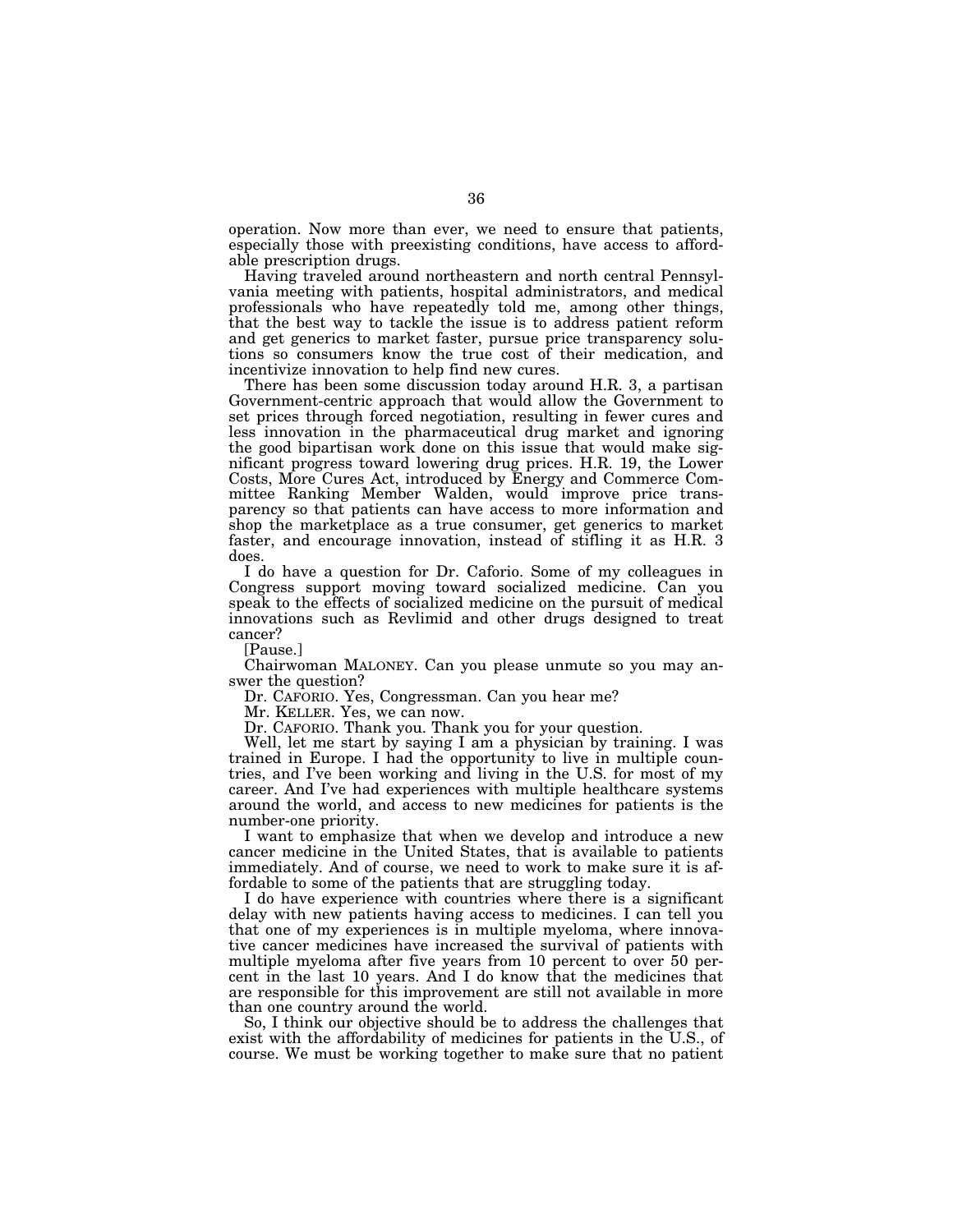operation. Now more than ever, we need to ensure that patients, especially those with preexisting conditions, have access to affordable prescription drugs.

Having traveled around northeastern and north central Pennsylvania meeting with patients, hospital administrators, and medical professionals who have repeatedly told me, among other things, that the best way to tackle the issue is to address patient reform and get generics to market faster, pursue price transparency solutions so consumers know the true cost of their medication, and incentivize innovation to help find new cures.

There has been some discussion today around H.R. 3, a partisan Government-centric approach that would allow the Government to set prices through forced negotiation, resulting in fewer cures and less innovation in the pharmaceutical drug market and ignoring the good bipartisan work done on this issue that would make significant progress toward lowering drug prices. H.R. 19, the Lower Costs, More Cures Act, introduced by Energy and Commerce Committee Ranking Member Walden, would improve price transparency so that patients can have access to more information and shop the marketplace as a true consumer, get generics to market faster, and encourage innovation, instead of stifling it as H.R. 3 does.

I do have a question for Dr. Caforio. Some of my colleagues in Congress support moving toward socialized medicine. Can you speak to the effects of socialized medicine on the pursuit of medical innovations such as Revlimid and other drugs designed to treat cancer?

[Pause.]

Chairwoman MALONEY. Can you please unmute so you may answer the question?

Dr. CAFORIO. Yes, Congressman. Can you hear me?

Mr. KELLER. Yes, we can now.

Dr. CAFORIO. Thank you. Thank you for your question.

Well, let me start by saying I am a physician by training. I was trained in Europe. I had the opportunity to live in multiple countries, and I've been working and living in the U.S. for most of my career. And I've had experiences with multiple healthcare systems around the world, and access to new medicines for patients is the number-one priority.

I want to emphasize that when we develop and introduce a new cancer medicine in the United States, that is available to patients immediately. And of course, we need to work to make sure it is affordable to some of the patients that are struggling today.

I do have experience with countries where there is a significant delay with new patients having access to medicines. I can tell you that one of my experiences is in multiple myeloma, where innovative cancer medicines have increased the survival of patients with multiple myeloma after five years from 10 percent to over 50 percent in the last 10 years. And I do know that the medicines that are responsible for this improvement are still not available in more than one country around the world.

So, I think our objective should be to address the challenges that exist with the affordability of medicines for patients in the U.S., of course. We must be working together to make sure that no patient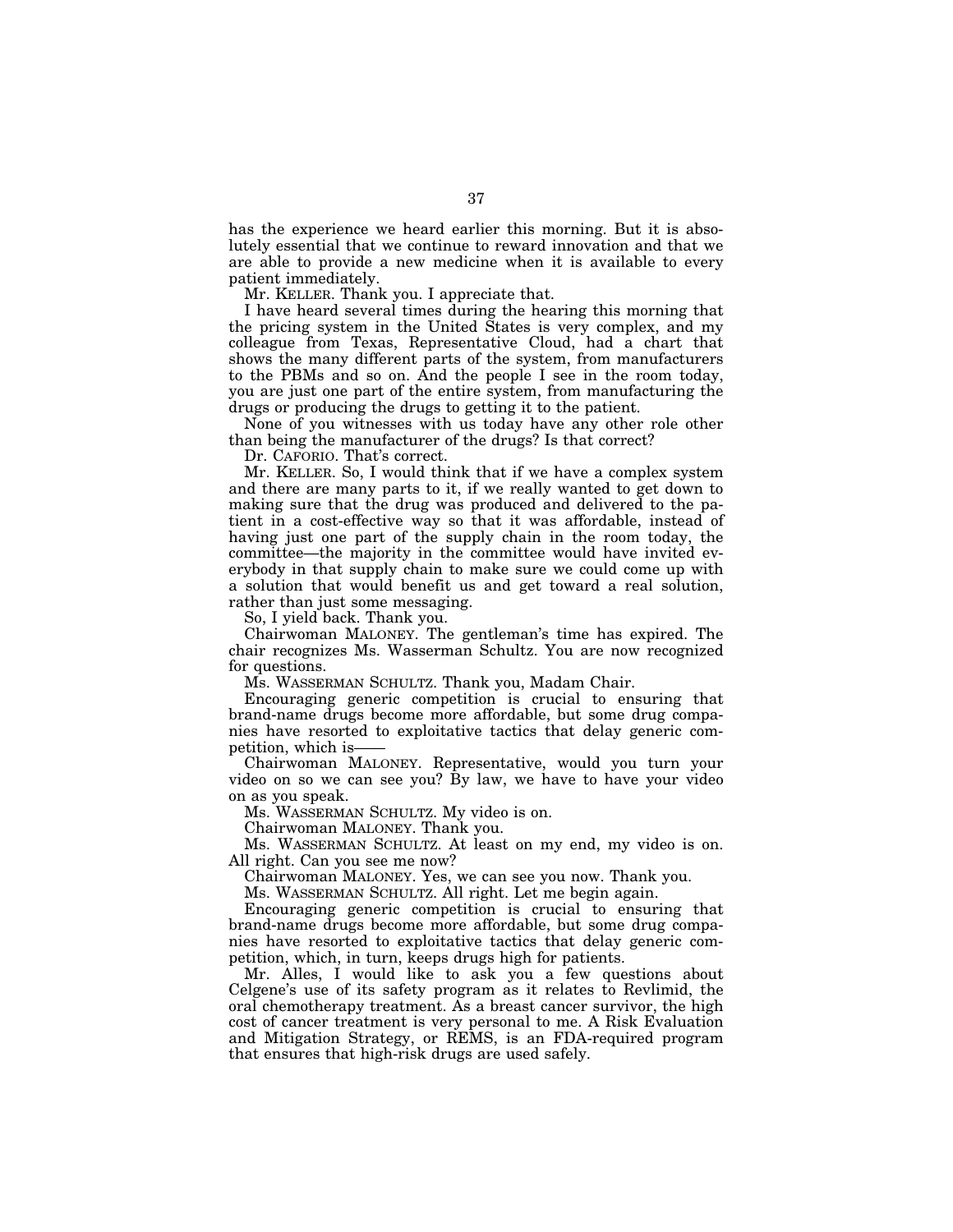has the experience we heard earlier this morning. But it is absolutely essential that we continue to reward innovation and that we are able to provide a new medicine when it is available to every patient immediately.

Mr. KELLER. Thank you. I appreciate that.

I have heard several times during the hearing this morning that the pricing system in the United States is very complex, and my colleague from Texas, Representative Cloud, had a chart that shows the many different parts of the system, from manufacturers to the PBMs and so on. And the people I see in the room today, you are just one part of the entire system, from manufacturing the drugs or producing the drugs to getting it to the patient.

None of you witnesses with us today have any other role other than being the manufacturer of the drugs? Is that correct?

Dr. CAFORIO. That's correct.

Mr. KELLER. So, I would think that if we have a complex system and there are many parts to it, if we really wanted to get down to making sure that the drug was produced and delivered to the patient in a cost-effective way so that it was affordable, instead of having just one part of the supply chain in the room today, the committee—the majority in the committee would have invited everybody in that supply chain to make sure we could come up with a solution that would benefit us and get toward a real solution, rather than just some messaging.

So, I yield back. Thank you.

Chairwoman MALONEY. The gentleman's time has expired. The chair recognizes Ms. Wasserman Schultz. You are now recognized for questions.

Ms. WASSERMAN SCHULTZ. Thank you, Madam Chair.

Encouraging generic competition is crucial to ensuring that brand-name drugs become more affordable, but some drug companies have resorted to exploitative tactics that delay generic competition, which is——

Chairwoman MALONEY. Representative, would you turn your video on so we can see you? By law, we have to have your video on as you speak.

Ms. WASSERMAN SCHULTZ. My video is on.

Chairwoman MALONEY. Thank you.

Ms. WASSERMAN SCHULTZ. At least on my end, my video is on. All right. Can you see me now?

Chairwoman MALONEY. Yes, we can see you now. Thank you.

Ms. WASSERMAN SCHULTZ. All right. Let me begin again.

Encouraging generic competition is crucial to ensuring that brand-name drugs become more affordable, but some drug companies have resorted to exploitative tactics that delay generic competition, which, in turn, keeps drugs high for patients.

Mr. Alles, I would like to ask you a few questions about Celgene's use of its safety program as it relates to Revlimid, the oral chemotherapy treatment. As a breast cancer survivor, the high cost of cancer treatment is very personal to me. A Risk Evaluation and Mitigation Strategy, or REMS, is an FDA-required program that ensures that high-risk drugs are used safely.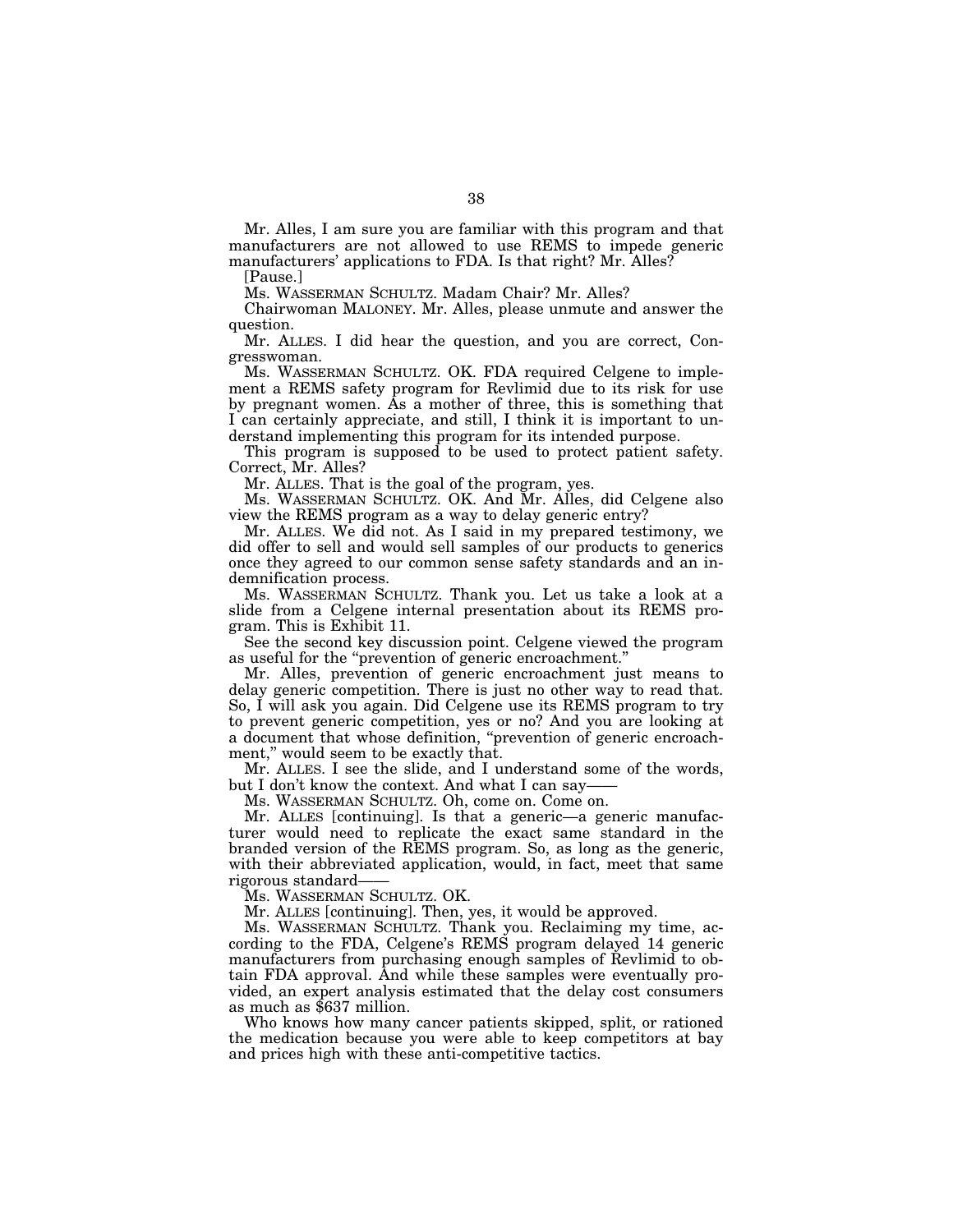Mr. Alles, I am sure you are familiar with this program and that manufacturers are not allowed to use REMS to impede generic manufacturers' applications to FDA. Is that right? Mr. Alles?

[Pause.]

Ms. WASSERMAN SCHULTZ. Madam Chair? Mr. Alles?

Chairwoman MALONEY. Mr. Alles, please unmute and answer the question.

Mr. ALLES. I did hear the question, and you are correct, Congresswoman.

Ms. WASSERMAN SCHULTZ. OK. FDA required Celgene to implement a REMS safety program for Revlimid due to its risk for use by pregnant women. As a mother of three, this is something that I can certainly appreciate, and still, I think it is important to understand implementing this program for its intended purpose.

This program is supposed to be used to protect patient safety. Correct, Mr. Alles?

Mr. ALLES. That is the goal of the program, yes.

Ms. WASSERMAN SCHULTZ. OK. And Mr. Alles, did Celgene also view the REMS program as a way to delay generic entry?

Mr. ALLES. We did not. As I said in my prepared testimony, we did offer to sell and would sell samples of our products to generics once they agreed to our common sense safety standards and an indemnification process.

Ms. WASSERMAN SCHULTZ. Thank you. Let us take a look at a slide from a Celgene internal presentation about its REMS program. This is Exhibit 11.

See the second key discussion point. Celgene viewed the program as useful for the "prevention of generic encroachment."

Mr. Alles, prevention of generic encroachment just means to delay generic competition. There is just no other way to read that. So, I will ask you again. Did Celgene use its REMS program to try to prevent generic competition, yes or no? And you are looking at a document that whose definition, "prevention of generic encroachment," would seem to be exactly that.

Mr. ALLES. I see the slide, and I understand some of the words, but I don't know the context. And what I can say——

Ms. WASSERMAN SCHULTZ. Oh, come on. Come on.

Mr. ALLES [continuing]. Is that a generic—a generic manufacturer would need to replicate the exact same standard in the branded version of the REMS program. So, as long as the generic, with their abbreviated application, would, in fact, meet that same rigorous standard——

Ms. WASSERMAN SCHULTZ. OK.

Mr. ALLES [continuing]. Then, yes, it would be approved.

Ms. WASSERMAN SCHULTZ. Thank you. Reclaiming my time, according to the FDA, Celgene's REMS program delayed 14 generic manufacturers from purchasing enough samples of Revlimid to obtain FDA approval. And while these samples were eventually provided, an expert analysis estimated that the delay cost consumers as much as $637 million.

Who knows how many cancer patients skipped, split, or rationed the medication because you were able to keep competitors at bay and prices high with these anti-competitive tactics.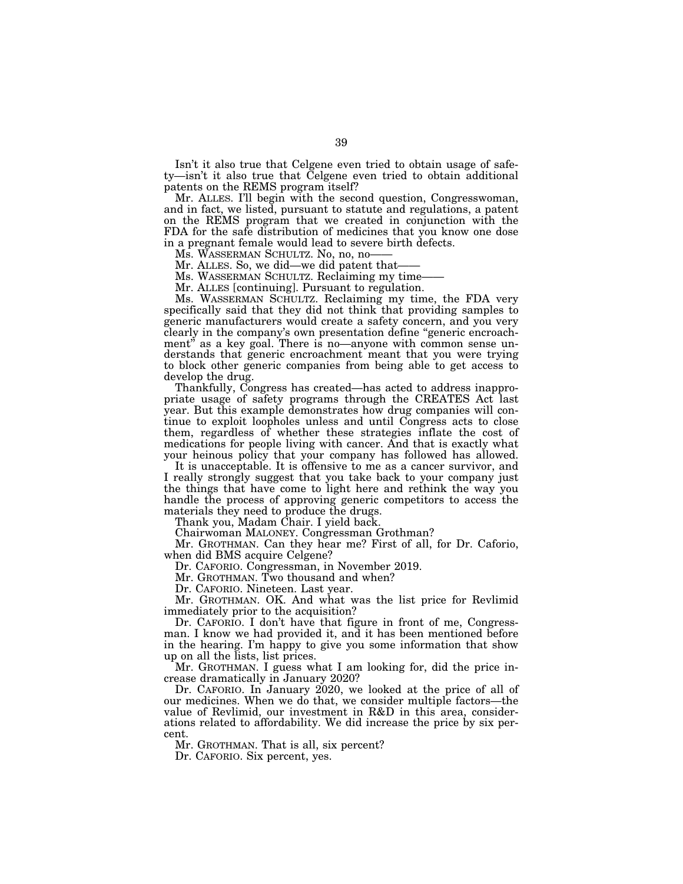Isn't it also true that Celgene even tried to obtain usage of safety—isn't it also true that Celgene even tried to obtain additional patents on the REMS program itself?

Mr. ALLES. I'll begin with the second question, Congresswoman, and in fact, we listed, pursuant to statute and regulations, a patent on the REMS program that we created in conjunction with the FDA for the safe distribution of medicines that you know one dose in a pregnant female would lead to severe birth defects.

Ms. WASSERMAN SCHULTZ. No, no, no——

Mr. ALLES. So, we did—we did patent that——

Ms. WASSERMAN SCHULTZ. Reclaiming my time——

Mr. ALLES [continuing]. Pursuant to regulation.

Ms. WASSERMAN SCHULTZ. Reclaiming my time, the FDA very specifically said that they did not think that providing samples to generic manufacturers would create a safety concern, and you very clearly in the company's own presentation define "generic encroachment" as a key goal. There is no—anyone with common sense understands that generic encroachment meant that you were trying to block other generic companies from being able to get access to develop the drug.

Thankfully, Congress has created—has acted to address inappropriate usage of safety programs through the CREATES Act last year. But this example demonstrates how drug companies will continue to exploit loopholes unless and until Congress acts to close them, regardless of whether these strategies inflate the cost of medications for people living with cancer. And that is exactly what your heinous policy that your company has followed has allowed.

It is unacceptable. It is offensive to me as a cancer survivor, and I really strongly suggest that you take back to your company just the things that have come to light here and rethink the way you handle the process of approving generic competitors to access the materials they need to produce the drugs.

Thank you, Madam Chair. I yield back.

Chairwoman MALONEY. Congressman Grothman?

Mr. GROTHMAN. Can they hear me? First of all, for Dr. Caforio, when did BMS acquire Celgene?

Dr. CAFORIO. Congressman, in November 2019.

Mr. GROTHMAN. Two thousand and when?

Dr. CAFORIO. Nineteen. Last year.

Mr. GROTHMAN. OK. And what was the list price for Revlimid immediately prior to the acquisition?

Dr. CAFORIO. I don't have that figure in front of me, Congressman. I know we had provided it, and it has been mentioned before in the hearing. I'm happy to give you some information that show up on all the lists, list prices.

Mr. GROTHMAN. I guess what I am looking for, did the price increase dramatically in January 2020?

Dr. CAFORIO. In January 2020, we looked at the price of all of our medicines. When we do that, we consider multiple factors—the value of Revlimid, our investment in R&D in this area, considerations related to affordability. We did increase the price by six percent.

Mr. GROTHMAN. That is all, six percent?

Dr. CAFORIO. Six percent, yes.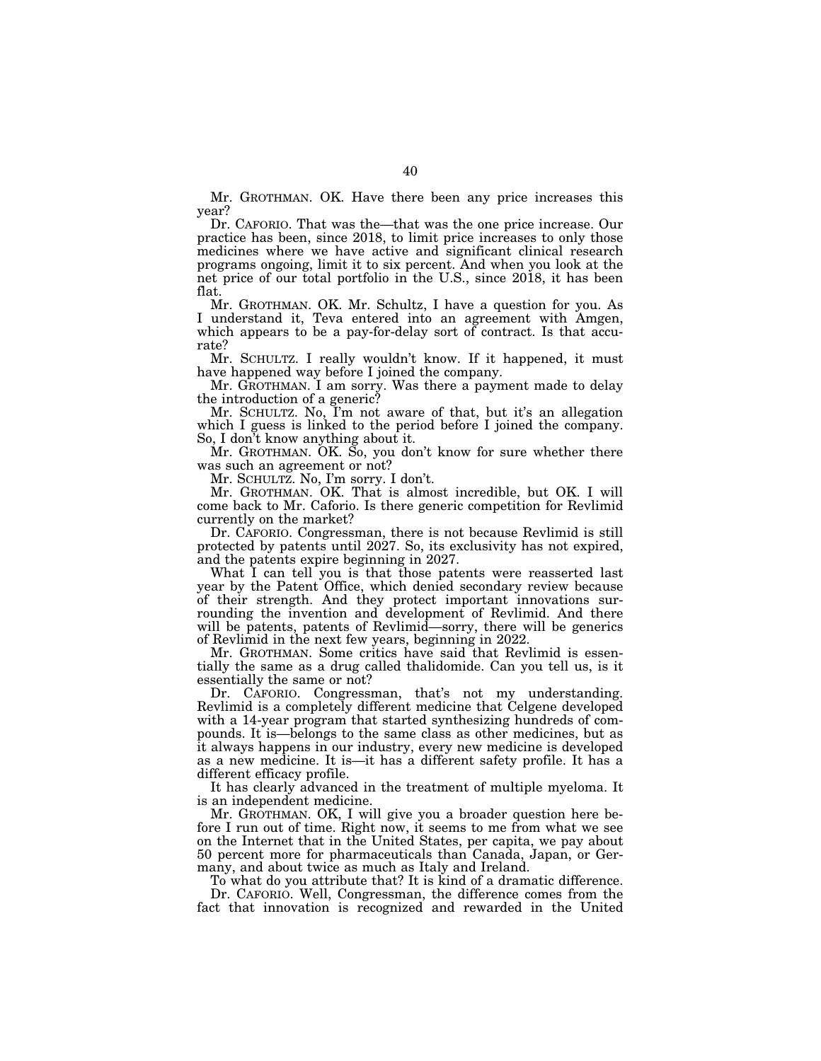Mr. GROTHMAN. OK. Have there been any price increases this year?

Dr. CAFORIO. That was the—that was the one price increase. Our practice has been, since 2018, to limit price increases to only those medicines where we have active and significant clinical research programs ongoing, limit it to six percent. And when you look at the net price of our total portfolio in the U.S., since 2018, it has been flat.

Mr. GROTHMAN. OK. Mr. Schultz, I have a question for you. As I understand it, Teva entered into an agreement with Amgen, which appears to be a pay-for-delay sort of contract. Is that accurate?

Mr. SCHULTZ. I really wouldn't know. If it happened, it must have happened way before I joined the company.

Mr. GROTHMAN. I am sorry. Was there a payment made to delay the introduction of a generic?

Mr. SCHULTZ. No, I'm not aware of that, but it's an allegation which I guess is linked to the period before I joined the company. So, I don't know anything about it.

Mr. GROTHMAN. OK. So, you don't know for sure whether there was such an agreement or not?

Mr. SCHULTZ. No, I'm sorry. I don't.

Mr. GROTHMAN. OK. That is almost incredible, but OK. I will come back to Mr. Caforio. Is there generic competition for Revlimid currently on the market?

Dr. CAFORIO. Congressman, there is not because Revlimid is still protected by patents until 2027. So, its exclusivity has not expired, and the patents expire beginning in 2027.

What I can tell you is that those patents were reasserted last year by the Patent Office, which denied secondary review because of their strength. And they protect important innovations surrounding the invention and development of Revlimid. And there will be patents, patents of Revlimid—sorry, there will be generics of Revlimid in the next few years, beginning in 2022.

Mr. GROTHMAN. Some critics have said that Revlimid is essentially the same as a drug called thalidomide. Can you tell us, is it essentially the same or not?

Dr. CAFORIO. Congressman, that's not my understanding. Revlimid is a completely different medicine that Celgene developed with a 14-year program that started synthesizing hundreds of compounds. It is—belongs to the same class as other medicines, but as it always happens in our industry, every new medicine is developed as a new medicine. It is—it has a different safety profile. It has a different efficacy profile.

It has clearly advanced in the treatment of multiple myeloma. It is an independent medicine.

Mr. GROTHMAN. OK, I will give you a broader question here before I run out of time. Right now, it seems to me from what we see on the Internet that in the United States, per capita, we pay about 50 percent more for pharmaceuticals than Canada, Japan, or Germany, and about twice as much as Italy and Ireland.

To what do you attribute that? It is kind of a dramatic difference.

Dr. CAFORIO. Well, Congressman, the difference comes from the fact that innovation is recognized and rewarded in the United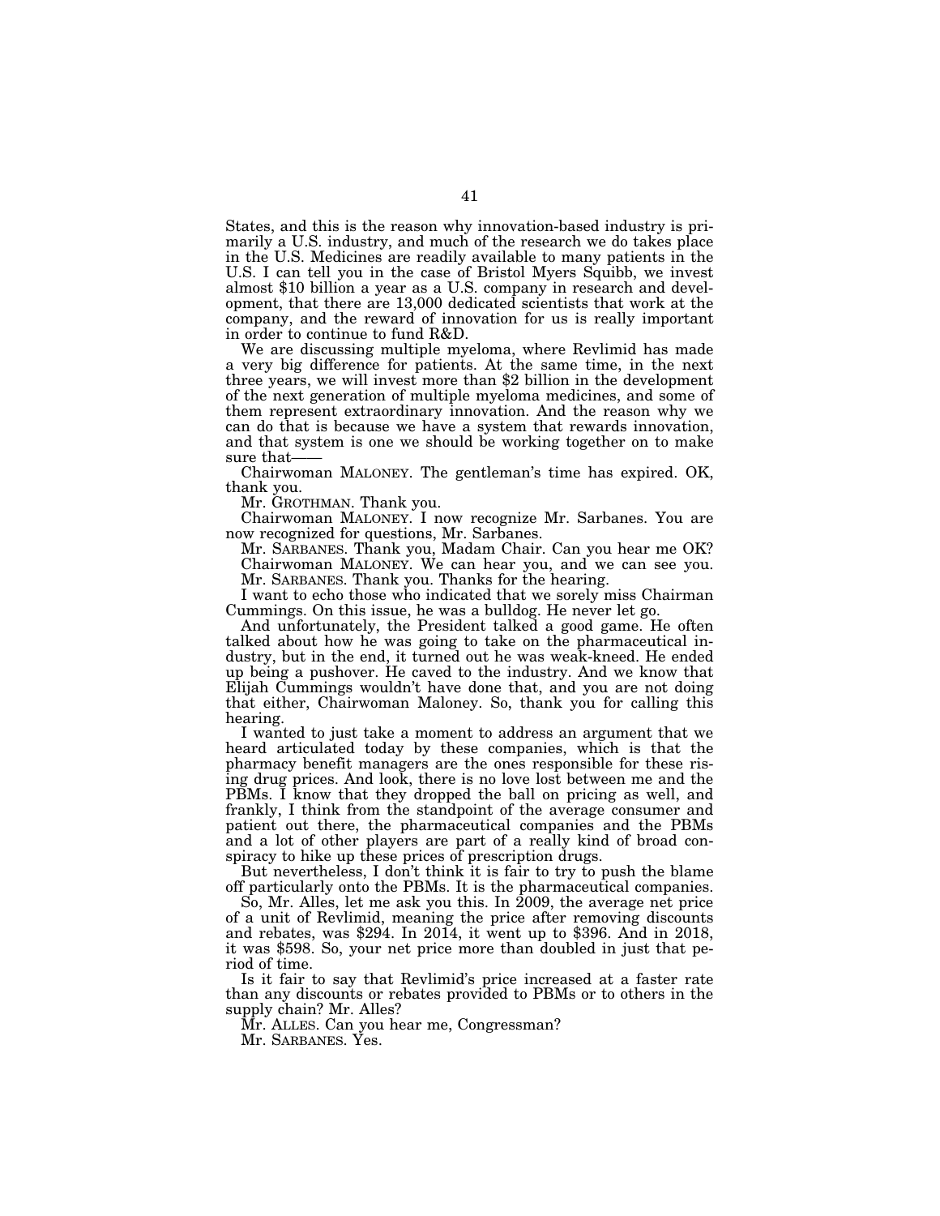States, and this is the reason why innovation-based industry is primarily a U.S. industry, and much of the research we do takes place in the U.S. Medicines are readily available to many patients in the U.S. I can tell you in the case of Bristol Myers Squibb, we invest almost $10 billion a year as a U.S. company in research and development, that there are 13,000 dedicated scientists that work at the company, and the reward of innovation for us is really important in order to continue to fund R&D.

We are discussing multiple myeloma, where Revlimid has made a very big difference for patients. At the same time, in the next three years, we will invest more than $2 billion in the development of the next generation of multiple myeloma medicines, and some of them represent extraordinary innovation. And the reason why we can do that is because we have a system that rewards innovation, and that system is one we should be working together on to make sure that——

Chairwoman MALONEY. The gentleman's time has expired. OK, thank you.

Mr. GROTHMAN. Thank you.

Chairwoman MALONEY. I now recognize Mr. Sarbanes. You are now recognized for questions, Mr. Sarbanes.

Mr. SARBANES. Thank you, Madam Chair. Can you hear me OK?

Chairwoman MALONEY. We can hear you, and we can see you.

Mr. SARBANES. Thank you. Thanks for the hearing.

I want to echo those who indicated that we sorely miss Chairman Cummings. On this issue, he was a bulldog. He never let go.

And unfortunately, the President talked a good game. He often talked about how he was going to take on the pharmaceutical industry, but in the end, it turned out he was weak-kneed. He ended up being a pushover. He caved to the industry. And we know that Elijah Cummings wouldn't have done that, and you are not doing that either, Chairwoman Maloney. So, thank you for calling this hearing.

I wanted to just take a moment to address an argument that we heard articulated today by these companies, which is that the pharmacy benefit managers are the ones responsible for these rising drug prices. And look, there is no love lost between me and the PBMs. I know that they dropped the ball on pricing as well, and frankly, I think from the standpoint of the average consumer and patient out there, the pharmaceutical companies and the PBMs and a lot of other players are part of a really kind of broad conspiracy to hike up these prices of prescription drugs.

But nevertheless, I don't think it is fair to try to push the blame off particularly onto the PBMs. It is the pharmaceutical companies.

So, Mr. Alles, let me ask you this. In 2009, the average net price of a unit of Revlimid, meaning the price after removing discounts and rebates, was $294. In 2014, it went up to $396. And in 2018, it was $598. So, your net price more than doubled in just that period of time.

Is it fair to say that Revlimid's price increased at a faster rate than any discounts or rebates provided to PBMs or to others in the supply chain? Mr. Alles?

Mr. ALLES. Can you hear me, Congressman?

Mr. SARBANES. Yes.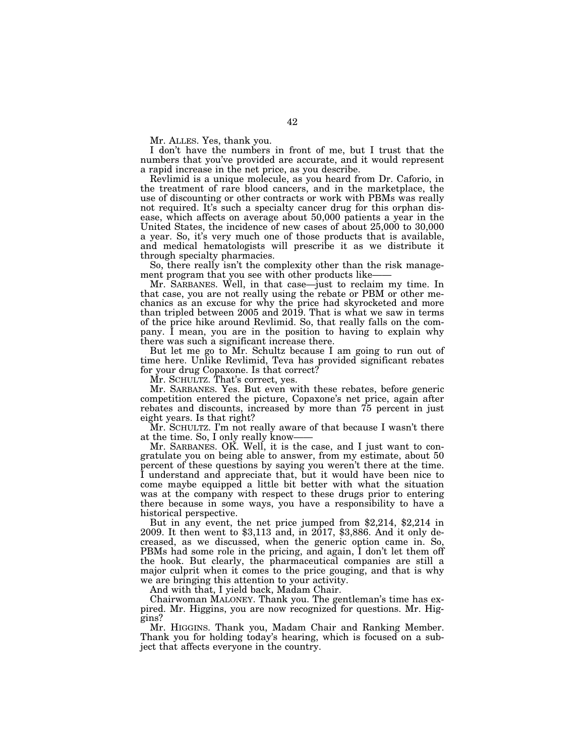Mr. ALLES. Yes, thank you.

I don't have the numbers in front of me, but I trust that the numbers that you've provided are accurate, and it would represent a rapid increase in the net price, as you describe.

Revlimid is a unique molecule, as you heard from Dr. Caforio, in the treatment of rare blood cancers, and in the marketplace, the use of discounting or other contracts or work with PBMs was really not required. It's such a specialty cancer drug for this orphan disease, which affects on average about 50,000 patients a year in the United States, the incidence of new cases of about 25,000 to 30,000 a year. So, it's very much one of those products that is available, and medical hematologists will prescribe it as we distribute it through specialty pharmacies.

So, there really isn't the complexity other than the risk management program that you see with other products like——

Mr. SARBANES. Well, in that case—just to reclaim my time. In that case, you are not really using the rebate or PBM or other mechanics as an excuse for why the price had skyrocketed and more than tripled between 2005 and 2019. That is what we saw in terms of the price hike around Revlimid. So, that really falls on the company. I mean, you are in the position to having to explain why there was such a significant increase there.

But let me go to Mr. Schultz because I am going to run out of time here. Unlike Revlimid, Teva has provided significant rebates for your drug Copaxone. Is that correct?

Mr. SCHULTZ. That's correct, yes.

Mr. SARBANES. Yes. But even with these rebates, before generic competition entered the picture, Copaxone's net price, again after rebates and discounts, increased by more than 75 percent in just eight years. Is that right?

Mr. SCHULTZ. I'm not really aware of that because I wasn't there at the time. So, I only really know——

Mr. SARBANES. OK. Well, it is the case, and I just want to congratulate you on being able to answer, from my estimate, about 50 percent of these questions by saying you weren't there at the time. I understand and appreciate that, but it would have been nice to come maybe equipped a little bit better with what the situation was at the company with respect to these drugs prior to entering there because in some ways, you have a responsibility to have a historical perspective.

But in any event, the net price jumped from $2,214, $2,214 in 2009. It then went to $3,113 and, in 2017, $3,886. And it only decreased, as we discussed, when the generic option came in. So, PBMs had some role in the pricing, and again, I don't let them off the hook. But clearly, the pharmaceutical companies are still a major culprit when it comes to the price gouging, and that is why we are bringing this attention to your activity.

And with that, I yield back, Madam Chair.

Chairwoman MALONEY. Thank you. The gentleman's time has expired. Mr. Higgins, you are now recognized for questions. Mr. Higgins?

Mr. HIGGINS. Thank you, Madam Chair and Ranking Member. Thank you for holding today's hearing, which is focused on a subject that affects everyone in the country.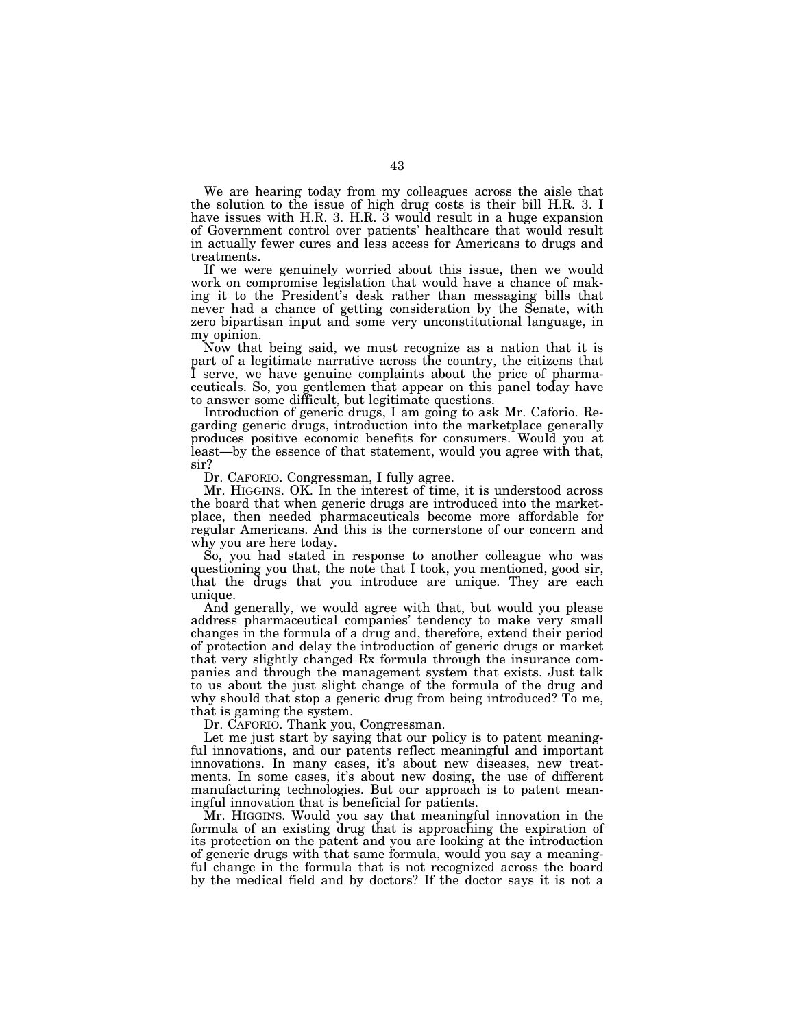We are hearing today from my colleagues across the aisle that the solution to the issue of high drug costs is their bill H.R. 3. I have issues with H.R. 3. H.R. 3 would result in a huge expansion of Government control over patients' healthcare that would result in actually fewer cures and less access for Americans to drugs and treatments.

If we were genuinely worried about this issue, then we would work on compromise legislation that would have a chance of making it to the President's desk rather than messaging bills that never had a chance of getting consideration by the Senate, with zero bipartisan input and some very unconstitutional language, in my opinion.

Now that being said, we must recognize as a nation that it is part of a legitimate narrative across the country, the citizens that I serve, we have genuine complaints about the price of pharmaceuticals. So, you gentlemen that appear on this panel today have to answer some difficult, but legitimate questions.

Introduction of generic drugs, I am going to ask Mr. Caforio. Regarding generic drugs, introduction into the marketplace generally produces positive economic benefits for consumers. Would you at least—by the essence of that statement, would you agree with that, sir?

Dr. CAFORIO. Congressman, I fully agree.

Mr. HIGGINS. OK. In the interest of time, it is understood across the board that when generic drugs are introduced into the marketplace, then needed pharmaceuticals become more affordable for regular Americans. And this is the cornerstone of our concern and why you are here today.

So, you had stated in response to another colleague who was questioning you that, the note that I took, you mentioned, good sir, that the drugs that you introduce are unique. They are each unique.

And generally, we would agree with that, but would you please address pharmaceutical companies' tendency to make very small changes in the formula of a drug and, therefore, extend their period of protection and delay the introduction of generic drugs or market that very slightly changed Rx formula through the insurance companies and through the management system that exists. Just talk to us about the just slight change of the formula of the drug and why should that stop a generic drug from being introduced? To me, that is gaming the system.

Dr. CAFORIO. Thank you, Congressman.

Let me just start by saying that our policy is to patent meaningful innovations, and our patents reflect meaningful and important innovations. In many cases, it's about new diseases, new treatments. In some cases, it's about new dosing, the use of different manufacturing technologies. But our approach is to patent meaningful innovation that is beneficial for patients.

Mr. HIGGINS. Would you say that meaningful innovation in the formula of an existing drug that is approaching the expiration of its protection on the patent and you are looking at the introduction of generic drugs with that same formula, would you say a meaningful change in the formula that is not recognized across the board by the medical field and by doctors? If the doctor says it is not a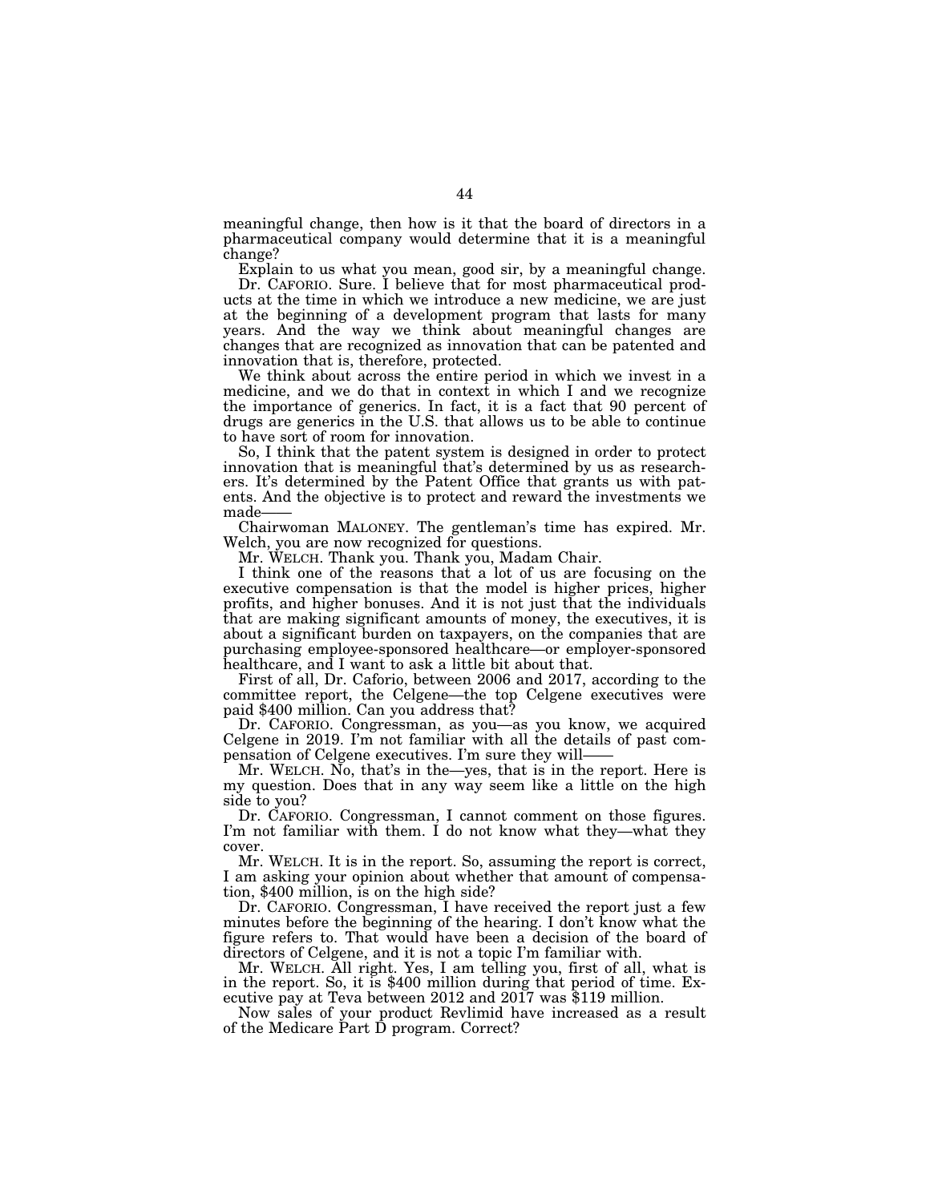meaningful change, then how is it that the board of directors in a pharmaceutical company would determine that it is a meaningful change?

Explain to us what you mean, good sir, by a meaningful change.

Dr. CAFORIO. Sure. I believe that for most pharmaceutical products at the time in which we introduce a new medicine, we are just at the beginning of a development program that lasts for many years. And the way we think about meaningful changes are changes that are recognized as innovation that can be patented and innovation that is, therefore, protected.

We think about across the entire period in which we invest in a medicine, and we do that in context in which I and we recognize the importance of generics. In fact, it is a fact that 90 percent of drugs are generics in the U.S. that allows us to be able to continue to have sort of room for innovation.

So, I think that the patent system is designed in order to protect innovation that is meaningful that's determined by us as researchers. It's determined by the Patent Office that grants us with patents. And the objective is to protect and reward the investments we made——

Chairwoman MALONEY. The gentleman's time has expired. Mr. Welch, you are now recognized for questions.

Mr. WELCH. Thank you. Thank you, Madam Chair.

I think one of the reasons that a lot of us are focusing on the executive compensation is that the model is higher prices, higher profits, and higher bonuses. And it is not just that the individuals that are making significant amounts of money, the executives, it is about a significant burden on taxpayers, on the companies that are purchasing employee-sponsored healthcare—or employer-sponsored healthcare, and I want to ask a little bit about that.

First of all, Dr. Caforio, between 2006 and 2017, according to the committee report, the Celgene—the top Celgene executives were paid $400 million. Can you address that?

Dr. CAFORIO. Congressman, as you—as you know, we acquired Celgene in 2019. I'm not familiar with all the details of past compensation of Celgene executives. I'm sure they will——

Mr. WELCH. No, that's in the—yes, that is in the report. Here is my question. Does that in any way seem like a little on the high side to you?

Dr. CAFORIO. Congressman, I cannot comment on those figures. I'm not familiar with them. I do not know what they—what they cover.

Mr. WELCH. It is in the report. So, assuming the report is correct, I am asking your opinion about whether that amount of compensation, $400 million, is on the high side?

Dr. CAFORIO. Congressman, I have received the report just a few minutes before the beginning of the hearing. I don't know what the figure refers to. That would have been a decision of the board of directors of Celgene, and it is not a topic I'm familiar with.

Mr. WELCH. All right. Yes, I am telling you, first of all, what is in the report. So, it is $400 million during that period of time. Executive pay at Teva between 2012 and 2017 was $119 million.

Now sales of your product Revlimid have increased as a result of the Medicare Part D program. Correct?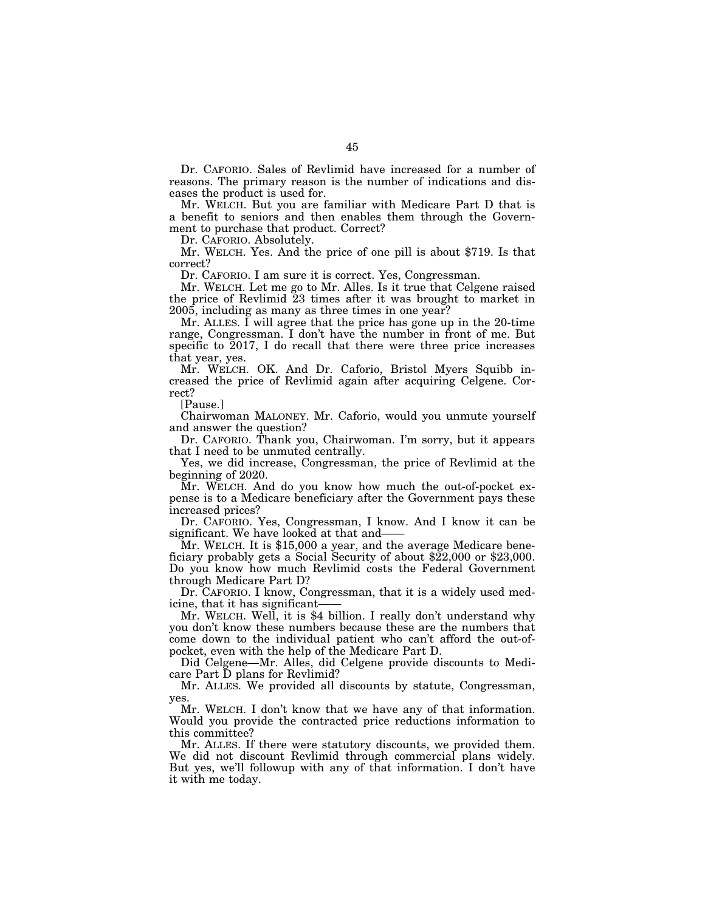Dr. CAFORIO. Sales of Revlimid have increased for a number of reasons. The primary reason is the number of indications and diseases the product is used for.

Mr. WELCH. But you are familiar with Medicare Part D that is a benefit to seniors and then enables them through the Government to purchase that product. Correct?

Dr. CAFORIO. Absolutely.

Mr. WELCH. Yes. And the price of one pill is about $719. Is that correct?

Dr. CAFORIO. I am sure it is correct. Yes, Congressman.

Mr. WELCH. Let me go to Mr. Alles. Is it true that Celgene raised the price of Revlimid 23 times after it was brought to market in 2005, including as many as three times in one year?

Mr. ALLES. I will agree that the price has gone up in the 20-time range, Congressman. I don't have the number in front of me. But specific to 2017, I do recall that there were three price increases that year, yes.

Mr. WELCH. OK. And Dr. Caforio, Bristol Myers Squibb increased the price of Revlimid again after acquiring Celgene. Correct?

[Pause.]

Chairwoman MALONEY. Mr. Caforio, would you unmute yourself and answer the question?

Dr. CAFORIO. Thank you, Chairwoman. I'm sorry, but it appears that I need to be unmuted centrally.

Yes, we did increase, Congressman, the price of Revlimid at the beginning of 2020.

Mr. WELCH. And do you know how much the out-of-pocket expense is to a Medicare beneficiary after the Government pays these increased prices?

Dr. CAFORIO. Yes, Congressman, I know. And I know it can be significant. We have looked at that and——

Mr. WELCH. It is $15,000 a year, and the average Medicare beneficiary probably gets a Social Security of about $22,000 or $23,000. Do you know how much Revlimid costs the Federal Government through Medicare Part D?

Dr. CAFORIO. I know, Congressman, that it is a widely used medicine, that it has significant——

Mr. WELCH. Well, it is $4 billion. I really don't understand why you don't know these numbers because these are the numbers that come down to the individual patient who can't afford the out-of-pocket, even with the help of the Medicare Part D.

Did Celgene—Mr. Alles, did Celgene provide discounts to Medicare Part D plans for Revlimid?

Mr. ALLES. We provided all discounts by statute, Congressman, yes.

Mr. WELCH. I don't know that we have any of that information. Would you provide the contracted price reductions information to this committee?

Mr. ALLES. If there were statutory discounts, we provided them. We did not discount Revlimid through commercial plans widely. But yes, we'll followup with any of that information. I don't have it with me today.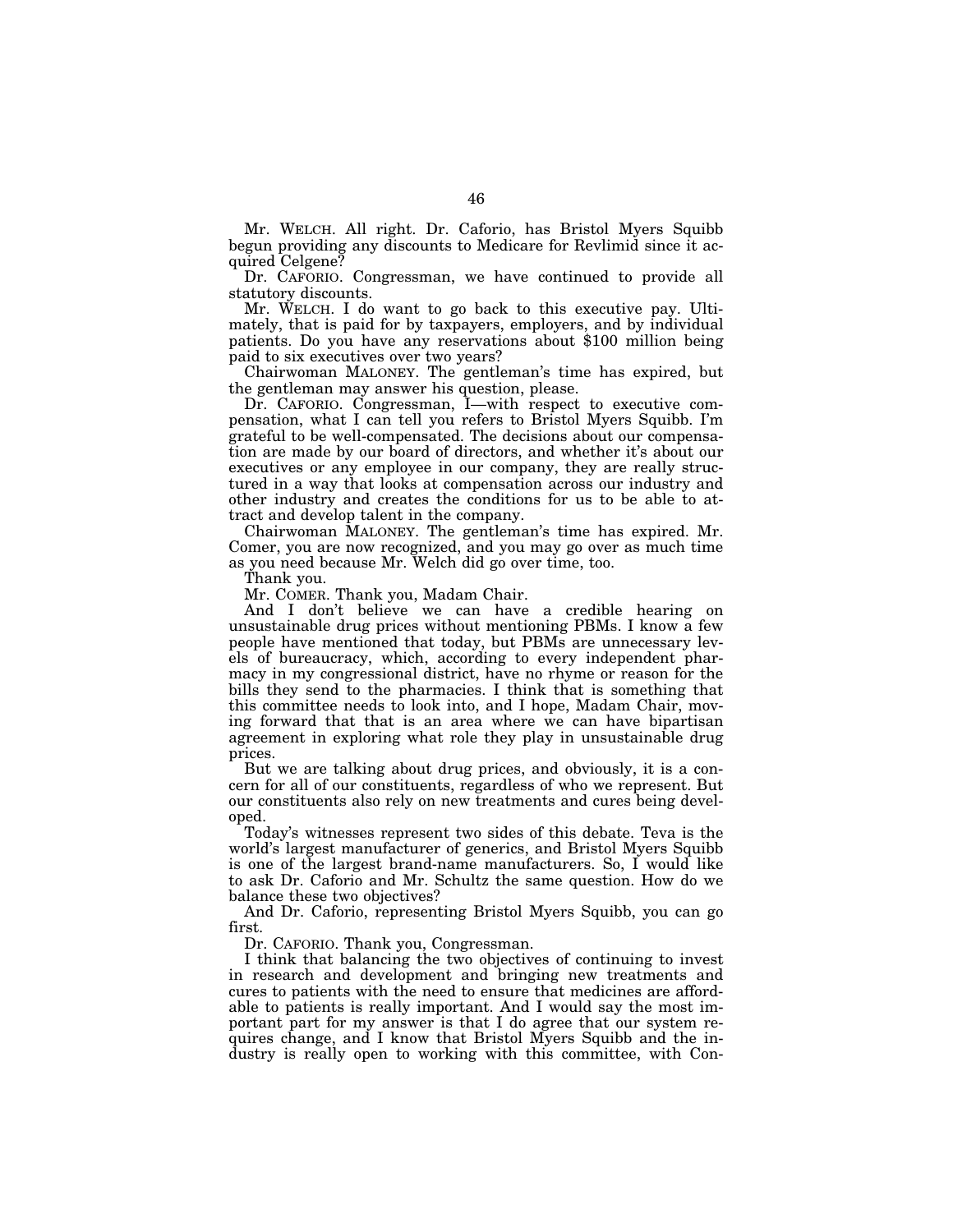Mr. WELCH. All right. Dr. Caforio, has Bristol Myers Squibb begun providing any discounts to Medicare for Revlimid since it acquired Celgene?

Dr. CAFORIO. Congressman, we have continued to provide all statutory discounts.

Mr. WELCH. I do want to go back to this executive pay. Ultimately, that is paid for by taxpayers, employers, and by individual patients. Do you have any reservations about $100 million being paid to six executives over two years?

Chairwoman MALONEY. The gentleman's time has expired, but the gentleman may answer his question, please.

Dr. CAFORIO. Congressman, I—with respect to executive compensation, what I can tell you refers to Bristol Myers Squibb. I'm grateful to be well-compensated. The decisions about our compensation are made by our board of directors, and whether it's about our executives or any employee in our company, they are really structured in a way that looks at compensation across our industry and other industry and creates the conditions for us to be able to attract and develop talent in the company.

Chairwoman MALONEY. The gentleman's time has expired. Mr. Comer, you are now recognized, and you may go over as much time as you need because Mr. Welch did go over time, too.

Thank you.

Mr. COMER. Thank you, Madam Chair.

And I don't believe we can have a credible hearing on unsustainable drug prices without mentioning PBMs. I know a few people have mentioned that today, but PBMs are unnecessary levels of bureaucracy, which, according to every independent pharmacy in my congressional district, have no rhyme or reason for the bills they send to the pharmacies. I think that is something that this committee needs to look into, and I hope, Madam Chair, moving forward that that is an area where we can have bipartisan agreement in exploring what role they play in unsustainable drug prices.

But we are talking about drug prices, and obviously, it is a concern for all of our constituents, regardless of who we represent. But our constituents also rely on new treatments and cures being developed.

Today's witnesses represent two sides of this debate. Teva is the world's largest manufacturer of generics, and Bristol Myers Squibb is one of the largest brand-name manufacturers. So, I would like to ask Dr. Caforio and Mr. Schultz the same question. How do we balance these two objectives?

And Dr. Caforio, representing Bristol Myers Squibb, you can go first.

Dr. CAFORIO. Thank you, Congressman.

I think that balancing the two objectives of continuing to invest in research and development and bringing new treatments and cures to patients with the need to ensure that medicines are affordable to patients is really important. And I would say the most important part for my answer is that I do agree that our system requires change, and I know that Bristol Myers Squibb and the industry is really open to working with this committee, with Con-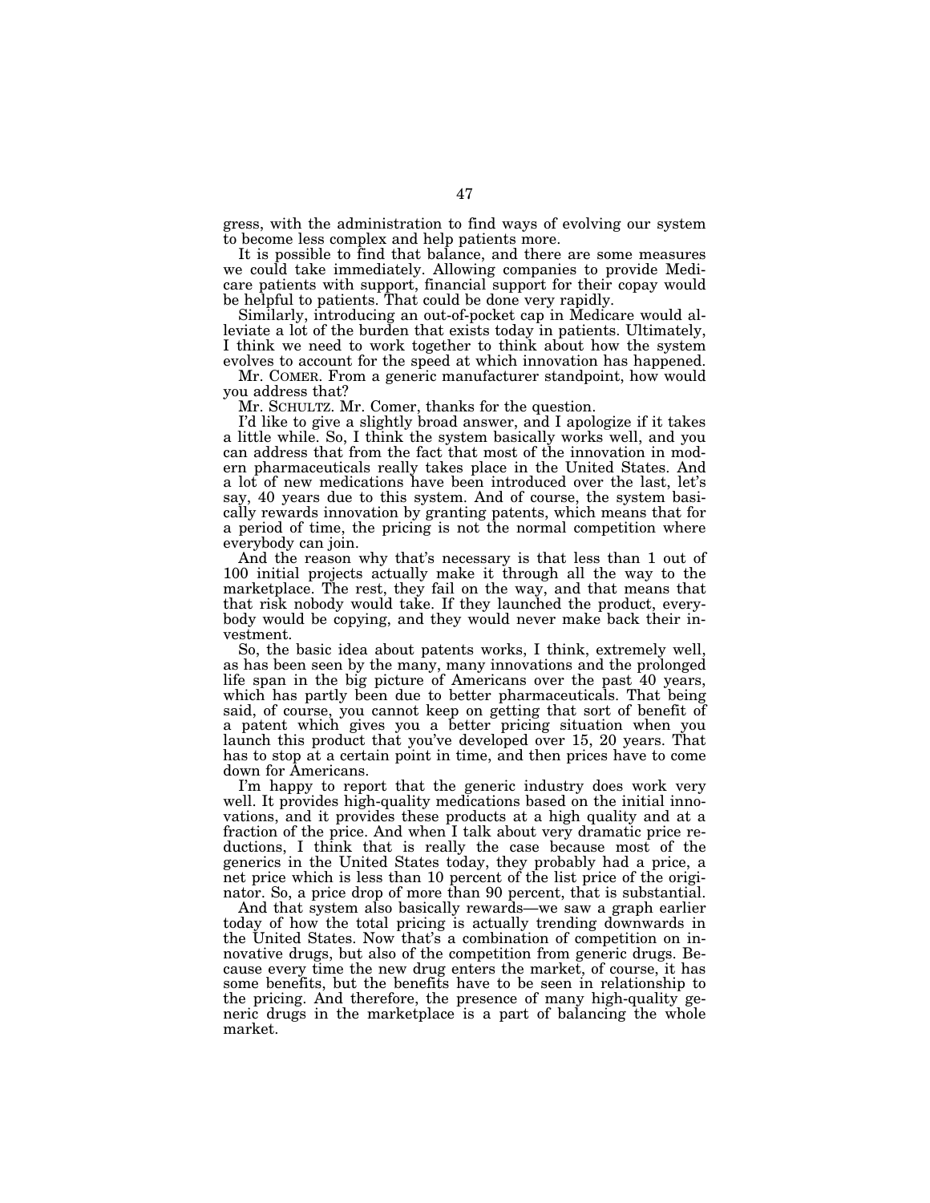gress, with the administration to find ways of evolving our system to become less complex and help patients more.

It is possible to find that balance, and there are some measures we could take immediately. Allowing companies to provide Medicare patients with support, financial support for their copay would be helpful to patients. That could be done very rapidly.

Similarly, introducing an out-of-pocket cap in Medicare would alleviate a lot of the burden that exists today in patients. Ultimately, I think we need to work together to think about how the system evolves to account for the speed at which innovation has happened.

Mr. COMER. From a generic manufacturer standpoint, how would you address that?

Mr. SCHULTZ. Mr. Comer, thanks for the question.

I'd like to give a slightly broad answer, and I apologize if it takes a little while. So, I think the system basically works well, and you can address that from the fact that most of the innovation in modern pharmaceuticals really takes place in the United States. And a lot of new medications have been introduced over the last, let's say, 40 years due to this system. And of course, the system basically rewards innovation by granting patents, which means that for a period of time, the pricing is not the normal competition where everybody can join.

And the reason why that's necessary is that less than 1 out of 100 initial projects actually make it through all the way to the marketplace. The rest, they fail on the way, and that means that that risk nobody would take. If they launched the product, everybody would be copying, and they would never make back their investment.

So, the basic idea about patents works, I think, extremely well, as has been seen by the many, many innovations and the prolonged life span in the big picture of Americans over the past 40 years, which has partly been due to better pharmaceuticals. That being said, of course, you cannot keep on getting that sort of benefit of a patent which gives you a better pricing situation when you launch this product that you've developed over 15, 20 years. That has to stop at a certain point in time, and then prices have to come down for Americans.

I'm happy to report that the generic industry does work very well. It provides high-quality medications based on the initial innovations, and it provides these products at a high quality and at a fraction of the price. And when I talk about very dramatic price reductions, I think that is really the case because most of the generics in the United States today, they probably had a price, a net price which is less than 10 percent of the list price of the originator. So, a price drop of more than 90 percent, that is substantial.

And that system also basically rewards—we saw a graph earlier today of how the total pricing is actually trending downwards in the United States. Now that's a combination of competition on innovative drugs, but also of the competition from generic drugs. Because every time the new drug enters the market, of course, it has some benefits, but the benefits have to be seen in relationship to the pricing. And therefore, the presence of many high-quality generic drugs in the marketplace is a part of balancing the whole market.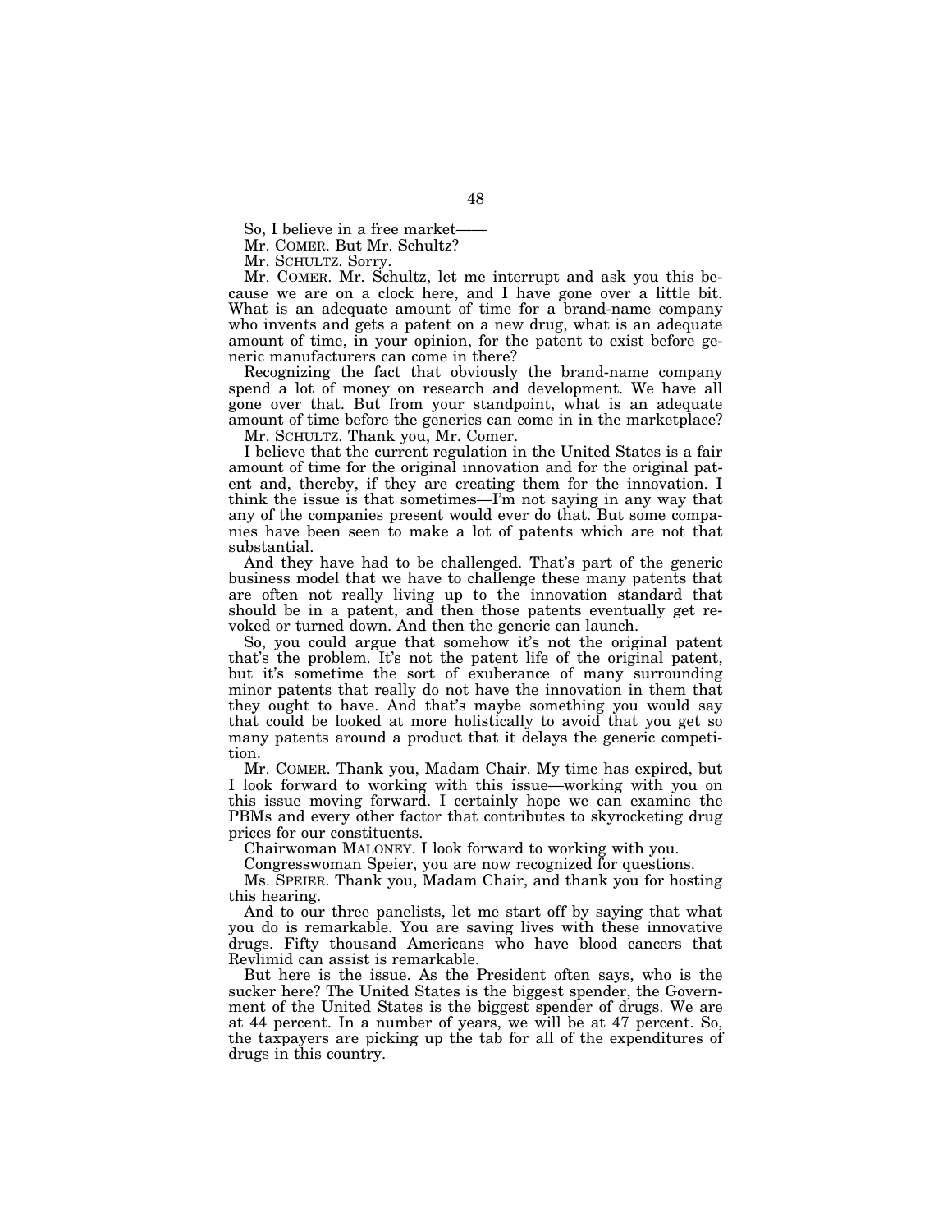So, I believe in a free market——

Mr. COMER. But Mr. Schultz?

Mr. SCHULTZ. Sorry.

Mr. COMER. Mr. Schultz, let me interrupt and ask you this because we are on a clock here, and I have gone over a little bit. What is an adequate amount of time for a brand-name company who invents and gets a patent on a new drug, what is an adequate amount of time, in your opinion, for the patent to exist before generic manufacturers can come in there?

Recognizing the fact that obviously the brand-name company spend a lot of money on research and development. We have all gone over that. But from your standpoint, what is an adequate amount of time before the generics can come in in the marketplace?

Mr. SCHULTZ. Thank you, Mr. Comer.

I believe that the current regulation in the United States is a fair amount of time for the original innovation and for the original patent and, thereby, if they are creating them for the innovation. I think the issue is that sometimes—I'm not saying in any way that any of the companies present would ever do that. But some companies have been seen to make a lot of patents which are not that substantial.

And they have had to be challenged. That's part of the generic business model that we have to challenge these many patents that are often not really living up to the innovation standard that should be in a patent, and then those patents eventually get revoked or turned down. And then the generic can launch.

So, you could argue that somehow it's not the original patent that's the problem. It's not the patent life of the original patent, but it's sometime the sort of exuberance of many surrounding minor patents that really do not have the innovation in them that they ought to have. And that's maybe something you would say that could be looked at more holistically to avoid that you get so many patents around a product that it delays the generic competition.

Mr. COMER. Thank you, Madam Chair. My time has expired, but I look forward to working with this issue—working with you on this issue moving forward. I certainly hope we can examine the PBMs and every other factor that contributes to skyrocketing drug prices for our constituents.

Chairwoman MALONEY. I look forward to working with you.

Congresswoman Speier, you are now recognized for questions.

Ms. SPEIER. Thank you, Madam Chair, and thank you for hosting this hearing.

And to our three panelists, let me start off by saying that what you do is remarkable. You are saving lives with these innovative drugs. Fifty thousand Americans who have blood cancers that Revlimid can assist is remarkable.

But here is the issue. As the President often says, who is the sucker here? The United States is the biggest spender, the Government of the United States is the biggest spender of drugs. We are at 44 percent. In a number of years, we will be at 47 percent. So, the taxpayers are picking up the tab for all of the expenditures of drugs in this country.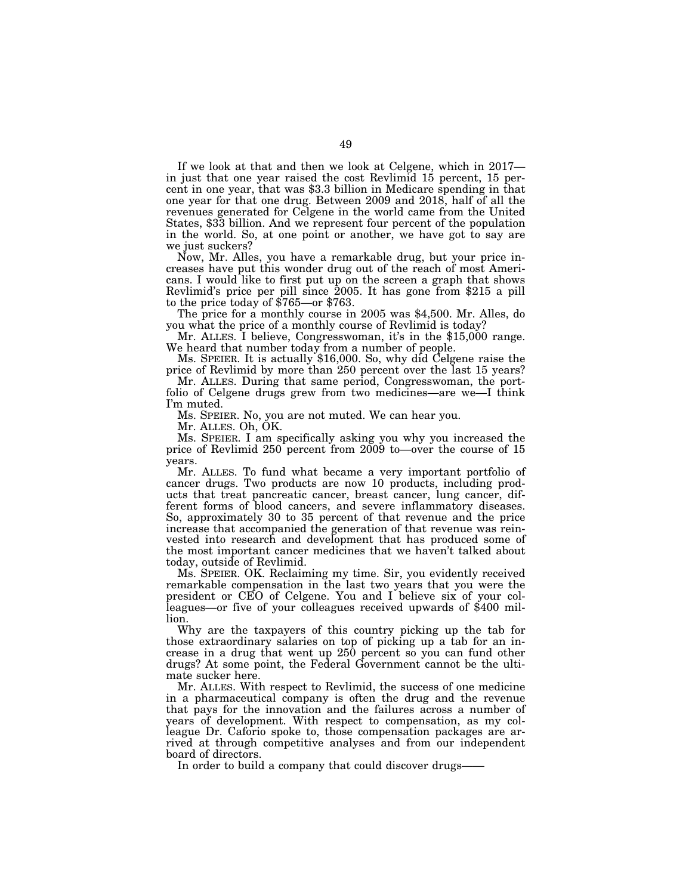If we look at that and then we look at Celgene, which in 2017—in just that one year raised the cost Revlimid 15 percent, 15 percent in one year, that was $3.3 billion in Medicare spending in that one year for that one drug. Between 2009 and 2018, half of all the revenues generated for Celgene in the world came from the United States, $33 billion. And we represent four percent of the population in the world. So, at one point or another, we have got to say are we just suckers?

Now, Mr. Alles, you have a remarkable drug, but your price increases have put this wonder drug out of the reach of most Americans. I would like to first put up on the screen a graph that shows Revlimid's price per pill since 2005. It has gone from $215 a pill to the price today of $765—or $763.

The price for a monthly course in 2005 was $4,500. Mr. Alles, do you what the price of a monthly course of Revlimid is today?

Mr. ALLES. I believe, Congresswoman, it's in the $15,000 range. We heard that number today from a number of people.

Ms. SPEIER. It is actually $16,000. So, why did Celgene raise the price of Revlimid by more than 250 percent over the last 15 years?

Mr. ALLES. During that same period, Congresswoman, the portfolio of Celgene drugs grew from two medicines—are we—I think I'm muted.

Ms. SPEIER. No, you are not muted. We can hear you.

Mr. ALLES. Oh, OK.

Ms. SPEIER. I am specifically asking you why you increased the price of Revlimid 250 percent from 2009 to—over the course of 15 years.

Mr. ALLES. To fund what became a very important portfolio of cancer drugs. Two products are now 10 products, including products that treat pancreatic cancer, breast cancer, lung cancer, different forms of blood cancers, and severe inflammatory diseases. So, approximately 30 to 35 percent of that revenue and the price increase that accompanied the generation of that revenue was reinvested into research and development that has produced some of the most important cancer medicines that we haven't talked about today, outside of Revlimid.

Ms. SPEIER. OK. Reclaiming my time. Sir, you evidently received remarkable compensation in the last two years that you were the president or CEO of Celgene. You and I believe six of your colleagues—or five of your colleagues received upwards of $400 million.

Why are the taxpayers of this country picking up the tab for those extraordinary salaries on top of picking up a tab for an increase in a drug that went up 250 percent so you can fund other drugs? At some point, the Federal Government cannot be the ultimate sucker here.

Mr. ALLES. With respect to Revlimid, the success of one medicine in a pharmaceutical company is often the drug and the revenue that pays for the innovation and the failures across a number of years of development. With respect to compensation, as my colleague Dr. Caforio spoke to, those compensation packages are arrived at through competitive analyses and from our independent board of directors.

In order to build a company that could discover drugs——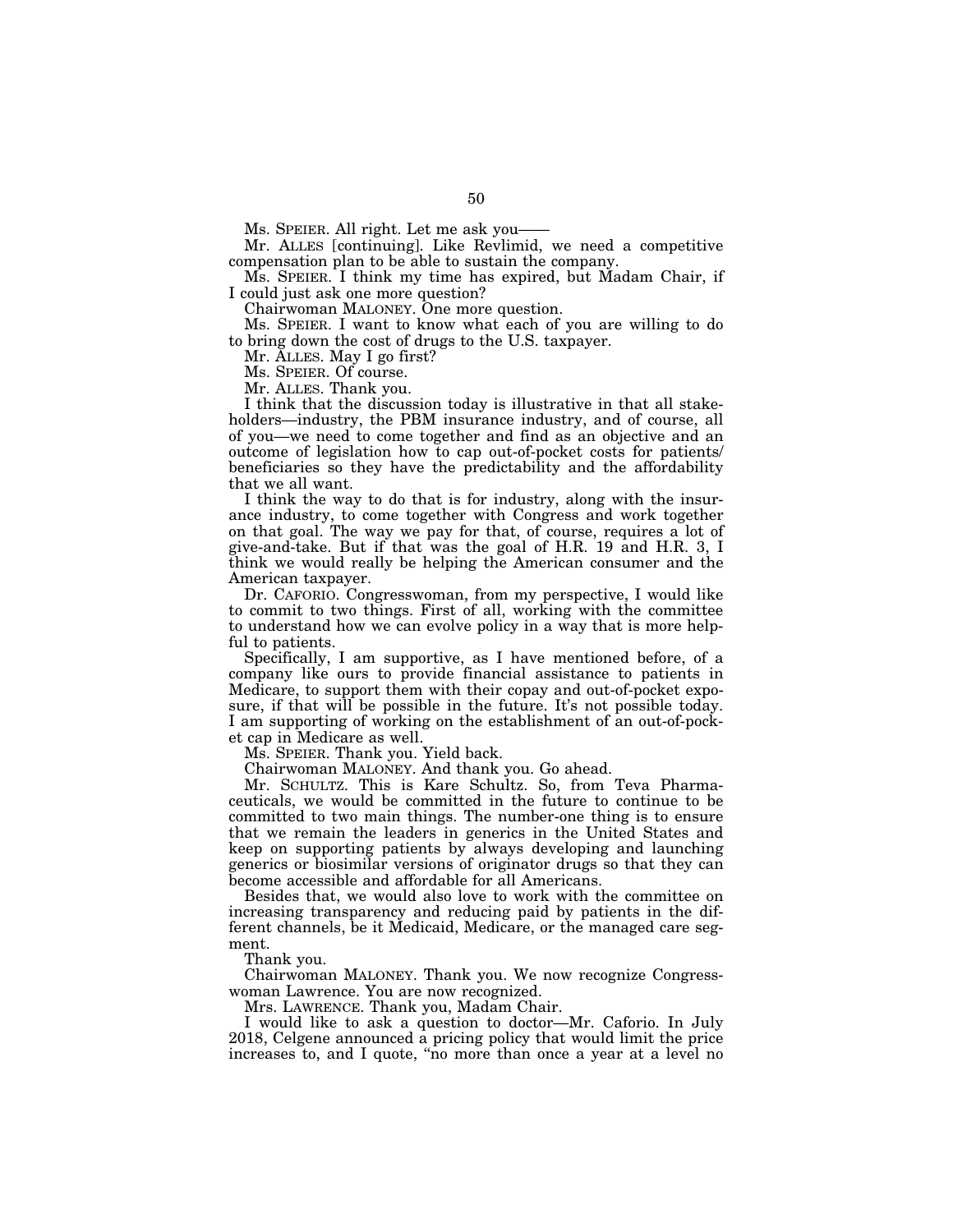Ms. SPEIER. All right. Let me ask you——

Mr. ALLES [continuing]. Like Revlimid, we need a competitive compensation plan to be able to sustain the company.

Ms. SPEIER. I think my time has expired, but Madam Chair, if I could just ask one more question?

Chairwoman MALONEY. One more question.

Ms. SPEIER. I want to know what each of you are willing to do to bring down the cost of drugs to the U.S. taxpayer.

Mr. ALLES. May I go first?

Ms. SPEIER. Of course.

Mr. ALLES. Thank you.

I think that the discussion today is illustrative in that all stakeholders—industry, the PBM insurance industry, and of course, all of you—we need to come together and find as an objective and an outcome of legislation how to cap out-of-pocket costs for patients/beneficiaries so they have the predictability and the affordability that we all want.

I think the way to do that is for industry, along with the insurance industry, to come together with Congress and work together on that goal. The way we pay for that, of course, requires a lot of give-and-take. But if that was the goal of H.R. 19 and H.R. 3, I think we would really be helping the American consumer and the American taxpayer.

Dr. CAFORIO. Congresswoman, from my perspective, I would like to commit to two things. First of all, working with the committee to understand how we can evolve policy in a way that is more helpful to patients.

Specifically, I am supportive, as I have mentioned before, of a company like ours to provide financial assistance to patients in Medicare, to support them with their copay and out-of-pocket exposure, if that will be possible in the future. It's not possible today. I am supporting of working on the establishment of an out-of-pocket cap in Medicare as well.

Ms. SPEIER. Thank you. Yield back.

Chairwoman MALONEY. And thank you. Go ahead.

Mr. SCHULTZ. This is Kare Schultz. So, from Teva Pharmaceuticals, we would be committed in the future to continue to be committed to two main things. The number-one thing is to ensure that we remain the leaders in generics in the United States and keep on supporting patients by always developing and launching generics or biosimilar versions of originator drugs so that they can become accessible and affordable for all Americans.

Besides that, we would also love to work with the committee on increasing transparency and reducing paid by patients in the different channels, be it Medicaid, Medicare, or the managed care segment.

Thank you.

Chairwoman MALONEY. Thank you. We now recognize Congresswoman Lawrence. You are now recognized.

Mrs. LAWRENCE. Thank you, Madam Chair.

I would like to ask a question to doctor—Mr. Caforio. In July 2018, Celgene announced a pricing policy that would limit the price increases to, and I quote, "no more than once a year at a level no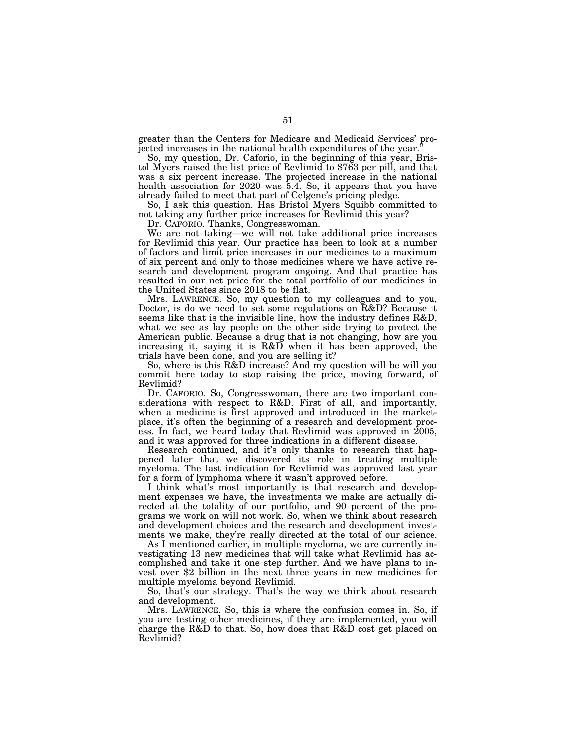greater than the Centers for Medicare and Medicaid Services' projected increases in the national health expenditures of the year."

So, my question, Dr. Caforio, in the beginning of this year, Bristol Myers raised the list price of Revlimid to $763 per pill, and that was a six percent increase. The projected increase in the national health association for 2020 was 5.4. So, it appears that you have already failed to meet that part of Celgene's pricing pledge.

So, I ask this question. Has Bristol Myers Squibb committed to not taking any further price increases for Revlimid this year?

Dr. CAFORIO. Thanks, Congresswoman.

We are not taking—we will not take additional price increases for Revlimid this year. Our practice has been to look at a number of factors and limit price increases in our medicines to a maximum of six percent and only to those medicines where we have active research and development program ongoing. And that practice has resulted in our net price for the total portfolio of our medicines in the United States since 2018 to be flat.

Mrs. LAWRENCE. So, my question to my colleagues and to you, Doctor, is do we need to set some regulations on R&D? Because it seems like that is the invisible line, how the industry defines R&D, what we see as lay people on the other side trying to protect the American public. Because a drug that is not changing, how are you increasing it, saying it is R&D when it has been approved, the trials have been done, and you are selling it?

So, where is this R&D increase? And my question will be will you commit here today to stop raising the price, moving forward, of Revlimid?

Dr. CAFORIO. So, Congresswoman, there are two important considerations with respect to R&D. First of all, and importantly, when a medicine is first approved and introduced in the marketplace, it's often the beginning of a research and development process. In fact, we heard today that Revlimid was approved in 2005, and it was approved for three indications in a different disease.

Research continued, and it's only thanks to research that happened later that we discovered its role in treating multiple myeloma. The last indication for Revlimid was approved last year for a form of lymphoma where it wasn't approved before.

I think what's most importantly is that research and development expenses we have, the investments we make are actually directed at the totality of our portfolio, and 90 percent of the programs we work on will not work. So, when we think about research and development choices and the research and development investments we make, they're really directed at the total of our science.

As I mentioned earlier, in multiple myeloma, we are currently investigating 13 new medicines that will take what Revlimid has accomplished and take it one step further. And we have plans to invest over $2 billion in the next three years in new medicines for multiple myeloma beyond Revlimid.

So, that's our strategy. That's the way we think about research and development.

Mrs. LAWRENCE. So, this is where the confusion comes in. So, if you are testing other medicines, if they are implemented, you will charge the R&D to that. So, how does that R&D cost get placed on Revlimid?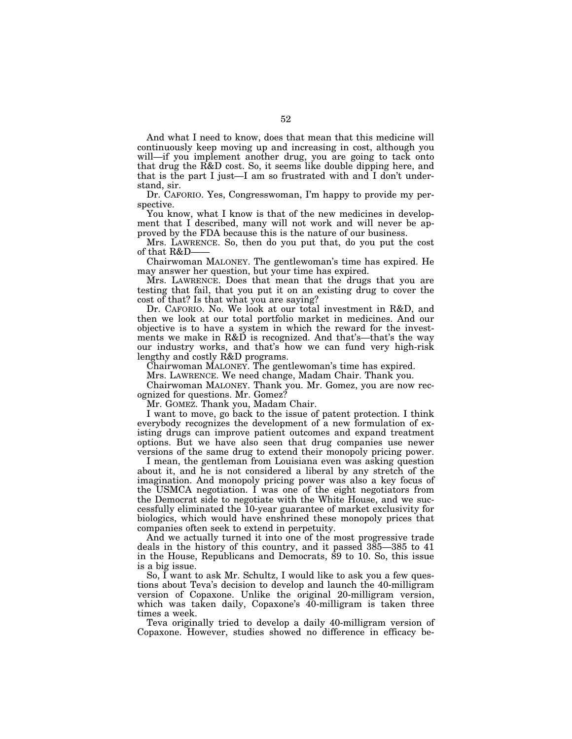And what I need to know, does that mean that this medicine will continuously keep moving up and increasing in cost, although you will—if you implement another drug, you are going to tack onto that drug the R&D cost. So, it seems like double dipping here, and that is the part I just—I am so frustrated with and I don't understand, sir.

Dr. CAFORIO. Yes, Congresswoman, I'm happy to provide my perspective.

You know, what I know is that of the new medicines in development that I described, many will not work and will never be approved by the FDA because this is the nature of our business.

Mrs. LAWRENCE. So, then do you put that, do you put the cost of that R&D——

Chairwoman MALONEY. The gentlewoman's time has expired. He may answer her question, but your time has expired.

Mrs. LAWRENCE. Does that mean that the drugs that you are testing that fail, that you put it on an existing drug to cover the cost of that? Is that what you are saying?

Dr. CAFORIO. No. We look at our total investment in R&D, and then we look at our total portfolio market in medicines. And our objective is to have a system in which the reward for the investments we make in R&D is recognized. And that's—that's the way our industry works, and that's how we can fund very high-risk lengthy and costly R&D programs.

Chairwoman MALONEY. The gentlewoman's time has expired.

Mrs. LAWRENCE. We need change, Madam Chair. Thank you.

Chairwoman MALONEY. Thank you. Mr. Gomez, you are now recognized for questions. Mr. Gomez?

Mr. GOMEZ. Thank you, Madam Chair.

I want to move, go back to the issue of patent protection. I think everybody recognizes the development of a new formulation of existing drugs can improve patient outcomes and expand treatment options. But we have also seen that drug companies use newer versions of the same drug to extend their monopoly pricing power.

I mean, the gentleman from Louisiana even was asking question about it, and he is not considered a liberal by any stretch of the imagination. And monopoly pricing power was also a key focus of the USMCA negotiation. I was one of the eight negotiators from the Democrat side to negotiate with the White House, and we successfully eliminated the 10-year guarantee of market exclusivity for biologics, which would have enshrined these monopoly prices that companies often seek to extend in perpetuity.

And we actually turned it into one of the most progressive trade deals in the history of this country, and it passed 385—385 to 41 in the House, Republicans and Democrats, 89 to 10. So, this issue is a big issue.

So, I want to ask Mr. Schultz, I would like to ask you a few questions about Teva's decision to develop and launch the 40-milligram version of Copaxone. Unlike the original 20-milligram version, which was taken daily, Copaxone's 40-milligram is taken three times a week.

Teva originally tried to develop a daily 40-milligram version of Copaxone. However, studies showed no difference in efficacy be-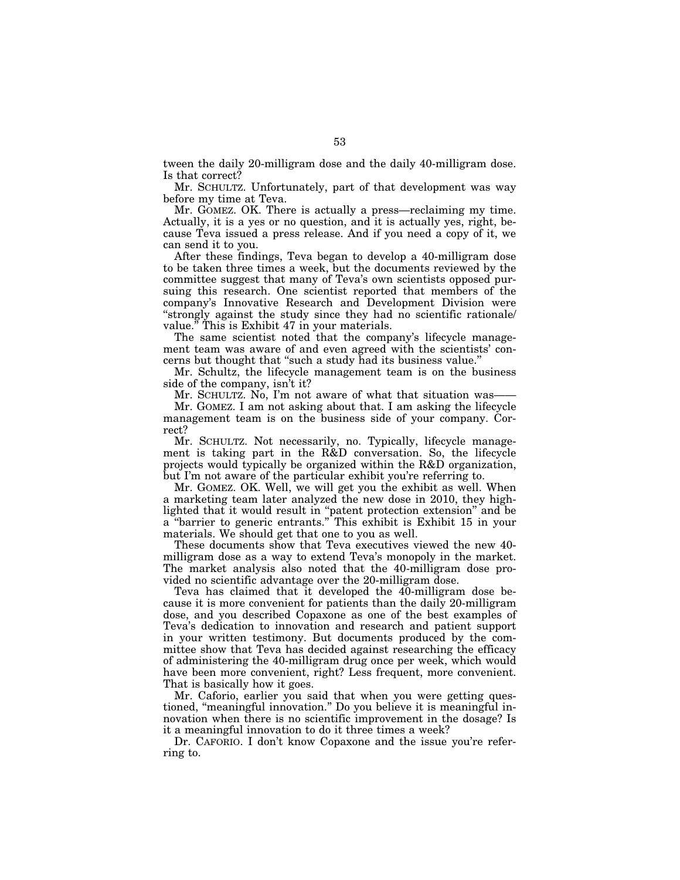tween the daily 20-milligram dose and the daily 40-milligram dose. Is that correct?

Mr. SCHULTZ. Unfortunately, part of that development was way before my time at Teva.

Mr. GOMEZ. OK. There is actually a press—reclaiming my time. Actually, it is a yes or no question, and it is actually yes, right, because Teva issued a press release. And if you need a copy of it, we can send it to you.

After these findings, Teva began to develop a 40-milligram dose to be taken three times a week, but the documents reviewed by the committee suggest that many of Teva's own scientists opposed pursuing this research. One scientist reported that members of the company's Innovative Research and Development Division were "strongly against the study since they had no scientific rationale/value." This is Exhibit 47 in your materials.

The same scientist noted that the company's lifecycle management team was aware of and even agreed with the scientists' concerns but thought that "such a study had its business value."

Mr. Schultz, the lifecycle management team is on the business side of the company, isn't it?

Mr. SCHULTZ. No, I'm not aware of what that situation was——

Mr. GOMEZ. I am not asking about that. I am asking the lifecycle management team is on the business side of your company. Correct?

Mr. SCHULTZ. Not necessarily, no. Typically, lifecycle management is taking part in the R&D conversation. So, the lifecycle projects would typically be organized within the R&D organization, but I'm not aware of the particular exhibit you're referring to.

Mr. GOMEZ. OK. Well, we will get you the exhibit as well. When a marketing team later analyzed the new dose in 2010, they highlighted that it would result in "patent protection extension" and be a "barrier to generic entrants." This exhibit is Exhibit 15 in your materials. We should get that one to you as well.

These documents show that Teva executives viewed the new 40-milligram dose as a way to extend Teva's monopoly in the market. The market analysis also noted that the 40-milligram dose provided no scientific advantage over the 20-milligram dose.

Teva has claimed that it developed the 40-milligram dose because it is more convenient for patients than the daily 20-milligram dose, and you described Copaxone as one of the best examples of Teva's dedication to innovation and research and patient support in your written testimony. But documents produced by the committee show that Teva has decided against researching the efficacy of administering the 40-milligram drug once per week, which would have been more convenient, right? Less frequent, more convenient. That is basically how it goes.

Mr. Caforio, earlier you said that when you were getting questioned, "meaningful innovation." Do you believe it is meaningful innovation when there is no scientific improvement in the dosage? Is it a meaningful innovation to do it three times a week?

Dr. CAFORIO. I don't know Copaxone and the issue you're referring to.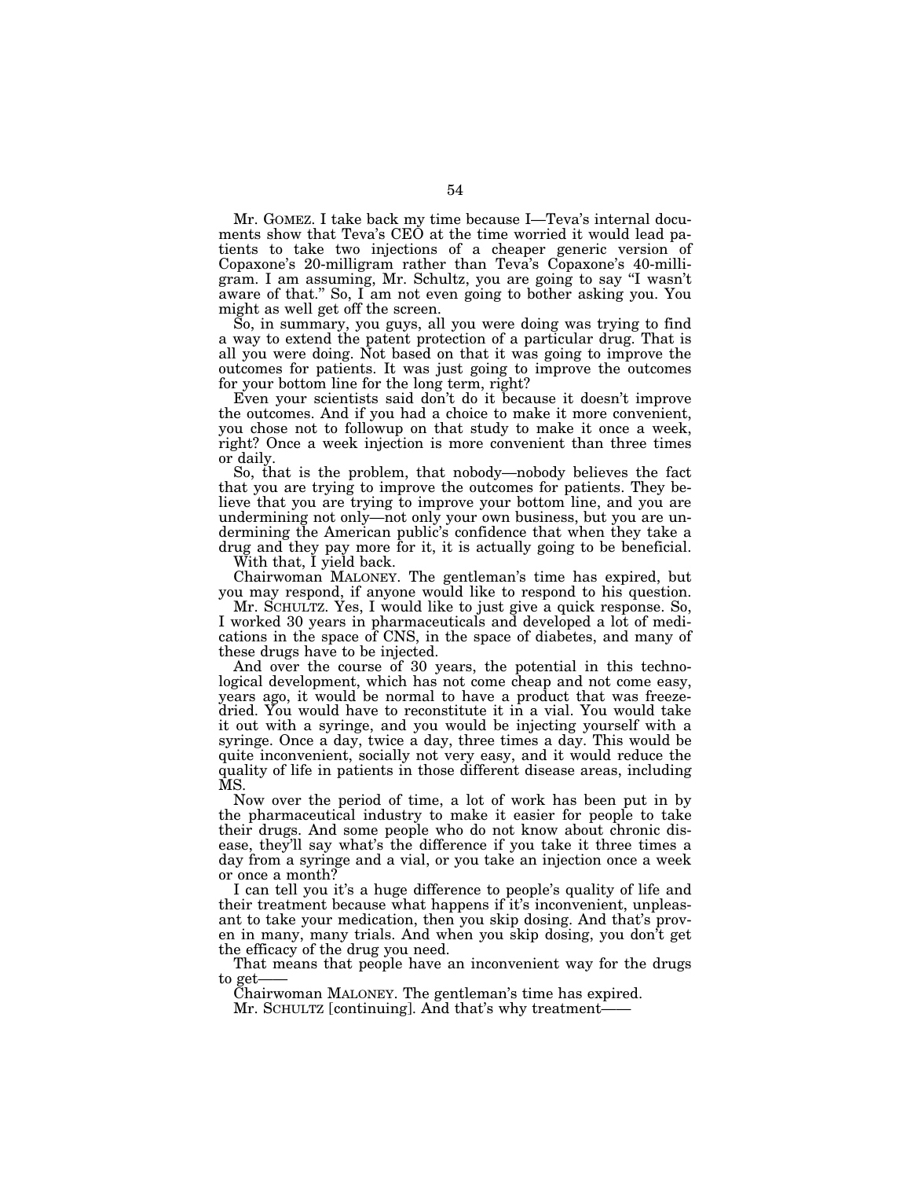Mr. GOMEZ. I take back my time because I—Teva's internal documents show that Teva's CEO at the time worried it would lead patients to take two injections of a cheaper generic version of Copaxone's 20-milligram rather than Teva's Copaxone's 40-milligram. I am assuming, Mr. Schultz, you are going to say "I wasn't aware of that." So, I am not even going to bother asking you. You might as well get off the screen.

So, in summary, you guys, all you were doing was trying to find a way to extend the patent protection of a particular drug. That is all you were doing. Not based on that it was going to improve the outcomes for patients. It was just going to improve the outcomes for your bottom line for the long term, right?

Even your scientists said don't do it because it doesn't improve the outcomes. And if you had a choice to make it more convenient, you chose not to followup on that study to make it once a week, right? Once a week injection is more convenient than three times or daily.

So, that is the problem, that nobody—nobody believes the fact that you are trying to improve the outcomes for patients. They believe that you are trying to improve your bottom line, and you are undermining not only—not only your own business, but you are undermining the American public's confidence that when they take a drug and they pay more for it, it is actually going to be beneficial.

With that, I yield back.

Chairwoman MALONEY. The gentleman's time has expired, but you may respond, if anyone would like to respond to his question.

Mr. SCHULTZ. Yes, I would like to just give a quick response. So, I worked 30 years in pharmaceuticals and developed a lot of medications in the space of CNS, in the space of diabetes, and many of these drugs have to be injected.

And over the course of 30 years, the potential in this technological development, which has not come cheap and not come easy, years ago, it would be normal to have a product that was freeze-dried. You would have to reconstitute it in a vial. You would take it out with a syringe, and you would be injecting yourself with a syringe. Once a day, twice a day, three times a day. This would be quite inconvenient, socially not very easy, and it would reduce the quality of life in patients in those different disease areas, including MS.

Now over the period of time, a lot of work has been put in by the pharmaceutical industry to make it easier for people to take their drugs. And some people who do not know about chronic disease, they'll say what's the difference if you take it three times a day from a syringe and a vial, or you take an injection once a week or once a month?

I can tell you it's a huge difference to people's quality of life and their treatment because what happens if it's inconvenient, unpleasant to take your medication, then you skip dosing. And that's proven in many, many trials. And when you skip dosing, you don't get the efficacy of the drug you need.

That means that people have an inconvenient way for the drugs to get——

Chairwoman MALONEY. The gentleman's time has expired.

Mr. SCHULTZ [continuing]. And that's why treatment——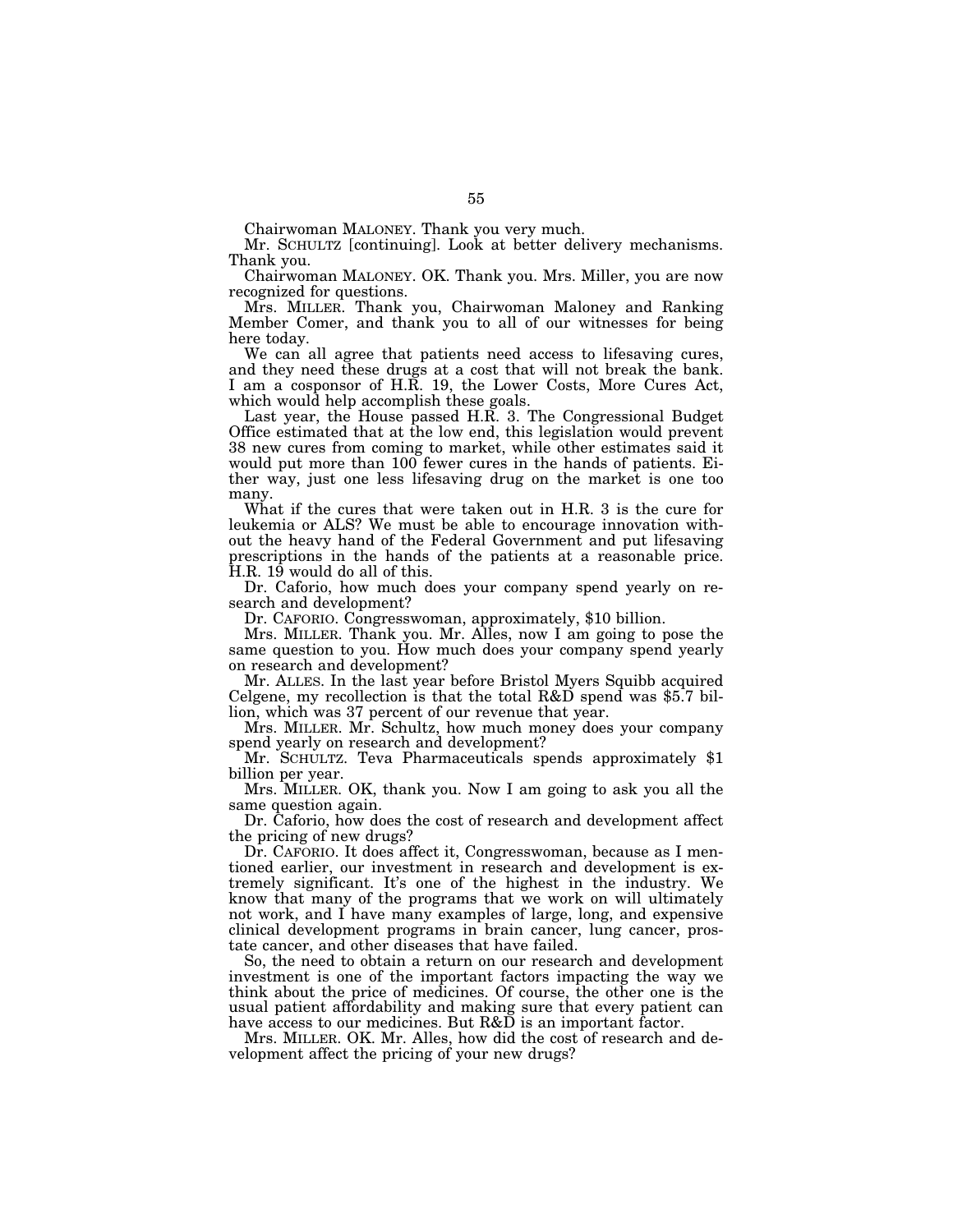Chairwoman MALONEY. Thank you very much.

Mr. SCHULTZ [continuing]. Look at better delivery mechanisms. Thank you.

Chairwoman MALONEY. OK. Thank you. Mrs. Miller, you are now recognized for questions.

Mrs. MILLER. Thank you, Chairwoman Maloney and Ranking Member Comer, and thank you to all of our witnesses for being here today.

We can all agree that patients need access to lifesaving cures, and they need these drugs at a cost that will not break the bank. I am a cosponsor of H.R. 19, the Lower Costs, More Cures Act, which would help accomplish these goals.

Last year, the House passed H.R. 3. The Congressional Budget Office estimated that at the low end, this legislation would prevent 38 new cures from coming to market, while other estimates said it would put more than 100 fewer cures in the hands of patients. Either way, just one less lifesaving drug on the market is one too many.

What if the cures that were taken out in H.R. 3 is the cure for leukemia or ALS? We must be able to encourage innovation without the heavy hand of the Federal Government and put lifesaving prescriptions in the hands of the patients at a reasonable price. H.R. 19 would do all of this.

Dr. Caforio, how much does your company spend yearly on research and development?

Dr. CAFORIO. Congresswoman, approximately, $10 billion.

Mrs. MILLER. Thank you. Mr. Alles, now I am going to pose the same question to you. How much does your company spend yearly on research and development?

Mr. ALLES. In the last year before Bristol Myers Squibb acquired Celgene, my recollection is that the total R&D spend was $5.7 billion, which was 37 percent of our revenue that year.

Mrs. MILLER. Mr. Schultz, how much money does your company spend yearly on research and development?

Mr. SCHULTZ. Teva Pharmaceuticals spends approximately $1 billion per year.

Mrs. MILLER. OK, thank you. Now I am going to ask you all the same question again.

Dr. Caforio, how does the cost of research and development affect the pricing of new drugs?

Dr. CAFORIO. It does affect it, Congresswoman, because as I mentioned earlier, our investment in research and development is extremely significant. It's one of the highest in the industry. We know that many of the programs that we work on will ultimately not work, and I have many examples of large, long, and expensive clinical development programs in brain cancer, lung cancer, prostate cancer, and other diseases that have failed.

So, the need to obtain a return on our research and development investment is one of the important factors impacting the way we think about the price of medicines. Of course, the other one is the usual patient affordability and making sure that every patient can have access to our medicines. But R&D is an important factor.

Mrs. MILLER. OK. Mr. Alles, how did the cost of research and development affect the pricing of your new drugs?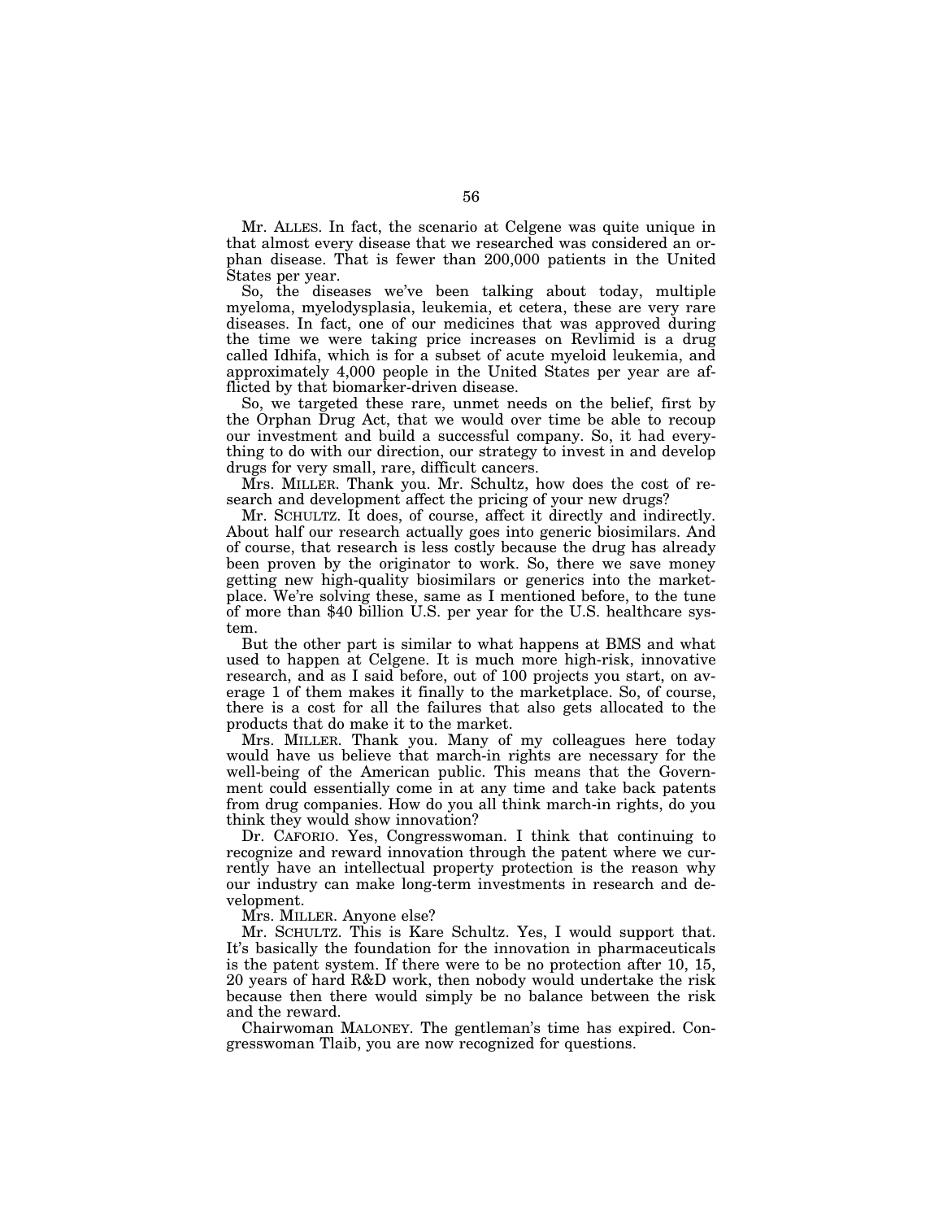Mr. ALLES. In fact, the scenario at Celgene was quite unique in that almost every disease that we researched was considered an orphan disease. That is fewer than 200,000 patients in the United States per year.

So, the diseases we've been talking about today, multiple myeloma, myelodysplasia, leukemia, et cetera, these are very rare diseases. In fact, one of our medicines that was approved during the time we were taking price increases on Revlimid is a drug called Idhifa, which is for a subset of acute myeloid leukemia, and approximately 4,000 people in the United States per year are afflicted by that biomarker-driven disease.

So, we targeted these rare, unmet needs on the belief, first by the Orphan Drug Act, that we would over time be able to recoup our investment and build a successful company. So, it had everything to do with our direction, our strategy to invest in and develop drugs for very small, rare, difficult cancers.

Mrs. MILLER. Thank you. Mr. Schultz, how does the cost of research and development affect the pricing of your new drugs?

Mr. SCHULTZ. It does, of course, affect it directly and indirectly. About half our research actually goes into generic biosimilars. And of course, that research is less costly because the drug has already been proven by the originator to work. So, there we save money getting new high-quality biosimilars or generics into the marketplace. We're solving these, same as I mentioned before, to the tune of more than $40 billion U.S. per year for the U.S. healthcare system.

But the other part is similar to what happens at BMS and what used to happen at Celgene. It is much more high-risk, innovative research, and as I said before, out of 100 projects you start, on average 1 of them makes it finally to the marketplace. So, of course, there is a cost for all the failures that also gets allocated to the products that do make it to the market.

Mrs. MILLER. Thank you. Many of my colleagues here today would have us believe that march-in rights are necessary for the well-being of the American public. This means that the Government could essentially come in at any time and take back patents from drug companies. How do you all think march-in rights, do you think they would show innovation?

Dr. CAFORIO. Yes, Congresswoman. I think that continuing to recognize and reward innovation through the patent where we currently have an intellectual property protection is the reason why our industry can make long-term investments in research and development.

Mrs. MILLER. Anyone else?

Mr. SCHULTZ. This is Kare Schultz. Yes, I would support that. It's basically the foundation for the innovation in pharmaceuticals is the patent system. If there were to be no protection after 10, 15, 20 years of hard R&D work, then nobody would undertake the risk because then there would simply be no balance between the risk and the reward.

Chairwoman MALONEY. The gentleman's time has expired. Congresswoman Tlaib, you are now recognized for questions.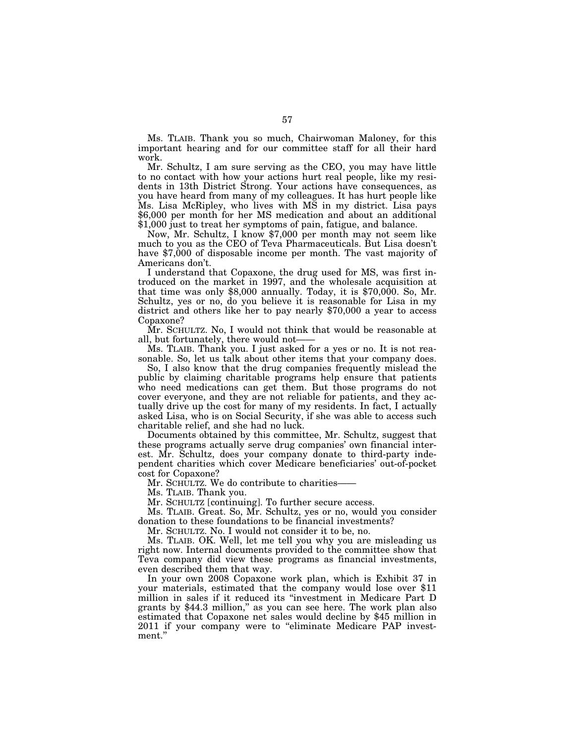Ms. TLAIB. Thank you so much, Chairwoman Maloney, for this important hearing and for our committee staff for all their hard work.

Mr. Schultz, I am sure serving as the CEO, you may have little to no contact with how your actions hurt real people, like my residents in 13th District Strong. Your actions have consequences, as you have heard from many of my colleagues. It has hurt people like Ms. Lisa McRipley, who lives with MS in my district. Lisa pays $6,000 per month for her MS medication and about an additional $1,000 just to treat her symptoms of pain, fatigue, and balance.

Now, Mr. Schultz, I know $7,000 per month may not seem like much to you as the CEO of Teva Pharmaceuticals. But Lisa doesn't have $7,000 of disposable income per month. The vast majority of Americans don't.

I understand that Copaxone, the drug used for MS, was first introduced on the market in 1997, and the wholesale acquisition at that time was only $8,000 annually. Today, it is $70,000. So, Mr. Schultz, yes or no, do you believe it is reasonable for Lisa in my district and others like her to pay nearly $70,000 a year to access Copaxone?

Mr. SCHULTZ. No, I would not think that would be reasonable at all, but fortunately, there would not——

Ms. TLAIB. Thank you. I just asked for a yes or no. It is not reasonable. So, let us talk about other items that your company does.

So, I also know that the drug companies frequently mislead the public by claiming charitable programs help ensure that patients who need medications can get them. But those programs do not cover everyone, and they are not reliable for patients, and they actually drive up the cost for many of my residents. In fact, I actually asked Lisa, who is on Social Security, if she was able to access such charitable relief, and she had no luck.

Documents obtained by this committee, Mr. Schultz, suggest that these programs actually serve drug companies' own financial interest. Mr. Schultz, does your company donate to third-party independent charities which cover Medicare beneficiaries' out-of-pocket cost for Copaxone?

Mr. SCHULTZ. We do contribute to charities——

Ms. TLAIB. Thank you.

Mr. SCHULTZ [continuing]. To further secure access.

Ms. TLAIB. Great. So, Mr. Schultz, yes or no, would you consider donation to these foundations to be financial investments?

Mr. SCHULTZ. No. I would not consider it to be, no.

Ms. TLAIB. OK. Well, let me tell you why you are misleading us right now. Internal documents provided to the committee show that Teva company did view these programs as financial investments, even described them that way.

In your own 2008 Copaxone work plan, which is Exhibit 37 in your materials, estimated that the company would lose over $11 million in sales if it reduced its "investment in Medicare Part D grants by $44.3 million," as you can see here. The work plan also estimated that Copaxone net sales would decline by $45 million in 2011 if your company were to "eliminate Medicare PAP investment."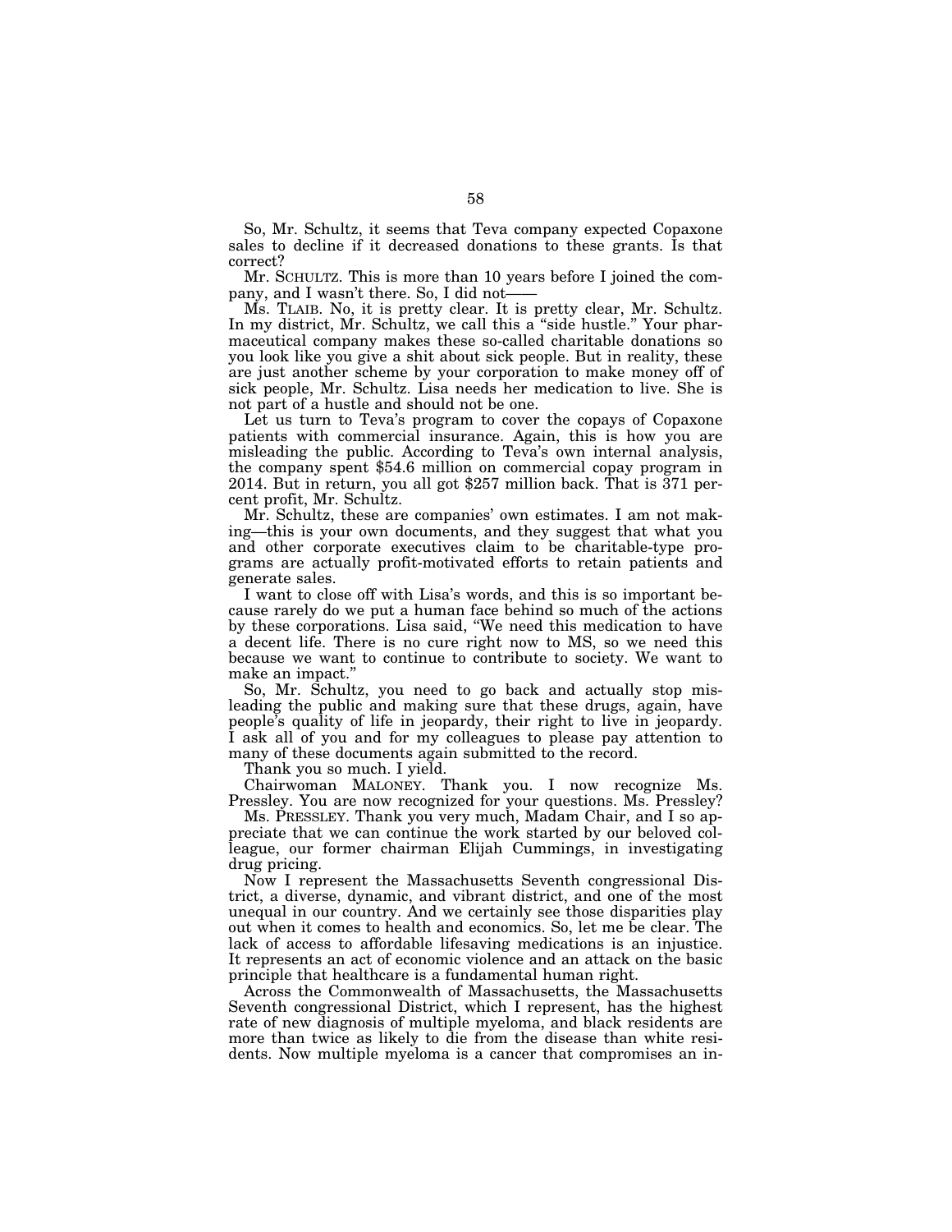So, Mr. Schultz, it seems that Teva company expected Copaxone sales to decline if it decreased donations to these grants. Is that correct?

Mr. SCHULTZ. This is more than 10 years before I joined the company, and I wasn't there. So, I did not——

Ms. TLAIB. No, it is pretty clear. It is pretty clear, Mr. Schultz. In my district, Mr. Schultz, we call this a "side hustle." Your pharmaceutical company makes these so-called charitable donations so you look like you give a shit about sick people. But in reality, these are just another scheme by your corporation to make money off of sick people, Mr. Schultz. Lisa needs her medication to live. She is not part of a hustle and should not be one.

Let us turn to Teva's program to cover the copays of Copaxone patients with commercial insurance. Again, this is how you are misleading the public. According to Teva's own internal analysis, the company spent $54.6 million on commercial copay program in 2014. But in return, you all got $257 million back. That is 371 percent profit, Mr. Schultz.

Mr. Schultz, these are companies' own estimates. I am not making—this is your own documents, and they suggest that what you and other corporate executives claim to be charitable-type programs are actually profit-motivated efforts to retain patients and generate sales.

I want to close off with Lisa's words, and this is so important because rarely do we put a human face behind so much of the actions by these corporations. Lisa said, "We need this medication to have a decent life. There is no cure right now to MS, so we need this because we want to continue to contribute to society. We want to make an impact."

So, Mr. Schultz, you need to go back and actually stop misleading the public and making sure that these drugs, again, have people's quality of life in jeopardy, their right to live in jeopardy. I ask all of you and for my colleagues to please pay attention to many of these documents again submitted to the record.

Thank you so much. I yield.

Chairwoman MALONEY. Thank you. I now recognize Ms. Pressley. You are now recognized for your questions. Ms. Pressley?

Ms. PRESSLEY. Thank you very much, Madam Chair, and I so appreciate that we can continue the work started by our beloved colleague, our former chairman Elijah Cummings, in investigating drug pricing.

Now I represent the Massachusetts Seventh congressional District, a diverse, dynamic, and vibrant district, and one of the most unequal in our country. And we certainly see those disparities play out when it comes to health and economics. So, let me be clear. The lack of access to affordable lifesaving medications is an injustice. It represents an act of economic violence and an attack on the basic principle that healthcare is a fundamental human right.

Across the Commonwealth of Massachusetts, the Massachusetts Seventh congressional District, which I represent, has the highest rate of new diagnosis of multiple myeloma, and black residents are more than twice as likely to die from the disease than white residents. Now multiple myeloma is a cancer that compromises an in-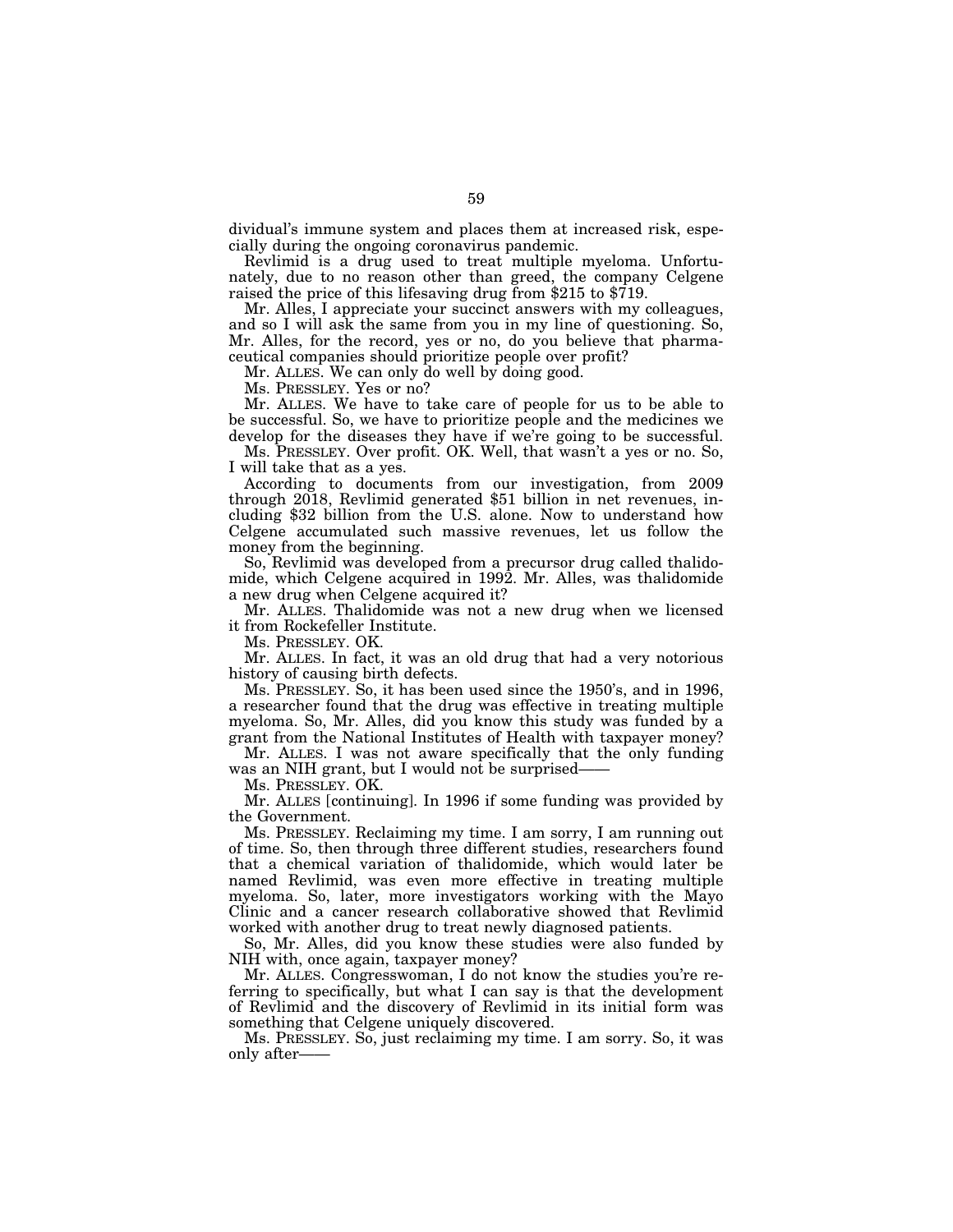dividual's immune system and places them at increased risk, especially during the ongoing coronavirus pandemic.

Revlimid is a drug used to treat multiple myeloma. Unfortunately, due to no reason other than greed, the company Celgene raised the price of this lifesaving drug from $215 to $719.

Mr. Alles, I appreciate your succinct answers with my colleagues, and so I will ask the same from you in my line of questioning. So, Mr. Alles, for the record, yes or no, do you believe that pharmaceutical companies should prioritize people over profit?

Mr. ALLES. We can only do well by doing good.

Ms. PRESSLEY. Yes or no?

Mr. ALLES. We have to take care of people for us to be able to be successful. So, we have to prioritize people and the medicines we develop for the diseases they have if we're going to be successful.

Ms. PRESSLEY. Over profit. OK. Well, that wasn't a yes or no. So, I will take that as a yes.

According to documents from our investigation, from 2009 through 2018, Revlimid generated $51 billion in net revenues, including $32 billion from the U.S. alone. Now to understand how Celgene accumulated such massive revenues, let us follow the money from the beginning.

So, Revlimid was developed from a precursor drug called thalidomide, which Celgene acquired in 1992. Mr. Alles, was thalidomide a new drug when Celgene acquired it?

Mr. ALLES. Thalidomide was not a new drug when we licensed it from Rockefeller Institute.

Ms. PRESSLEY. OK.

Mr. ALLES. In fact, it was an old drug that had a very notorious history of causing birth defects.

Ms. PRESSLEY. So, it has been used since the 1950's, and in 1996, a researcher found that the drug was effective in treating multiple myeloma. So, Mr. Alles, did you know this study was funded by a grant from the National Institutes of Health with taxpayer money?

Mr. ALLES. I was not aware specifically that the only funding was an NIH grant, but I would not be surprised——

Ms. PRESSLEY. OK.

Mr. ALLES [continuing]. In 1996 if some funding was provided by the Government.

Ms. PRESSLEY. Reclaiming my time. I am sorry, I am running out of time. So, then through three different studies, researchers found that a chemical variation of thalidomide, which would later be named Revlimid, was even more effective in treating multiple myeloma. So, later, more investigators working with the Mayo Clinic and a cancer research collaborative showed that Revlimid worked with another drug to treat newly diagnosed patients.

So, Mr. Alles, did you know these studies were also funded by NIH with, once again, taxpayer money?

Mr. ALLES. Congresswoman, I do not know the studies you're referring to specifically, but what I can say is that the development of Revlimid and the discovery of Revlimid in its initial form was something that Celgene uniquely discovered.

Ms. PRESSLEY. So, just reclaiming my time. I am sorry. So, it was only after——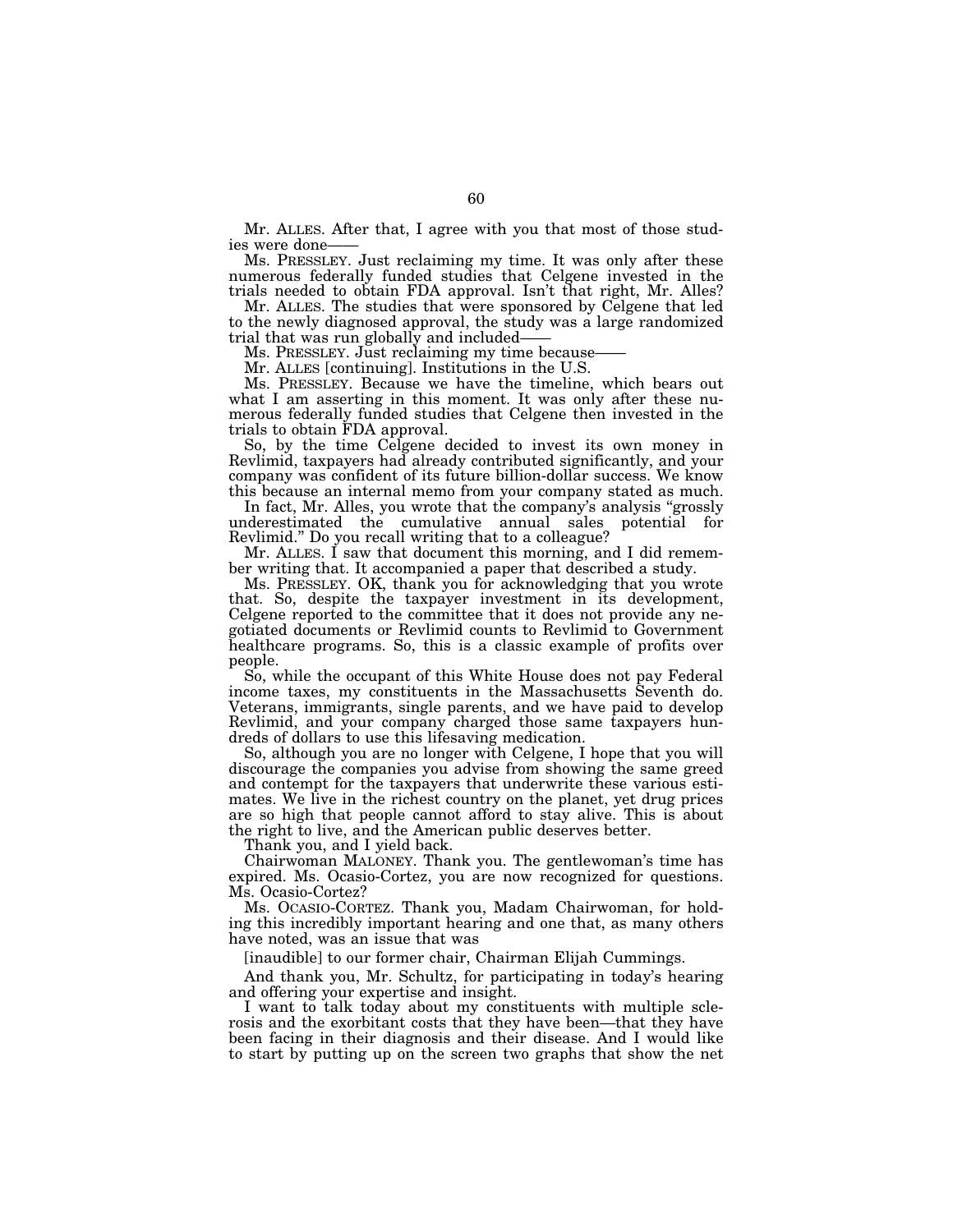Mr. ALLES. After that, I agree with you that most of those studies were done——

Ms. PRESSLEY. Just reclaiming my time. It was only after these numerous federally funded studies that Celgene invested in the trials needed to obtain FDA approval. Isn't that right, Mr. Alles?

Mr. ALLES. The studies that were sponsored by Celgene that led to the newly diagnosed approval, the study was a large randomized trial that was run globally and included——

Ms. PRESSLEY. Just reclaiming my time because——

Mr. ALLES [continuing]. Institutions in the U.S.

Ms. PRESSLEY. Because we have the timeline, which bears out what I am asserting in this moment. It was only after these numerous federally funded studies that Celgene then invested in the trials to obtain FDA approval.

So, by the time Celgene decided to invest its own money in Revlimid, taxpayers had already contributed significantly, and your company was confident of its future billion-dollar success. We know this because an internal memo from your company stated as much.

In fact, Mr. Alles, you wrote that the company's analysis "grossly underestimated the cumulative annual sales potential for Revlimid." Do you recall writing that to a colleague?

Mr. ALLES. I saw that document this morning, and I did remember writing that. It accompanied a paper that described a study.

Ms. PRESSLEY. OK, thank you for acknowledging that you wrote that. So, despite the taxpayer investment in its development, Celgene reported to the committee that it does not provide any negotiated documents or Revlimid counts to Revlimid to Government healthcare programs. So, this is a classic example of profits over people.

So, while the occupant of this White House does not pay Federal income taxes, my constituents in the Massachusetts Seventh do. Veterans, immigrants, single parents, and we have paid to develop Revlimid, and your company charged those same taxpayers hundreds of dollars to use this lifesaving medication.

So, although you are no longer with Celgene, I hope that you will discourage the companies you advise from showing the same greed and contempt for the taxpayers that underwrite these various estimates. We live in the richest country on the planet, yet drug prices are so high that people cannot afford to stay alive. This is about the right to live, and the American public deserves better.

Thank you, and I yield back.

Chairwoman MALONEY. Thank you. The gentlewoman's time has expired. Ms. Ocasio-Cortez, you are now recognized for questions. Ms. Ocasio-Cortez?

Ms. OCASIO-CORTEZ. Thank you, Madam Chairwoman, for holding this incredibly important hearing and one that, as many others have noted, was an issue that was

[inaudible] to our former chair, Chairman Elijah Cummings.

And thank you, Mr. Schultz, for participating in today's hearing and offering your expertise and insight.

I want to talk today about my constituents with multiple sclerosis and the exorbitant costs that they have been—that they have been facing in their diagnosis and their disease. And I would like to start by putting up on the screen two graphs that show the net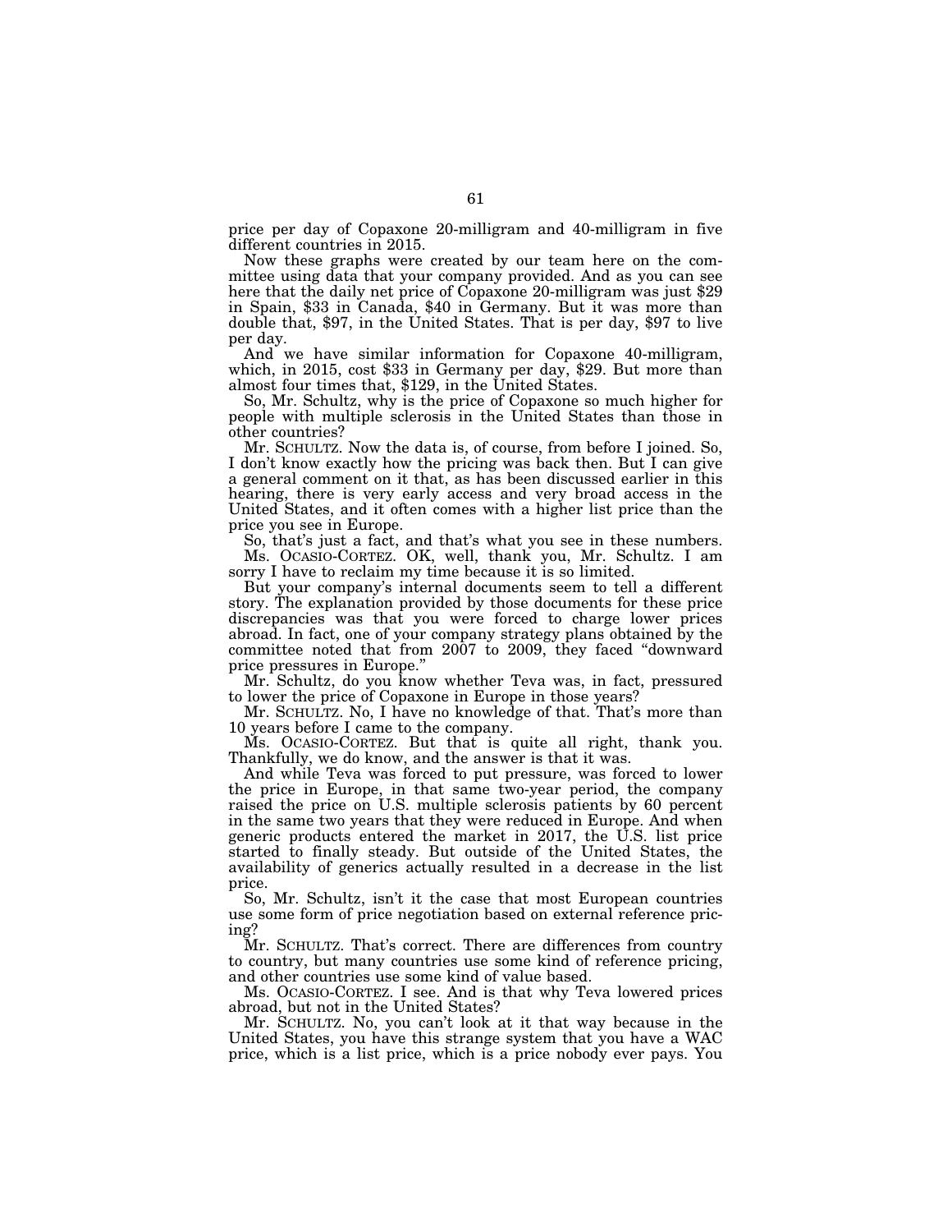price per day of Copaxone 20-milligram and 40-milligram in five different countries in 2015.

Now these graphs were created by our team here on the committee using data that your company provided. And as you can see here that the daily net price of Copaxone 20-milligram was just $29 in Spain, $33 in Canada, $40 in Germany. But it was more than double that, $97, in the United States. That is per day, $97 to live per day.

And we have similar information for Copaxone 40-milligram, which, in 2015, cost $33 in Germany per day, $29. But more than almost four times that, $129, in the United States.

So, Mr. Schultz, why is the price of Copaxone so much higher for people with multiple sclerosis in the United States than those in other countries?

Mr. SCHULTZ. Now the data is, of course, from before I joined. So, I don't know exactly how the pricing was back then. But I can give a general comment on it that, as has been discussed earlier in this hearing, there is very early access and very broad access in the United States, and it often comes with a higher list price than the price you see in Europe.

So, that's just a fact, and that's what you see in these numbers.

Ms. OCASIO-CORTEZ. OK, well, thank you, Mr. Schultz. I am sorry I have to reclaim my time because it is so limited.

But your company's internal documents seem to tell a different story. The explanation provided by those documents for these price discrepancies was that you were forced to charge lower prices abroad. In fact, one of your company strategy plans obtained by the committee noted that from 2007 to 2009, they faced "downward price pressures in Europe."

Mr. Schultz, do you know whether Teva was, in fact, pressured to lower the price of Copaxone in those years?

Mr. SCHULTZ. No, I have no knowledge of that. That's more than 10 years before I came to the company.

Ms. OCASIO-CORTEZ. But that is quite all right, thank you. Thankfully, we do know, and the answer is that it was.

And while Teva was forced to put pressure, was forced to lower the price in Europe, in that same two-year period, the company raised the price on U.S. multiple sclerosis patients by 60 percent in the same two years that they were reduced in Europe. And when generic products entered the market in 2017, the U.S. list price started to finally steady. But outside of the United States, the availability of generics actually resulted in a decrease in the list price.

So, Mr. Schultz, isn't it the case that most European countries use some form of price negotiation based on external reference pricing?

Mr. SCHULTZ. That's correct. There are differences from country to country, but many countries use some kind of reference pricing, and other countries use some kind of value based.

Ms. OCASIO-CORTEZ. I see. And is that why Teva lowered prices abroad, but not in the United States?

Mr. SCHULTZ. No, you can't look at it that way because in the United States, you have this strange system that you have a WAC price, which is a list price, which is a price nobody ever pays. You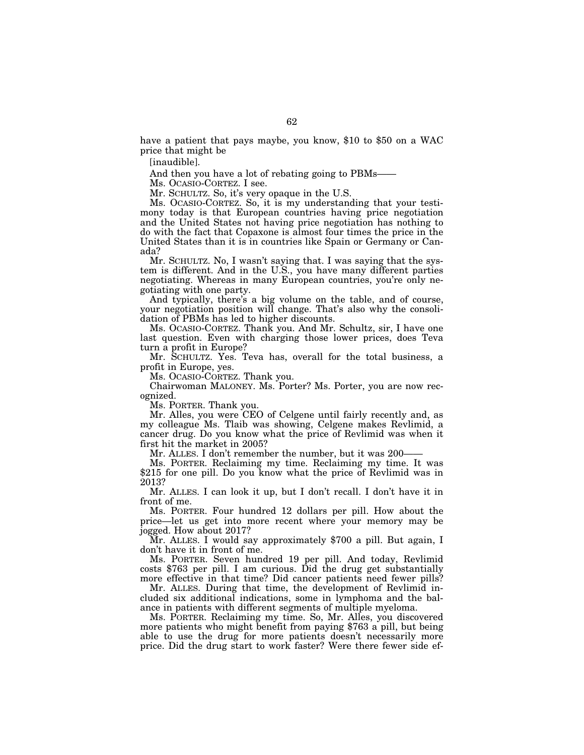have a patient that pays maybe, you know, $10 to $50 on a WAC price that might be

[inaudible].

And then you have a lot of rebating going to PBMs——

Ms. OCASIO-CORTEZ. I see.

Mr. SCHULTZ. So, it's very opaque in the U.S.

Ms. OCASIO-CORTEZ. So, it is my understanding that your testimony today is that European countries having price negotiation and the United States not having price negotiation has nothing to do with the fact that Copaxone is almost four times the price in the United States than it is in countries like Spain or Germany or Canada?

Mr. SCHULTZ. No, I wasn't saying that. I was saying that the system is different. And in the U.S., you have many different parties negotiating. Whereas in many European countries, you're only negotiating with one party.

And typically, there's a big volume on the table, and of course, your negotiation position will change. That's also why the consolidation of PBMs has led to higher discounts.

Ms. OCASIO-CORTEZ. Thank you. And Mr. Schultz, sir, I have one last question. Even with charging those lower prices, does Teva turn a profit in Europe?

Mr. SCHULTZ. Yes. Teva has, overall for the total business, a profit in Europe, yes.

Ms. OCASIO-CORTEZ. Thank you.

Chairwoman MALONEY. Ms. Porter? Ms. Porter, you are now recognized.

Ms. PORTER. Thank you.

Mr. Alles, you were CEO of Celgene until fairly recently and, as my colleague Ms. Tlaib was showing, Celgene makes Revlimid, a cancer drug. Do you know what the price of Revlimid was when it first hit the market in 2005?

Mr. ALLES. I don't remember the number, but it was 200——

Ms. PORTER. Reclaiming my time. Reclaiming my time. It was $215 for one pill. Do you know what the price of Revlimid was in 2013?

Mr. ALLES. I can look it up, but I don't recall. I don't have it in front of me.

Ms. PORTER. Four hundred 12 dollars per pill. How about the price—let us get into more recent where your memory may be jogged. How about 2017?

Mr. ALLES. I would say approximately $700 a pill. But again, I don't have it in front of me.

Ms. PORTER. Seven hundred 19 per pill. And today, Revlimid costs $763 per pill. I am curious. Did the drug get substantially more effective in that time? Did cancer patients need fewer pills?

Mr. ALLES. During that time, the development of Revlimid included six additional indications, some in lymphoma and the balance in patients with different segments of multiple myeloma.

Ms. PORTER. Reclaiming my time. So, Mr. Alles, you discovered more patients who might benefit from paying $763 a pill, but being able to use the drug for more patients doesn't necessarily more price. Did the drug start to work faster? Were there fewer side ef-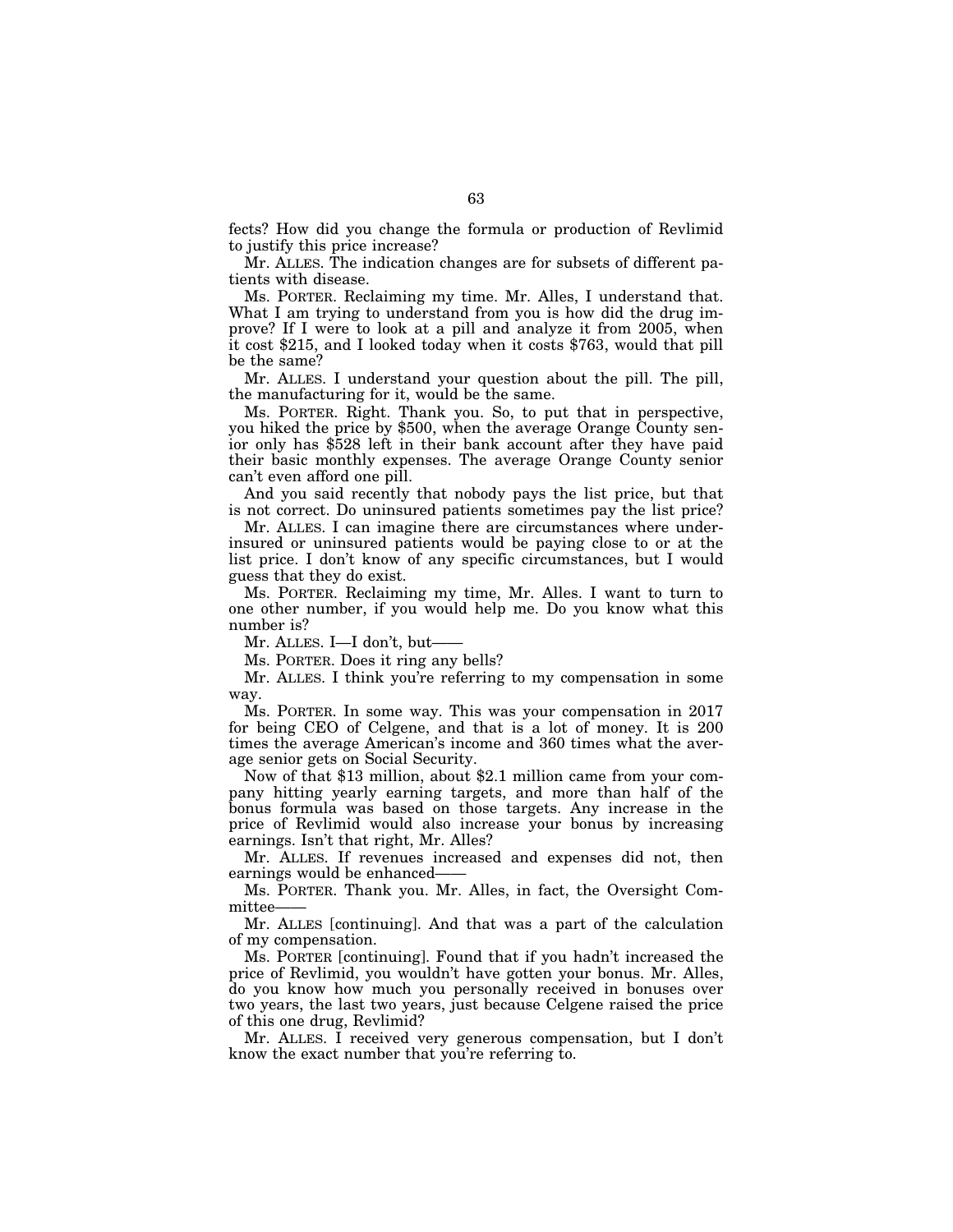fects? How did you change the formula or production of Revlimid to justify this price increase?

Mr. ALLES. The indication changes are for subsets of different patients with disease.

Ms. PORTER. Reclaiming my time. Mr. Alles, I understand that. What I am trying to understand from you is how did the drug improve? If I were to look at a pill and analyze it from 2005, when it cost $215, and I looked today when it costs $763, would that pill be the same?

Mr. ALLES. I understand your question about the pill. The pill, the manufacturing for it, would be the same.

Ms. PORTER. Right. Thank you. So, to put that in perspective, you hiked the price by $500, when the average Orange County senior only has $528 left in their bank account after they have paid their basic monthly expenses. The average Orange County senior can't even afford one pill.

And you said recently that nobody pays the list price, but that is not correct. Do uninsured patients sometimes pay the list price?

Mr. ALLES. I can imagine there are circumstances where underinsured or uninsured patients would be paying close to or at the list price. I don't know of any specific circumstances, but I would guess that they do exist.

Ms. PORTER. Reclaiming my time, Mr. Alles. I want to turn to one other number, if you would help me. Do you know what this number is?

Mr. ALLES. I—I don't, but——

Ms. PORTER. Does it ring any bells?

Mr. ALLES. I think you're referring to my compensation in some way.

Ms. PORTER. In some way. This was your compensation in 2017 for being CEO of Celgene, and that is a lot of money. It is 200 times the average American's income and 360 times what the average senior gets on Social Security.

Now of that $13 million, about $2.1 million came from your company hitting yearly earning targets, and more than half of the bonus formula was based on those targets. Any increase in the price of Revlimid would also increase your bonus by increasing earnings. Isn't that right, Mr. Alles?

Mr. ALLES. If revenues increased and expenses did not, then earnings would be enhanced——

Ms. PORTER. Thank you. Mr. Alles, in fact, the Oversight Committee——

Mr. ALLES [continuing]. And that was a part of the calculation of my compensation.

Ms. PORTER [continuing]. Found that if you hadn't increased the price of Revlimid, you wouldn't have gotten your bonus. Mr. Alles, do you know how much you personally received in bonuses over two years, the last two years, just because Celgene raised the price of this one drug, Revlimid?

Mr. ALLES. I received very generous compensation, but I don't know the exact number that you're referring to.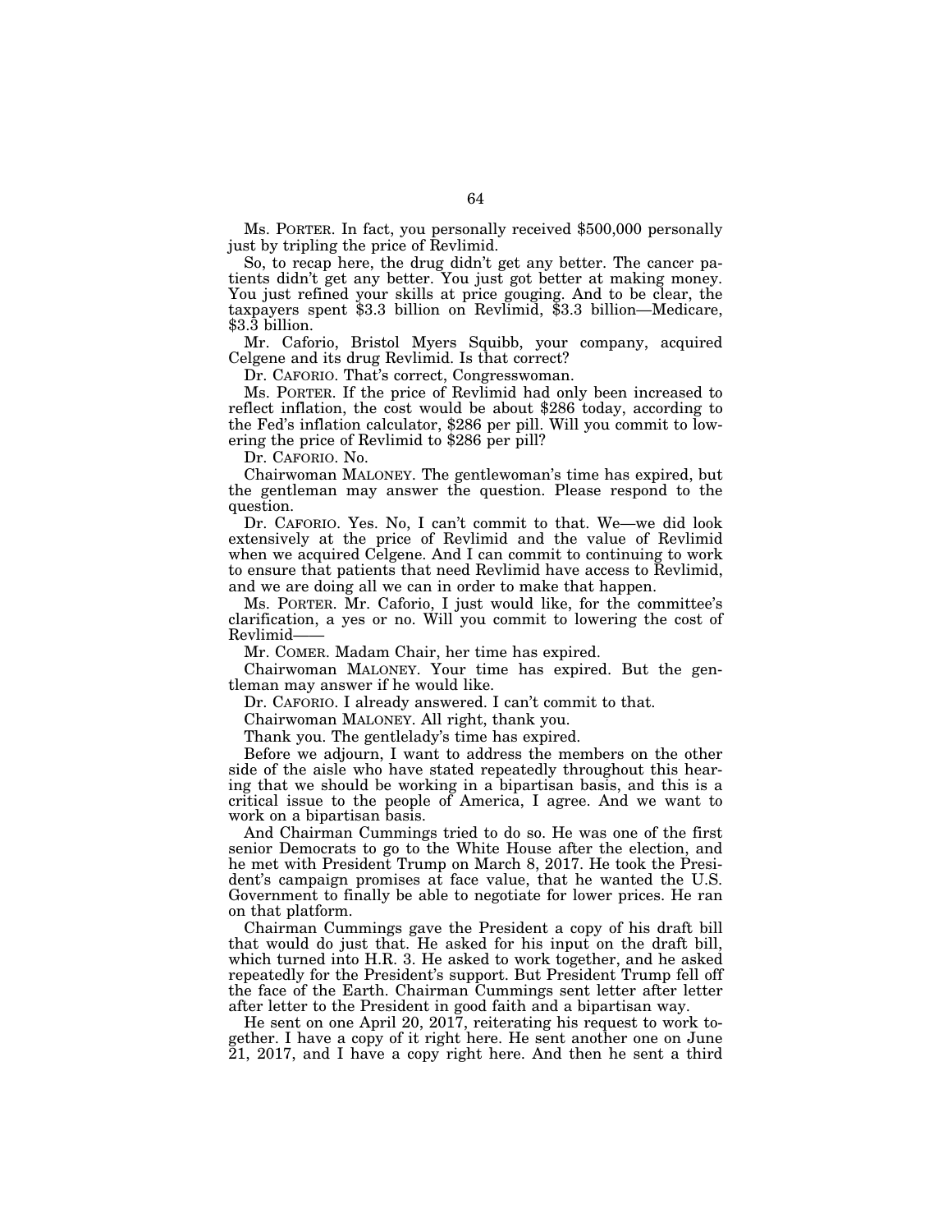Ms. PORTER. In fact, you personally received $500,000 personally just by tripling the price of Revlimid.

So, to recap here, the drug didn't get any better. The cancer patients didn't get any better. You just got better at making money. You just refined your skills at price gouging. And to be clear, the taxpayers spent $3.3 billion on Revlimid, $3.3 billion—Medicare, $3.3 billion.

Mr. Caforio, Bristol Myers Squibb, your company, acquired Celgene and its drug Revlimid. Is that correct?

Dr. CAFORIO. That's correct, Congresswoman.

Ms. PORTER. If the price of Revlimid had only been increased to reflect inflation, the cost would be about $286 today, according to the Fed's inflation calculator, $286 per pill. Will you commit to lowering the price of Revlimid to $286 per pill?

Dr. CAFORIO. No.

Chairwoman MALONEY. The gentlewoman's time has expired, but the gentleman may answer the question. Please respond to the question.

Dr. CAFORIO. Yes. No, I can't commit to that. We—we did look extensively at the price of Revlimid and the value of Revlimid when we acquired Celgene. And I can commit to continuing to work to ensure that patients that need Revlimid have access to Revlimid, and we are doing all we can in order to make that happen.

Ms. PORTER. Mr. Caforio, I just would like, for the committee's clarification, a yes or no. Will you commit to lowering the cost of Revlimid——

Mr. COMER. Madam Chair, her time has expired.

Chairwoman MALONEY. Your time has expired. But the gentleman may answer if he would like.

Dr. CAFORIO. I already answered. I can't commit to that.

Chairwoman MALONEY. All right, thank you.

Thank you. The gentlelady's time has expired.

Before we adjourn, I want to address the members on the other side of the aisle who have stated repeatedly throughout this hearing that we should be working in a bipartisan basis, and this is a critical issue to the people of America, I agree. And we want to work on a bipartisan basis.

And Chairman Cummings tried to do so. He was one of the first senior Democrats to go to the White House after the election, and he met with President Trump on March 8, 2017. He took the President's campaign promises at face value, that he wanted the U.S. Government to finally be able to negotiate for lower prices. He ran on that platform.

Chairman Cummings gave the President a copy of his draft bill that would do just that. He asked for his input on the draft bill, which turned into H.R. 3. He asked to work together, and he asked repeatedly for the President's support. But President Trump fell off the face of the Earth. Chairman Cummings sent letter after letter after letter to the President in good faith and a bipartisan way.

He sent on one April 20, 2017, reiterating his request to work together. I have a copy of it right here. He sent another one on June 21, 2017, and I have a copy right here. And then he sent a third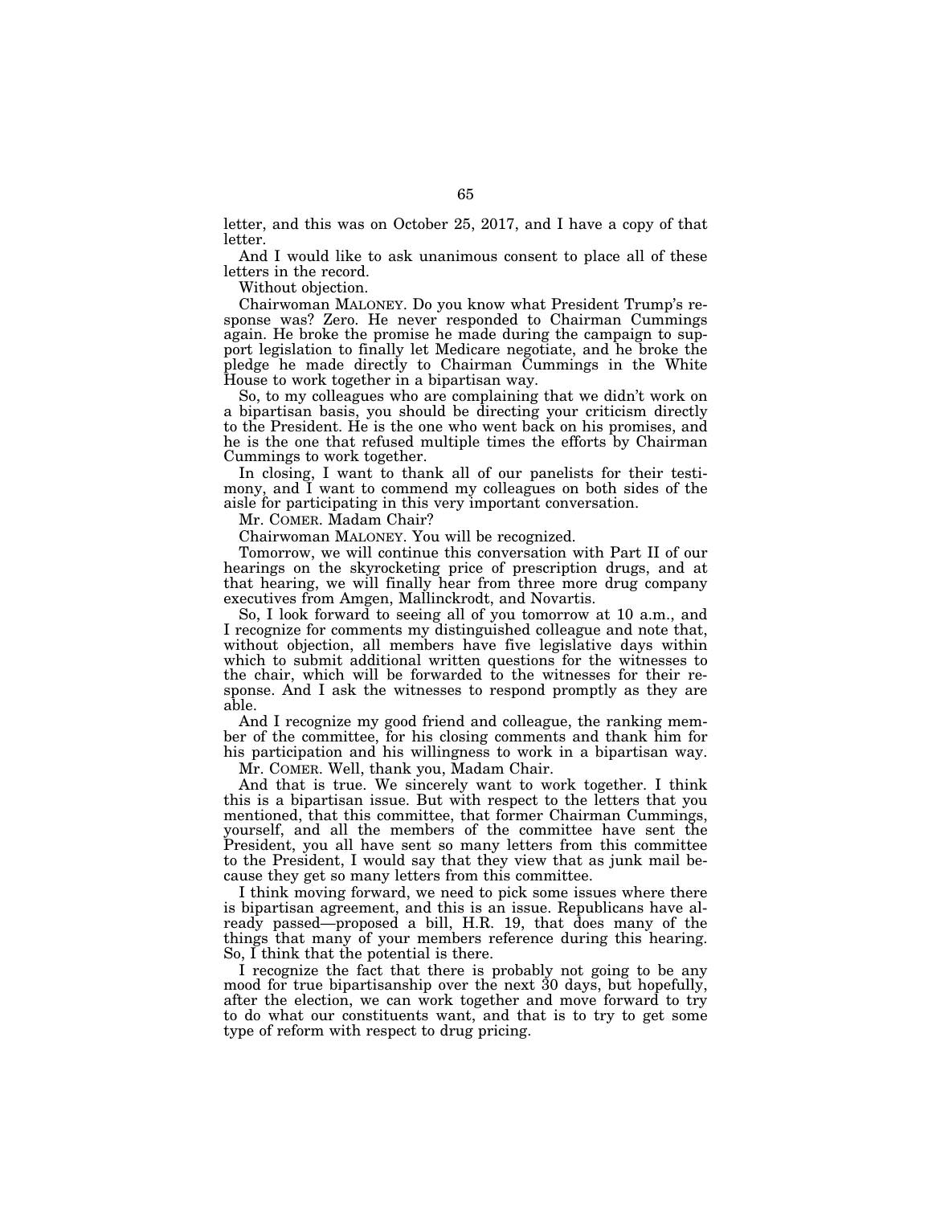letter, and this was on October 25, 2017, and I have a copy of that letter.

And I would like to ask unanimous consent to place all of these letters in the record.

Without objection.

Chairwoman MALONEY. Do you know what President Trump's response was? Zero. He never responded to Chairman Cummings again. He broke the promise he made during the campaign to support legislation to finally let Medicare negotiate, and he broke the pledge he made directly to Chairman Cummings in the White House to work together in a bipartisan way.

So, to my colleagues who are complaining that we didn't work on a bipartisan basis, you should be directing your criticism directly to the President. He is the one who went back on his promises, and he is the one that refused multiple times the efforts by Chairman Cummings to work together.

In closing, I want to thank all of our panelists for their testimony, and I want to commend my colleagues on both sides of the aisle for participating in this very important conversation.

Mr. COMER. Madam Chair?

Chairwoman MALONEY. You will be recognized.

Tomorrow, we will continue this conversation with Part II of our hearings on the skyrocketing price of prescription drugs, and at that hearing, we will finally hear from three more drug company executives from Amgen, Mallinckrodt, and Novartis.

So, I look forward to seeing all of you tomorrow at 10 a.m., and I recognize for comments my distinguished colleague and note that, without objection, all members have five legislative days within which to submit additional written questions for the witnesses to the chair, which will be forwarded to the witnesses for their response. And I ask the witnesses to respond promptly as they are able.

And I recognize my good friend and colleague, the ranking member of the committee, for his closing comments and thank him for his participation and his willingness to work in a bipartisan way.

Mr. COMER. Well, thank you, Madam Chair.

And that is true. We sincerely want to work together. I think this is a bipartisan issue. But with respect to the letters that you mentioned, that this committee, that former Chairman Cummings, yourself, and all the members of the committee have sent the President, you all have sent so many letters from this committee to the President, I would say that they view that as junk mail because they get so many letters from this committee.

I think moving forward, we need to pick some issues where there is bipartisan agreement, and this is an issue. Republicans have already passed—proposed a bill, H.R. 19, that does many of the things that many of your members reference during this hearing. So, I think that the potential is there.

I recognize the fact that there is probably not going to be any mood for true bipartisanship over the next 30 days, but hopefully, after the election, we can work together and move forward to try to do what our constituents want, and that is to try to get some type of reform with respect to drug pricing.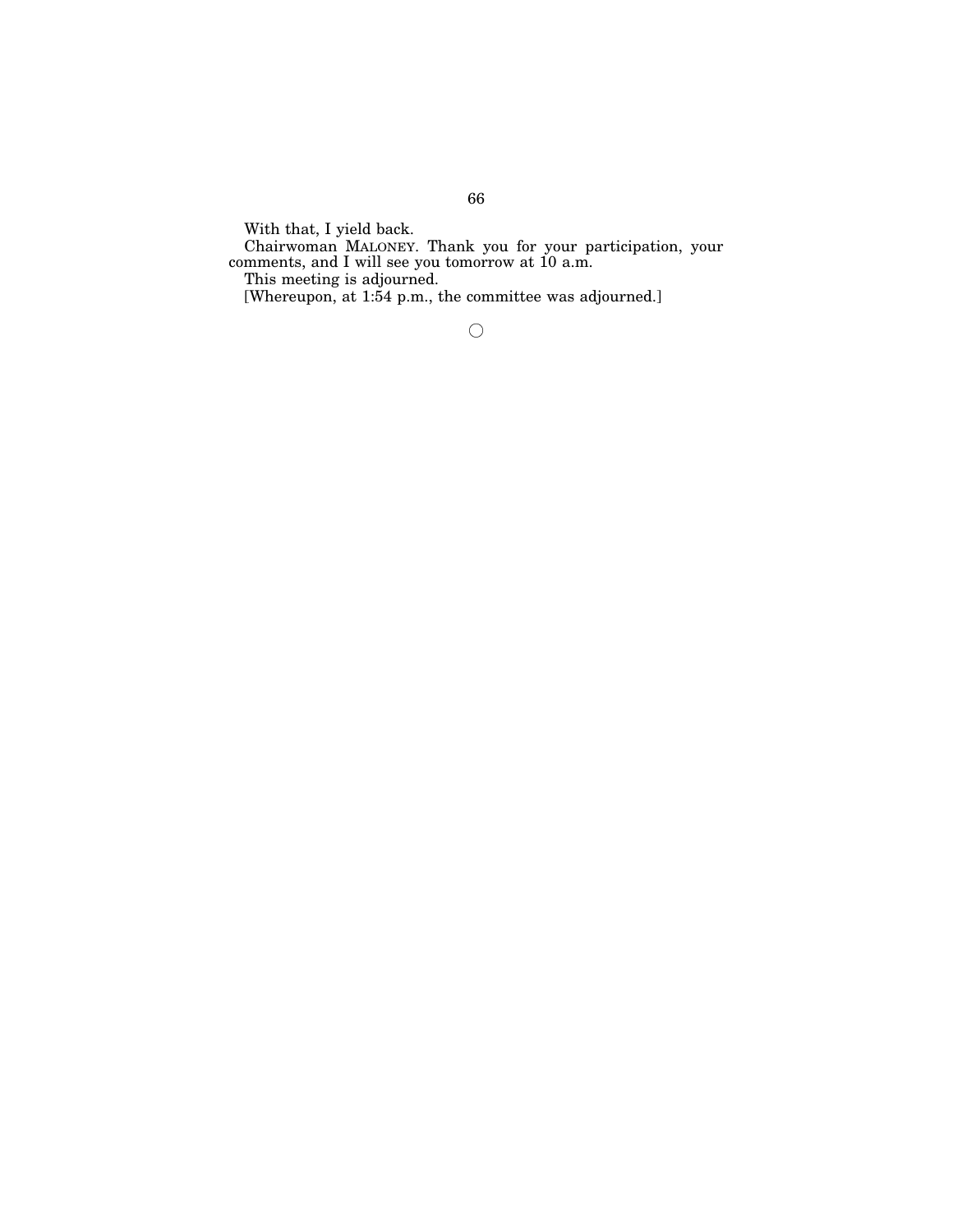With that, I yield back.

Chairwoman MALONEY. Thank you for your participation, your comments, and I will see you tomorrow at 10 a.m.

This meeting is adjourned.

[Whereupon, at 1:54 p.m., the committee was adjourned.]

○